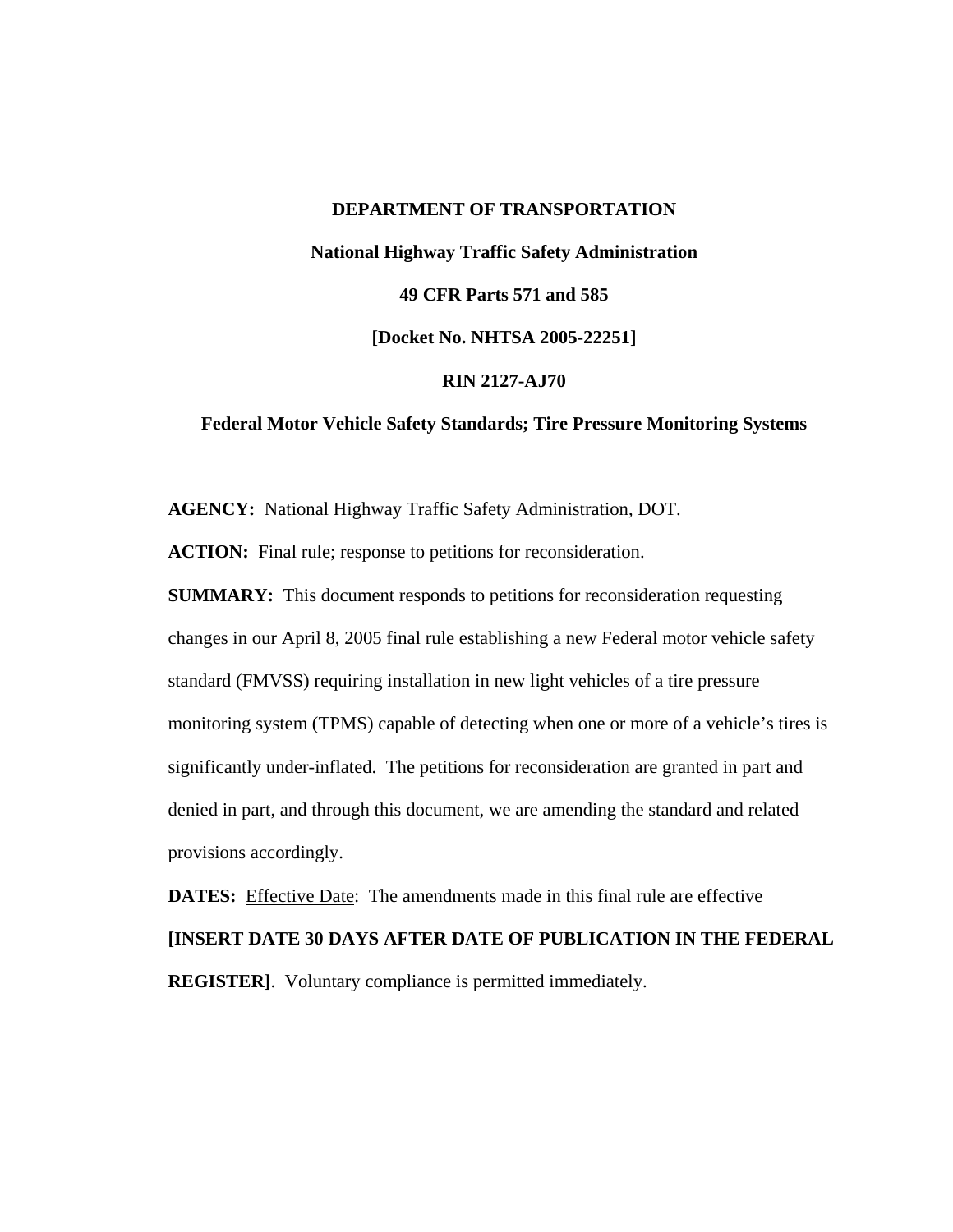**DEPARTMENT OF TRANSPORTATION**

**National Highway Traffic Safety Administration**

**49 CFR Parts 571 and 585**

**[Docket No. NHTSA 2005-22251]**

**RIN 2127-AJ70**

**Federal Motor Vehicle Safety Standards; Tire Pressure Monitoring Systems**

**AGENCY:** National Highway Traffic Safety Administration, DOT.

**ACTION:** Final rule; response to petitions for reconsideration.

**SUMMARY:** This document responds to petitions for reconsideration requesting changes in our April 8, 2005 final rule establishing a new Federal motor vehicle safety standard (FMVSS) requiring installation in new light vehicles of a tire pressure monitoring system (TPMS) capable of detecting when one or more of a vehicle's tires is significantly under-inflated. The petitions for reconsideration are granted in part and denied in part, and through this document, we are amending the standard and related provisions accordingly.

**DATES:** Effective Date: The amendments made in this final rule are effective **[INSERT DATE 30 DAYS AFTER DATE OF PUBLICATION IN THE FEDERAL REGISTER]**. Voluntary compliance is permitted immediately.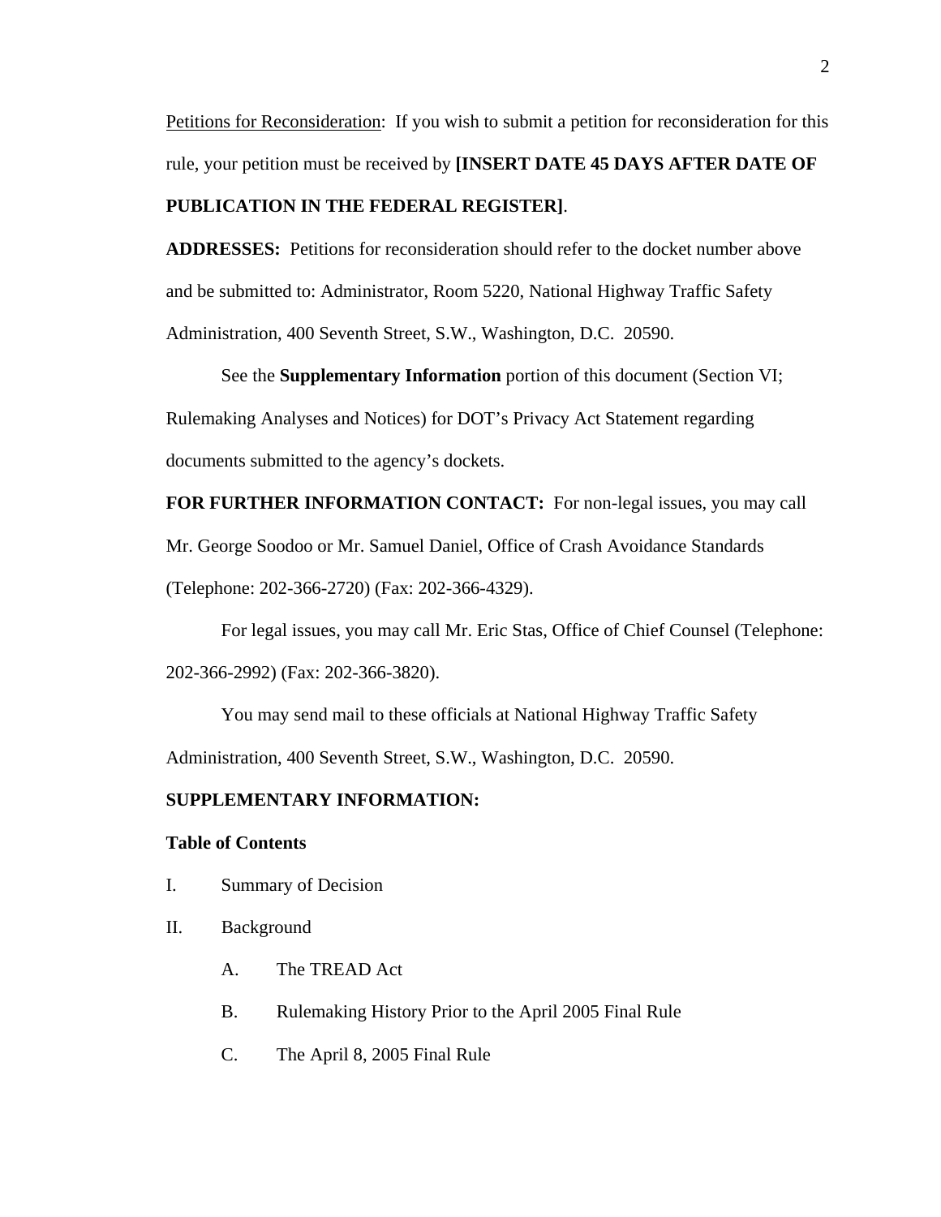Petitions for Reconsideration: If you wish to submit a petition for reconsideration for this rule, your petition must be received by **[INSERT DATE 45 DAYS AFTER DATE OF PUBLICATION IN THE FEDERAL REGISTER]**.

**ADDRESSES:** Petitions for reconsideration should refer to the docket number above and be submitted to: Administrator, Room 5220, National Highway Traffic Safety Administration, 400 Seventh Street, S.W., Washington, D.C. 20590.

See the **Supplementary Information** portion of this document (Section VI; Rulemaking Analyses and Notices) for DOT's Privacy Act Statement regarding documents submitted to the agency's dockets.

**FOR FURTHER INFORMATION CONTACT:** For non-legal issues, you may call Mr. George Soodoo or Mr. Samuel Daniel, Office of Crash Avoidance Standards (Telephone: 202-366-2720) (Fax: 202-366-4329).

For legal issues, you may call Mr. Eric Stas, Office of Chief Counsel (Telephone: 202-366-2992) (Fax: 202-366-3820).

You may send mail to these officials at National Highway Traffic Safety Administration, 400 Seventh Street, S.W., Washington, D.C. 20590.

**SUPPLEMENTARY INFORMATION:**

**Table of Contents**

I. Summary of Decision

II. Background

  A. The TREAD Act

  B. Rulemaking History Prior to the April 2005 Final Rule

  C. The April 8, 2005 Final Rule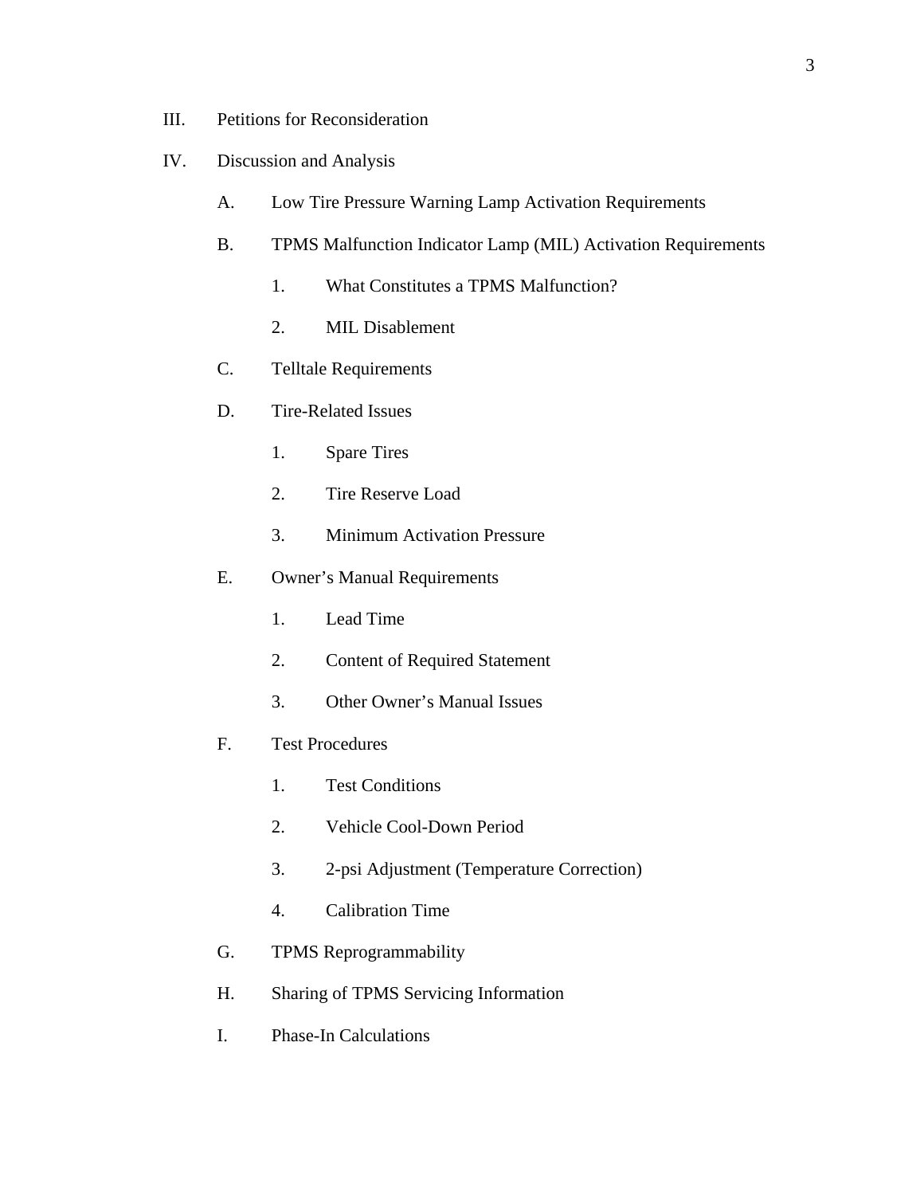III. Petitions for Reconsideration

IV. Discussion and Analysis

   A. Low Tire Pressure Warning Lamp Activation Requirements

   B. TPMS Malfunction Indicator Lamp (MIL) Activation Requirements

      1. What Constitutes a TPMS Malfunction?

      2. MIL Disablement

   C. Telltale Requirements

   D. Tire-Related Issues

      1. Spare Tires

      2. Tire Reserve Load

      3. Minimum Activation Pressure

   E. Owner's Manual Requirements

      1. Lead Time

      2. Content of Required Statement

      3. Other Owner's Manual Issues

   F. Test Procedures

      1. Test Conditions

      2. Vehicle Cool-Down Period

      3. 2-psi Adjustment (Temperature Correction)

      4. Calibration Time

   G. TPMS Reprogrammability

   H. Sharing of TPMS Servicing Information

   I. Phase-In Calculations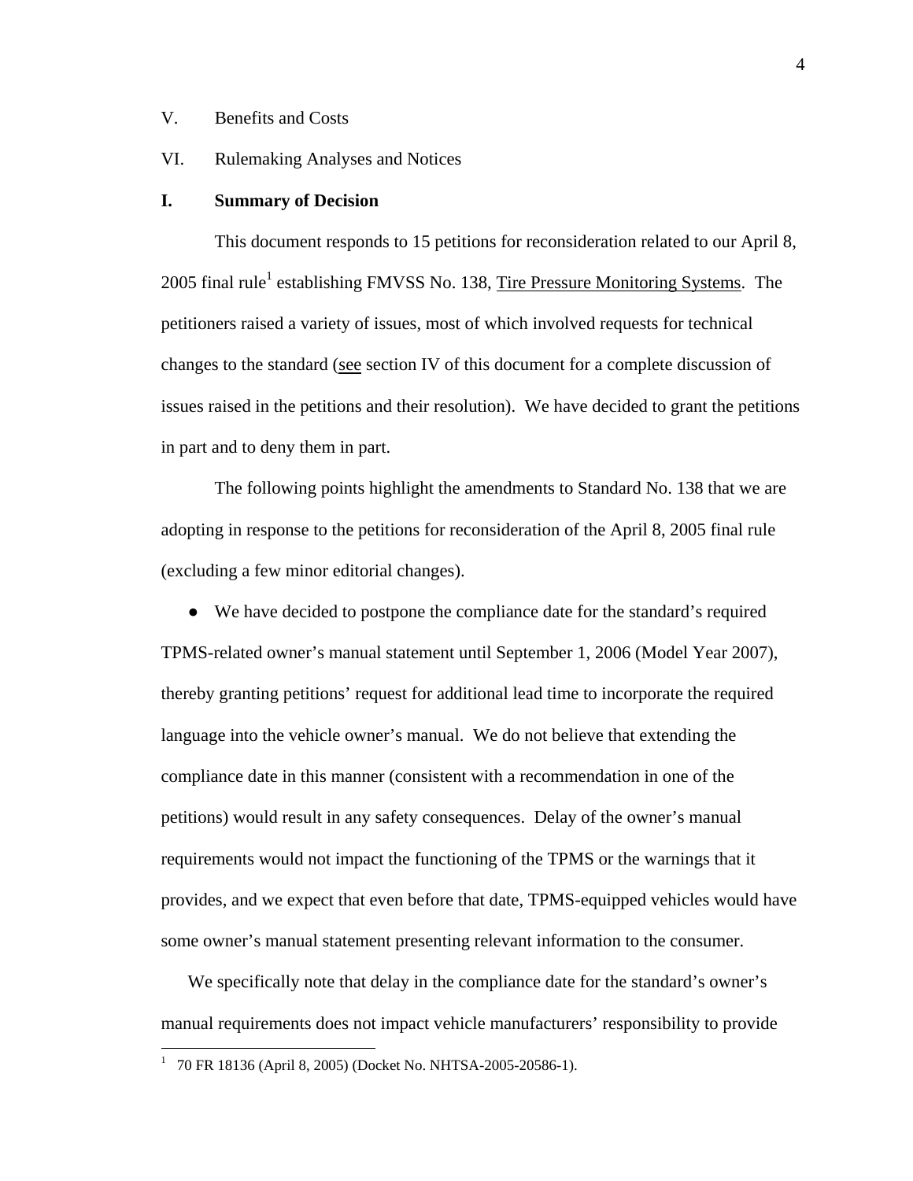V. Benefits and Costs

VI. Rulemaking Analyses and Notices

## I. Summary of Decision

This document responds to 15 petitions for reconsideration related to our April 8, 2005 final rule[1] establishing FMVSS No. 138, Tire Pressure Monitoring Systems. The petitioners raised a variety of issues, most of which involved requests for technical changes to the standard (see section IV of this document for a complete discussion of issues raised in the petitions and their resolution). We have decided to grant the petitions in part and to deny them in part.

The following points highlight the amendments to Standard No. 138 that we are adopting in response to the petitions for reconsideration of the April 8, 2005 final rule (excluding a few minor editorial changes).

- We have decided to postpone the compliance date for the standard's required TPMS-related owner's manual statement until September 1, 2006 (Model Year 2007), thereby granting petitions' request for additional lead time to incorporate the required language into the vehicle owner's manual. We do not believe that extending the compliance date in this manner (consistent with a recommendation in one of the petitions) would result in any safety consequences. Delay of the owner's manual requirements would not impact the functioning of the TPMS or the warnings that it provides, and we expect that even before that date, TPMS-equipped vehicles would have some owner's manual statement presenting relevant information to the consumer.

We specifically note that delay in the compliance date for the standard's owner's manual requirements does not impact vehicle manufacturers' responsibility to provide

[1] 70 FR 18136 (April 8, 2005) (Docket No. NHTSA-2005-20586-1).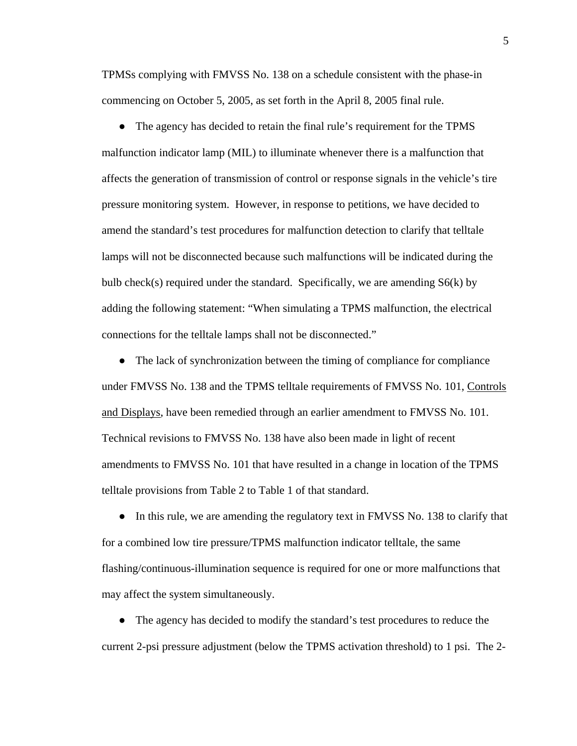TPMSs complying with FMVSS No. 138 on a schedule consistent with the phase-in commencing on October 5, 2005, as set forth in the April 8, 2005 final rule.

- The agency has decided to retain the final rule's requirement for the TPMS malfunction indicator lamp (MIL) to illuminate whenever there is a malfunction that affects the generation of transmission of control or response signals in the vehicle's tire pressure monitoring system. However, in response to petitions, we have decided to amend the standard's test procedures for malfunction detection to clarify that telltale lamps will not be disconnected because such malfunctions will be indicated during the bulb check(s) required under the standard. Specifically, we are amending S6(k) by adding the following statement: "When simulating a TPMS malfunction, the electrical connections for the telltale lamps shall not be disconnected."

- The lack of synchronization between the timing of compliance for compliance under FMVSS No. 138 and the TPMS telltale requirements of FMVSS No. 101, Controls and Displays, have been remedied through an earlier amendment to FMVSS No. 101. Technical revisions to FMVSS No. 138 have also been made in light of recent amendments to FMVSS No. 101 that have resulted in a change in location of the TPMS telltale provisions from Table 2 to Table 1 of that standard.

- In this rule, we are amending the regulatory text in FMVSS No. 138 to clarify that for a combined low tire pressure/TPMS malfunction indicator telltale, the same flashing/continuous-illumination sequence is required for one or more malfunctions that may affect the system simultaneously.

- The agency has decided to modify the standard's test procedures to reduce the current 2-psi pressure adjustment (below the TPMS activation threshold) to 1 psi. The 2-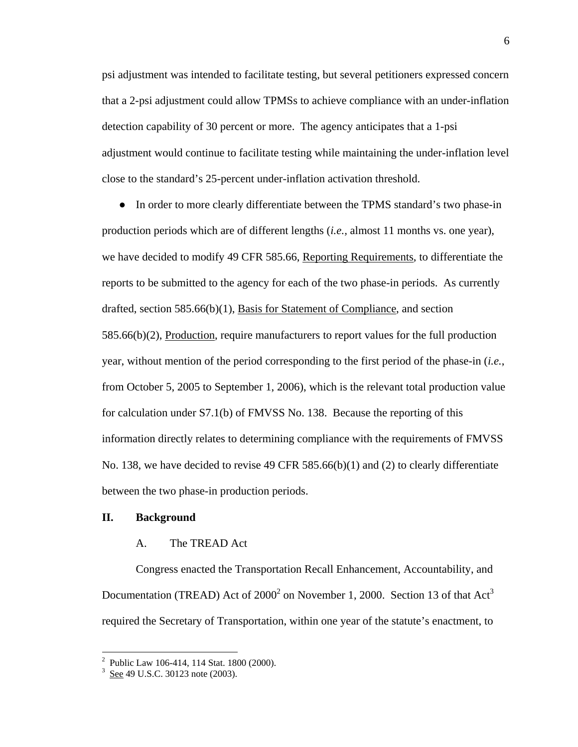psi adjustment was intended to facilitate testing, but several petitioners expressed concern that a 2-psi adjustment could allow TPMSs to achieve compliance with an under-inflation detection capability of 30 percent or more. The agency anticipates that a 1-psi adjustment would continue to facilitate testing while maintaining the under-inflation level close to the standard's 25-percent under-inflation activation threshold.

● In order to more clearly differentiate between the TPMS standard's two phase-in production periods which are of different lengths (*i.e.,* almost 11 months vs. one year), we have decided to modify 49 CFR 585.66, Reporting Requirements, to differentiate the reports to be submitted to the agency for each of the two phase-in periods. As currently drafted, section 585.66(b)(1), Basis for Statement of Compliance, and section 585.66(b)(2), Production, require manufacturers to report values for the full production year, without mention of the period corresponding to the first period of the phase-in (*i.e.*, from October 5, 2005 to September 1, 2006), which is the relevant total production value for calculation under S7.1(b) of FMVSS No. 138. Because the reporting of this information directly relates to determining compliance with the requirements of FMVSS No. 138, we have decided to revise 49 CFR 585.66(b)(1) and (2) to clearly differentiate between the two phase-in production periods.

## II. Background

### A. The TREAD Act

Congress enacted the Transportation Recall Enhancement, Accountability, and Documentation (TREAD) Act of 2000[2] on November 1, 2000. Section 13 of that Act[3] required the Secretary of Transportation, within one year of the statute's enactment, to

[2] Public Law 106-414, 114 Stat. 1800 (2000).
[3] See 49 U.S.C. 30123 note (2003).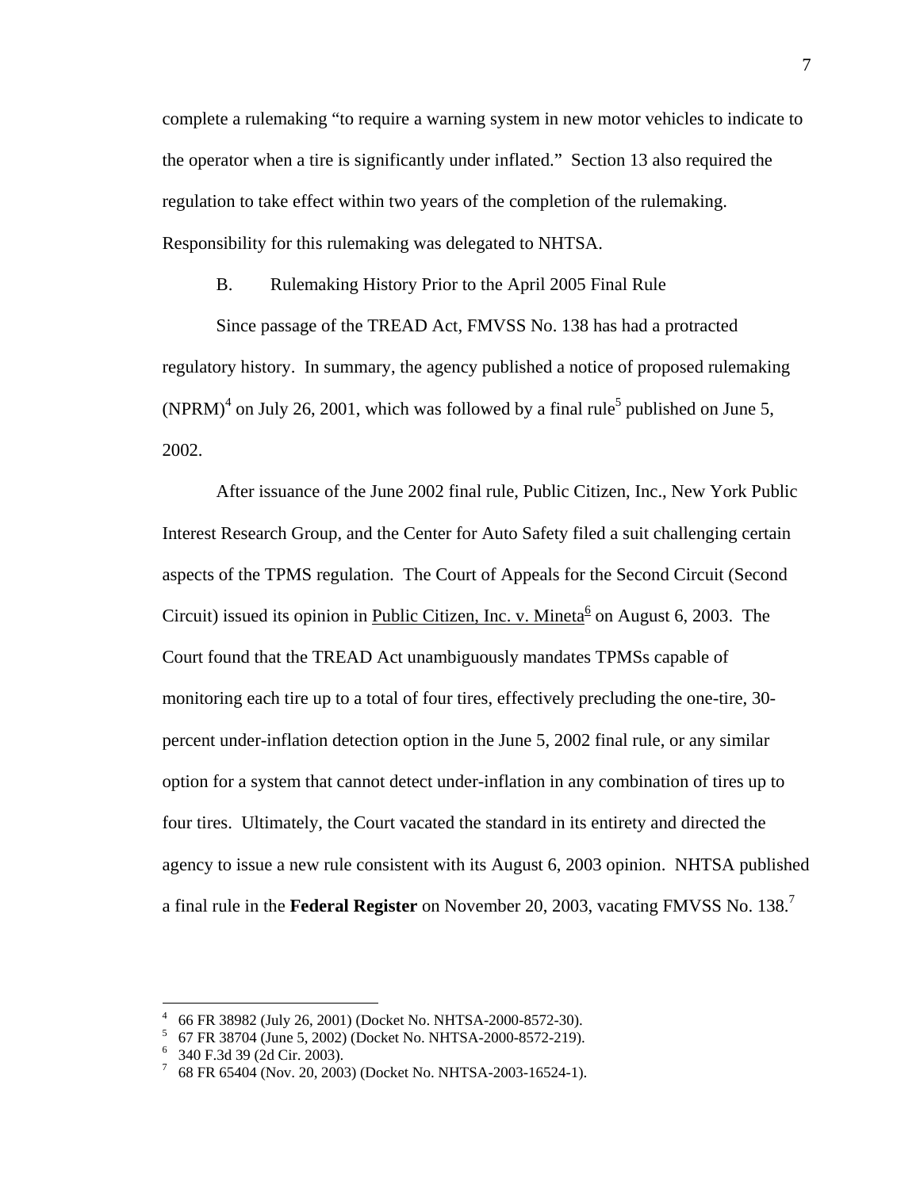complete a rulemaking "to require a warning system in new motor vehicles to indicate to the operator when a tire is significantly under inflated." Section 13 also required the regulation to take effect within two years of the completion of the rulemaking. Responsibility for this rulemaking was delegated to NHTSA.

B. Rulemaking History Prior to the April 2005 Final Rule

Since passage of the TREAD Act, FMVSS No. 138 has had a protracted regulatory history. In summary, the agency published a notice of proposed rulemaking (NPRM)[4] on July 26, 2001, which was followed by a final rule[5] published on June 5, 2002.

After issuance of the June 2002 final rule, Public Citizen, Inc., New York Public Interest Research Group, and the Center for Auto Safety filed a suit challenging certain aspects of the TPMS regulation. The Court of Appeals for the Second Circuit (Second Circuit) issued its opinion in Public Citizen, Inc. v. Mineta[6] on August 6, 2003. The Court found that the TREAD Act unambiguously mandates TPMSs capable of monitoring each tire up to a total of four tires, effectively precluding the one-tire, 30-percent under-inflation detection option in the June 5, 2002 final rule, or any similar option for a system that cannot detect under-inflation in any combination of tires up to four tires. Ultimately, the Court vacated the standard in its entirety and directed the agency to issue a new rule consistent with its August 6, 2003 opinion. NHTSA published a final rule in the **Federal Register** on November 20, 2003, vacating FMVSS No. 138.[7]

---

[4] 66 FR 38982 (July 26, 2001) (Docket No. NHTSA-2000-8572-30).
[5] 67 FR 38704 (June 5, 2002) (Docket No. NHTSA-2000-8572-219).
[6] 340 F.3d 39 (2d Cir. 2003).
[7] 68 FR 65404 (Nov. 20, 2003) (Docket No. NHTSA-2003-16524-1).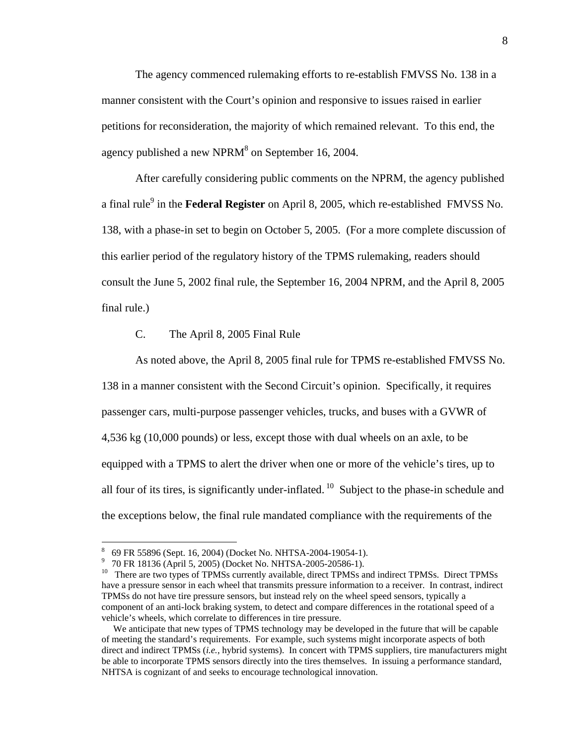The agency commenced rulemaking efforts to re-establish FMVSS No. 138 in a manner consistent with the Court's opinion and responsive to issues raised in earlier petitions for reconsideration, the majority of which remained relevant. To this end, the agency published a new NPRM[8] on September 16, 2004.

After carefully considering public comments on the NPRM, the agency published a final rule[9] in the **Federal Register** on April 8, 2005, which re-established FMVSS No. 138, with a phase-in set to begin on October 5, 2005. (For a more complete discussion of this earlier period of the regulatory history of the TPMS rulemaking, readers should consult the June 5, 2002 final rule, the September 16, 2004 NPRM, and the April 8, 2005 final rule.)

C. The April 8, 2005 Final Rule

As noted above, the April 8, 2005 final rule for TPMS re-established FMVSS No. 138 in a manner consistent with the Second Circuit's opinion. Specifically, it requires passenger cars, multi-purpose passenger vehicles, trucks, and buses with a GVWR of 4,536 kg (10,000 pounds) or less, except those with dual wheels on an axle, to be equipped with a TPMS to alert the driver when one or more of the vehicle's tires, up to all four of its tires, is significantly under-inflated.[10] Subject to the phase-in schedule and the exceptions below, the final rule mandated compliance with the requirements of the

---

[8] 69 FR 55896 (Sept. 16, 2004) (Docket No. NHTSA-2004-19054-1).

[9] 70 FR 18136 (April 5, 2005) (Docket No. NHTSA-2005-20586-1).

[10] There are two types of TPMSs currently available, direct TPMSs and indirect TPMSs. Direct TPMSs have a pressure sensor in each wheel that transmits pressure information to a receiver. In contrast, indirect TPMSs do not have tire pressure sensors, but instead rely on the wheel speed sensors, typically a component of an anti-lock braking system, to detect and compare differences in the rotational speed of a vehicle's wheels, which correlate to differences in tire pressure.

We anticipate that new types of TPMS technology may be developed in the future that will be capable of meeting the standard's requirements. For example, such systems might incorporate aspects of both direct and indirect TPMSs (*i.e.*, hybrid systems). In concert with TPMS suppliers, tire manufacturers might be able to incorporate TPMS sensors directly into the tires themselves. In issuing a performance standard, NHTSA is cognizant of and seeks to encourage technological innovation.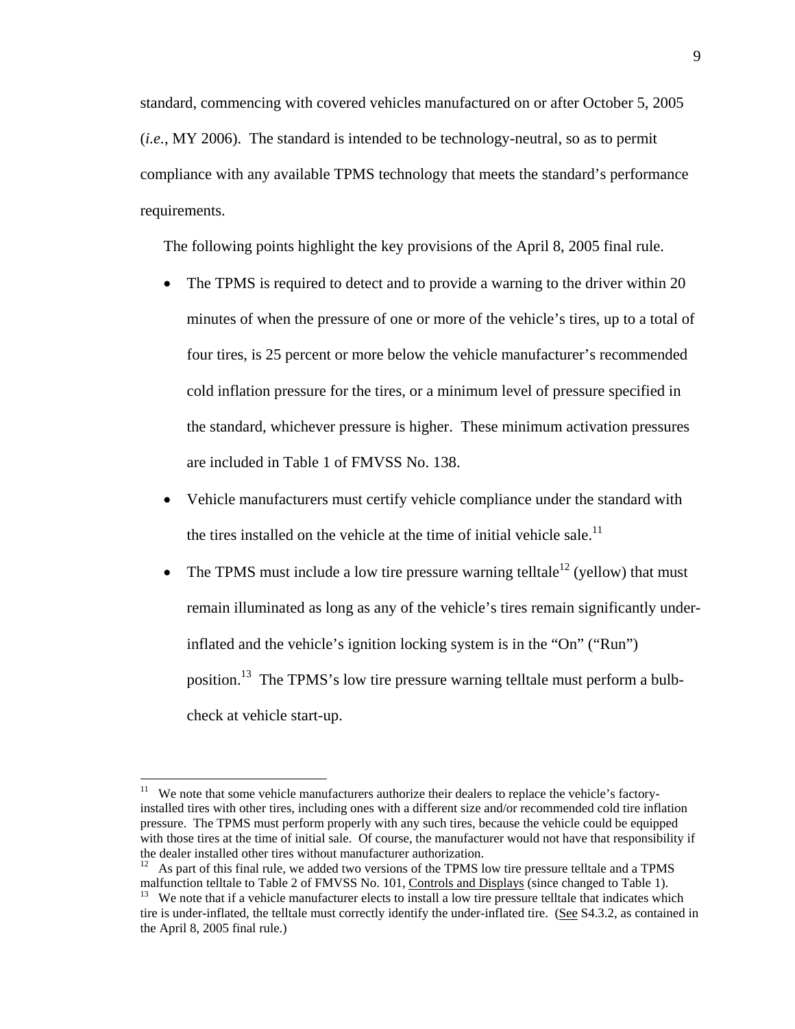standard, commencing with covered vehicles manufactured on or after October 5, 2005 (*i.e.*, MY 2006). The standard is intended to be technology-neutral, so as to permit compliance with any available TPMS technology that meets the standard's performance requirements.

The following points highlight the key provisions of the April 8, 2005 final rule.

- The TPMS is required to detect and to provide a warning to the driver within 20 minutes of when the pressure of one or more of the vehicle's tires, up to a total of four tires, is 25 percent or more below the vehicle manufacturer's recommended cold inflation pressure for the tires, or a minimum level of pressure specified in the standard, whichever pressure is higher. These minimum activation pressures are included in Table 1 of FMVSS No. 138.
- Vehicle manufacturers must certify vehicle compliance under the standard with the tires installed on the vehicle at the time of initial vehicle sale.[11]
- The TPMS must include a low tire pressure warning telltale[12] (yellow) that must remain illuminated as long as any of the vehicle's tires remain significantly under-inflated and the vehicle's ignition locking system is in the "On" ("Run") position.[13] The TPMS's low tire pressure warning telltale must perform a bulb-check at vehicle start-up.

---

[11] We note that some vehicle manufacturers authorize their dealers to replace the vehicle's factory-installed tires with other tires, including ones with a different size and/or recommended cold tire inflation pressure. The TPMS must perform properly with any such tires, because the vehicle could be equipped with those tires at the time of initial sale. Of course, the manufacturer would not have that responsibility if the dealer installed other tires without manufacturer authorization.

[12] As part of this final rule, we added two versions of the TPMS low tire pressure telltale and a TPMS malfunction telltale to Table 2 of FMVSS No. 101, Controls and Displays (since changed to Table 1).

[13] We note that if a vehicle manufacturer elects to install a low tire pressure telltale that indicates which tire is under-inflated, the telltale must correctly identify the under-inflated tire. (See S4.3.2, as contained in the April 8, 2005 final rule.)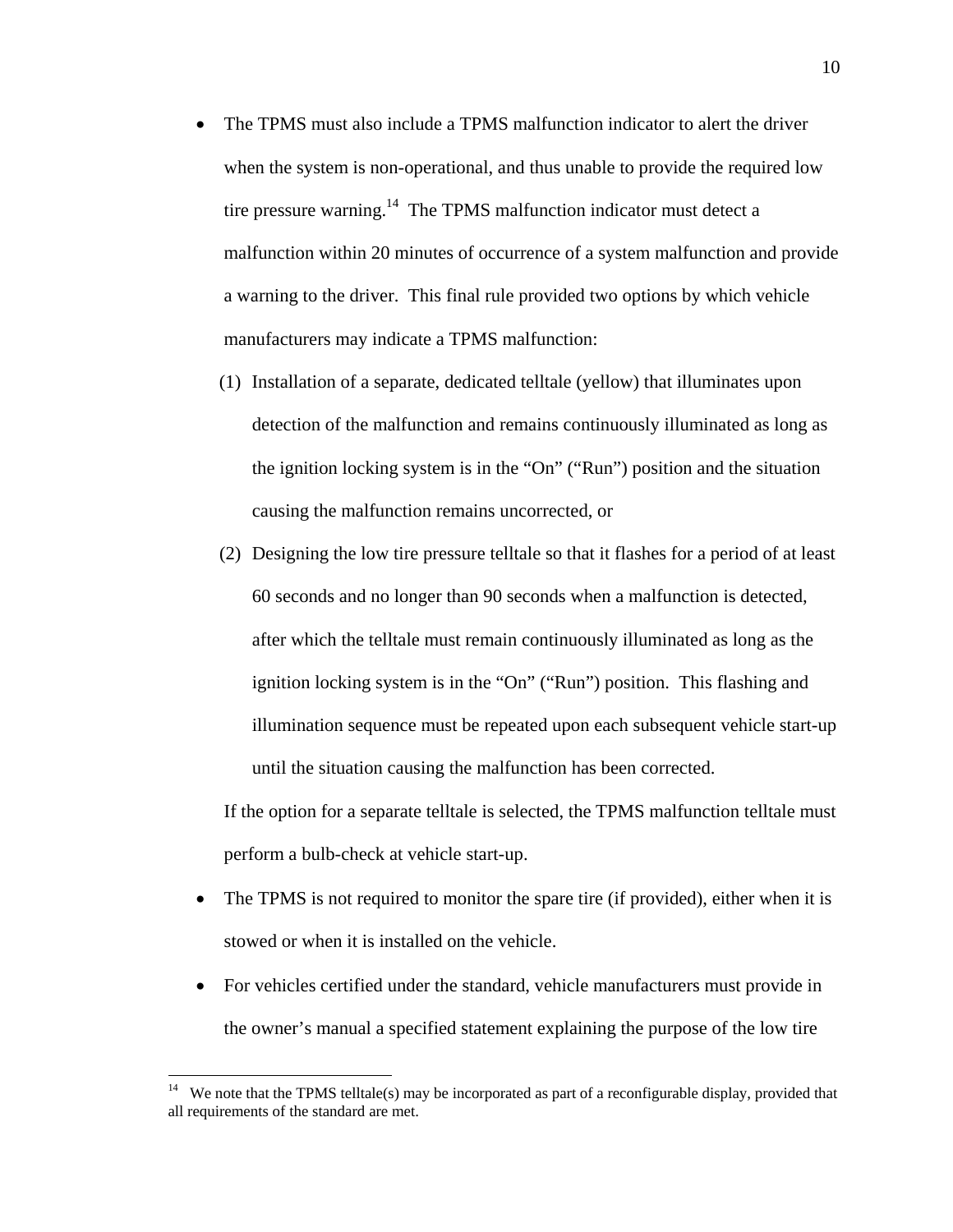- The TPMS must also include a TPMS malfunction indicator to alert the driver when the system is non-operational, and thus unable to provide the required low tire pressure warning.[14] The TPMS malfunction indicator must detect a malfunction within 20 minutes of occurrence of a system malfunction and provide a warning to the driver. This final rule provided two options by which vehicle manufacturers may indicate a TPMS malfunction:

  (1) Installation of a separate, dedicated telltale (yellow) that illuminates upon detection of the malfunction and remains continuously illuminated as long as the ignition locking system is in the "On" ("Run") position and the situation causing the malfunction remains uncorrected, or

  (2) Designing the low tire pressure telltale so that it flashes for a period of at least 60 seconds and no longer than 90 seconds when a malfunction is detected, after which the telltale must remain continuously illuminated as long as the ignition locking system is in the "On" ("Run") position. This flashing and illumination sequence must be repeated upon each subsequent vehicle start-up until the situation causing the malfunction has been corrected.

  If the option for a separate telltale is selected, the TPMS malfunction telltale must perform a bulb-check at vehicle start-up.

- The TPMS is not required to monitor the spare tire (if provided), either when it is stowed or when it is installed on the vehicle.

- For vehicles certified under the standard, vehicle manufacturers must provide in the owner's manual a specified statement explaining the purpose of the low tire

---

[14] We note that the TPMS telltale(s) may be incorporated as part of a reconfigurable display, provided that all requirements of the standard are met.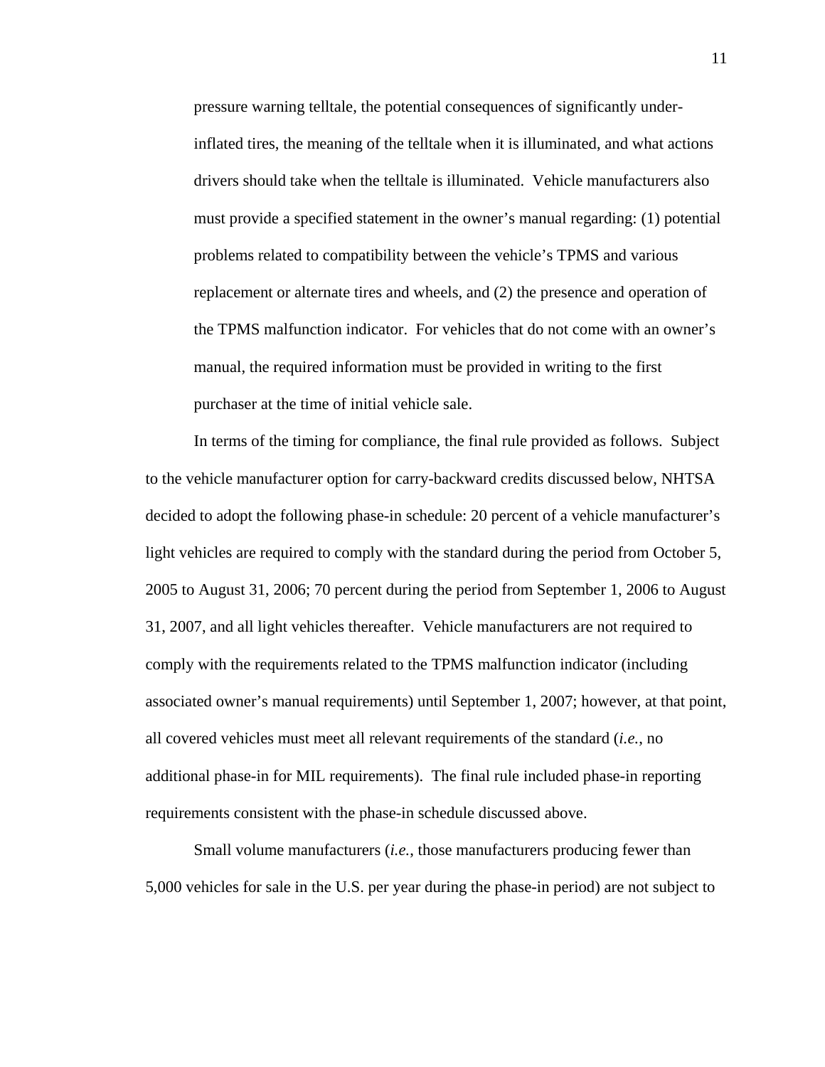pressure warning telltale, the potential consequences of significantly under-inflated tires, the meaning of the telltale when it is illuminated, and what actions drivers should take when the telltale is illuminated. Vehicle manufacturers also must provide a specified statement in the owner's manual regarding: (1) potential problems related to compatibility between the vehicle's TPMS and various replacement or alternate tires and wheels, and (2) the presence and operation of the TPMS malfunction indicator. For vehicles that do not come with an owner's manual, the required information must be provided in writing to the first purchaser at the time of initial vehicle sale.

In terms of the timing for compliance, the final rule provided as follows. Subject to the vehicle manufacturer option for carry-backward credits discussed below, NHTSA decided to adopt the following phase-in schedule: 20 percent of a vehicle manufacturer's light vehicles are required to comply with the standard during the period from October 5, 2005 to August 31, 2006; 70 percent during the period from September 1, 2006 to August 31, 2007, and all light vehicles thereafter. Vehicle manufacturers are not required to comply with the requirements related to the TPMS malfunction indicator (including associated owner's manual requirements) until September 1, 2007; however, at that point, all covered vehicles must meet all relevant requirements of the standard (*i.e.*, no additional phase-in for MIL requirements). The final rule included phase-in reporting requirements consistent with the phase-in schedule discussed above.

Small volume manufacturers (*i.e.*, those manufacturers producing fewer than 5,000 vehicles for sale in the U.S. per year during the phase-in period) are not subject to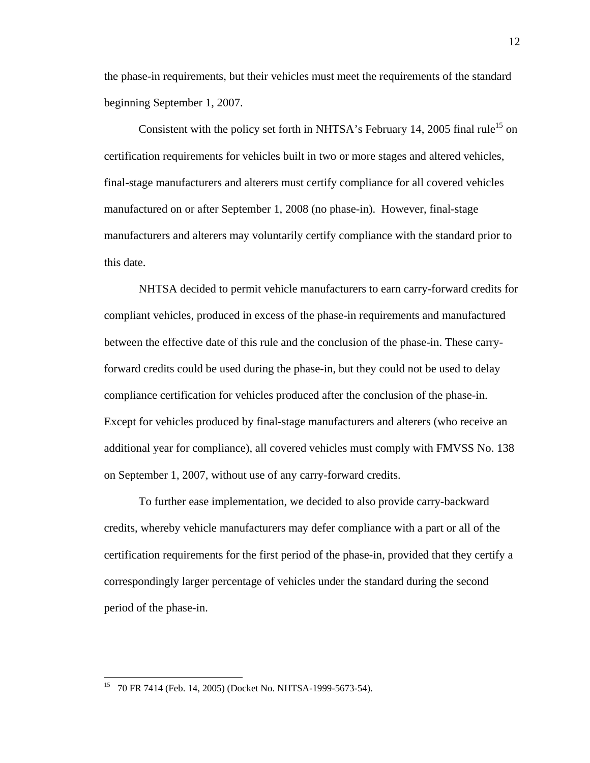the phase-in requirements, but their vehicles must meet the requirements of the standard beginning September 1, 2007.

Consistent with the policy set forth in NHTSA's February 14, 2005 final rule[15] on certification requirements for vehicles built in two or more stages and altered vehicles, final-stage manufacturers and alterers must certify compliance for all covered vehicles manufactured on or after September 1, 2008 (no phase-in). However, final-stage manufacturers and alterers may voluntarily certify compliance with the standard prior to this date.

NHTSA decided to permit vehicle manufacturers to earn carry-forward credits for compliant vehicles, produced in excess of the phase-in requirements and manufactured between the effective date of this rule and the conclusion of the phase-in. These carry-forward credits could be used during the phase-in, but they could not be used to delay compliance certification for vehicles produced after the conclusion of the phase-in. Except for vehicles produced by final-stage manufacturers and alterers (who receive an additional year for compliance), all covered vehicles must comply with FMVSS No. 138 on September 1, 2007, without use of any carry-forward credits.

To further ease implementation, we decided to also provide carry-backward credits, whereby vehicle manufacturers may defer compliance with a part or all of the certification requirements for the first period of the phase-in, provided that they certify a correspondingly larger percentage of vehicles under the standard during the second period of the phase-in.

---

[15] 70 FR 7414 (Feb. 14, 2005) (Docket No. NHTSA-1999-5673-54).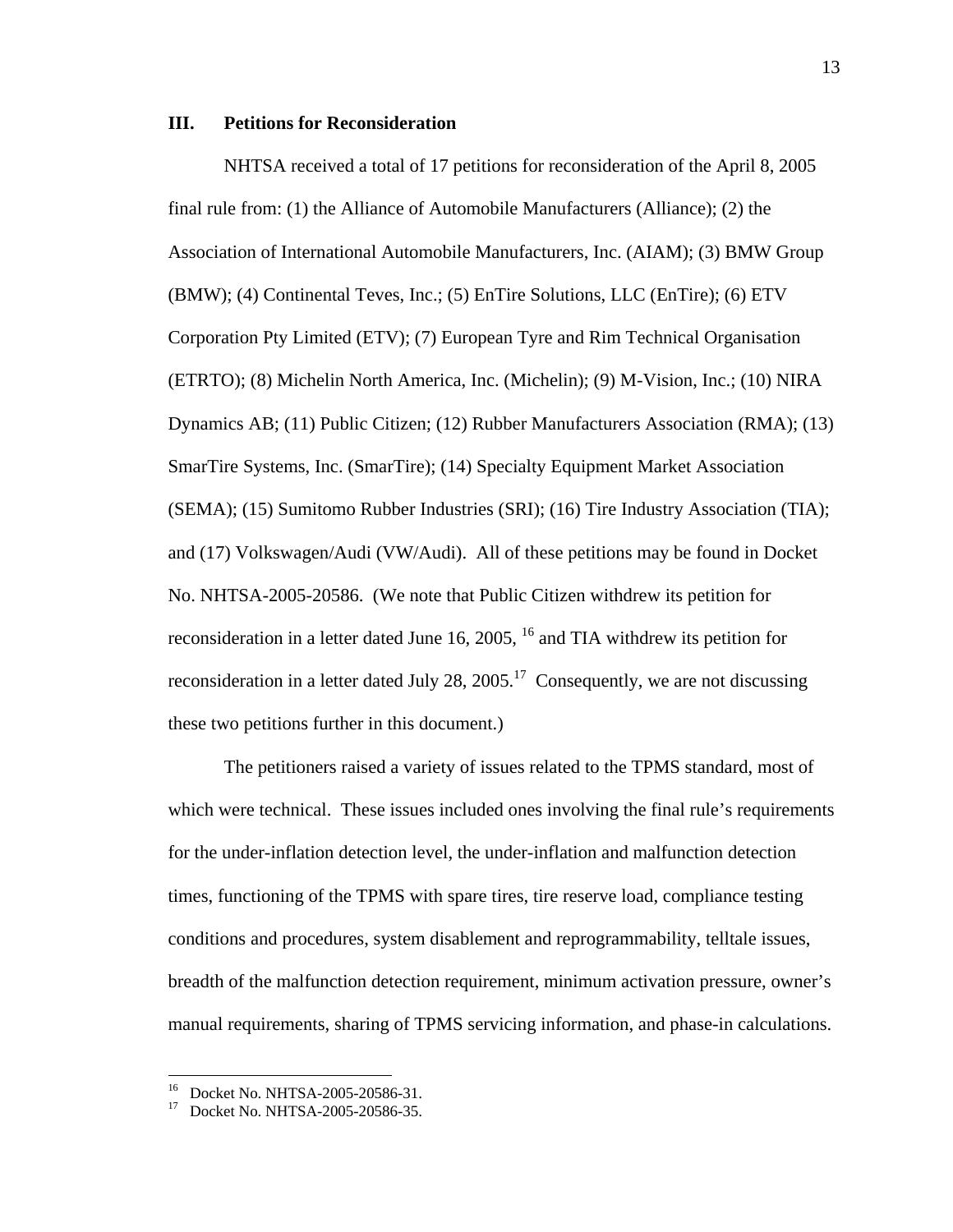## III. Petitions for Reconsideration

NHTSA received a total of 17 petitions for reconsideration of the April 8, 2005 final rule from: (1) the Alliance of Automobile Manufacturers (Alliance); (2) the Association of International Automobile Manufacturers, Inc. (AIAM); (3) BMW Group (BMW); (4) Continental Teves, Inc.; (5) EnTire Solutions, LLC (EnTire); (6) ETV Corporation Pty Limited (ETV); (7) European Tyre and Rim Technical Organisation (ETRTO); (8) Michelin North America, Inc. (Michelin); (9) M-Vision, Inc.; (10) NIRA Dynamics AB; (11) Public Citizen; (12) Rubber Manufacturers Association (RMA); (13) SmarTire Systems, Inc. (SmarTire); (14) Specialty Equipment Market Association (SEMA); (15) Sumitomo Rubber Industries (SRI); (16) Tire Industry Association (TIA); and (17) Volkswagen/Audi (VW/Audi). All of these petitions may be found in Docket No. NHTSA-2005-20586. (We note that Public Citizen withdrew its petition for reconsideration in a letter dated June 16, 2005, [16] and TIA withdrew its petition for reconsideration in a letter dated July 28, 2005.[17] Consequently, we are not discussing these two petitions further in this document.)

The petitioners raised a variety of issues related to the TPMS standard, most of which were technical. These issues included ones involving the final rule's requirements for the under-inflation detection level, the under-inflation and malfunction detection times, functioning of the TPMS with spare tires, tire reserve load, compliance testing conditions and procedures, system disablement and reprogrammability, telltale issues, breadth of the malfunction detection requirement, minimum activation pressure, owner's manual requirements, sharing of TPMS servicing information, and phase-in calculations.

---

[16] Docket No. NHTSA-2005-20586-31.
[17] Docket No. NHTSA-2005-20586-35.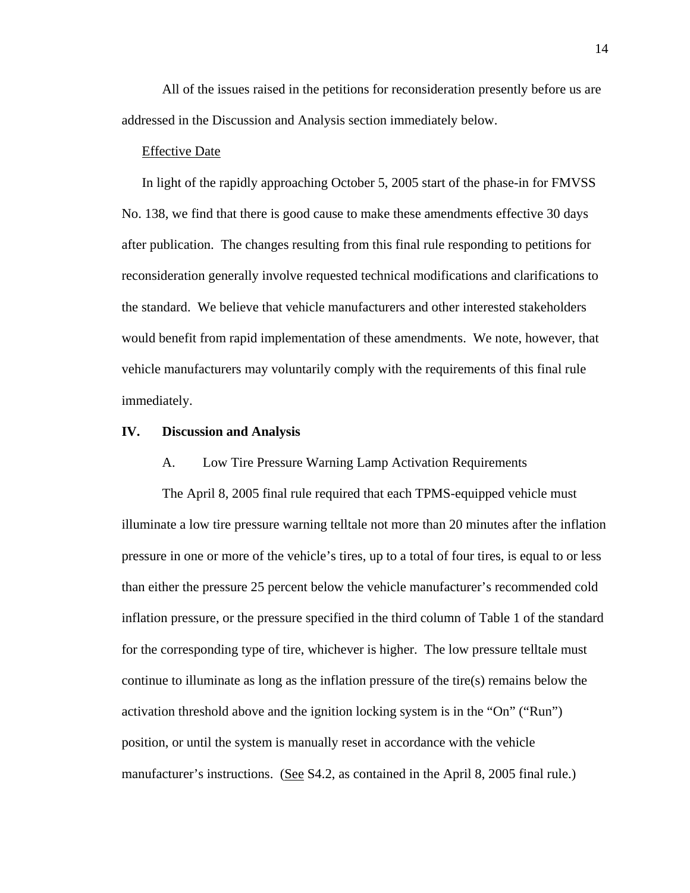All of the issues raised in the petitions for reconsideration presently before us are addressed in the Discussion and Analysis section immediately below.

Effective Date

In light of the rapidly approaching October 5, 2005 start of the phase-in for FMVSS No. 138, we find that there is good cause to make these amendments effective 30 days after publication. The changes resulting from this final rule responding to petitions for reconsideration generally involve requested technical modifications and clarifications to the standard. We believe that vehicle manufacturers and other interested stakeholders would benefit from rapid implementation of these amendments. We note, however, that vehicle manufacturers may voluntarily comply with the requirements of this final rule immediately.

## IV. Discussion and Analysis

### A. Low Tire Pressure Warning Lamp Activation Requirements

The April 8, 2005 final rule required that each TPMS-equipped vehicle must illuminate a low tire pressure warning telltale not more than 20 minutes after the inflation pressure in one or more of the vehicle's tires, up to a total of four tires, is equal to or less than either the pressure 25 percent below the vehicle manufacturer's recommended cold inflation pressure, or the pressure specified in the third column of Table 1 of the standard for the corresponding type of tire, whichever is higher. The low pressure telltale must continue to illuminate as long as the inflation pressure of the tire(s) remains below the activation threshold above and the ignition locking system is in the "On" ("Run") position, or until the system is manually reset in accordance with the vehicle manufacturer's instructions. (See S4.2, as contained in the April 8, 2005 final rule.)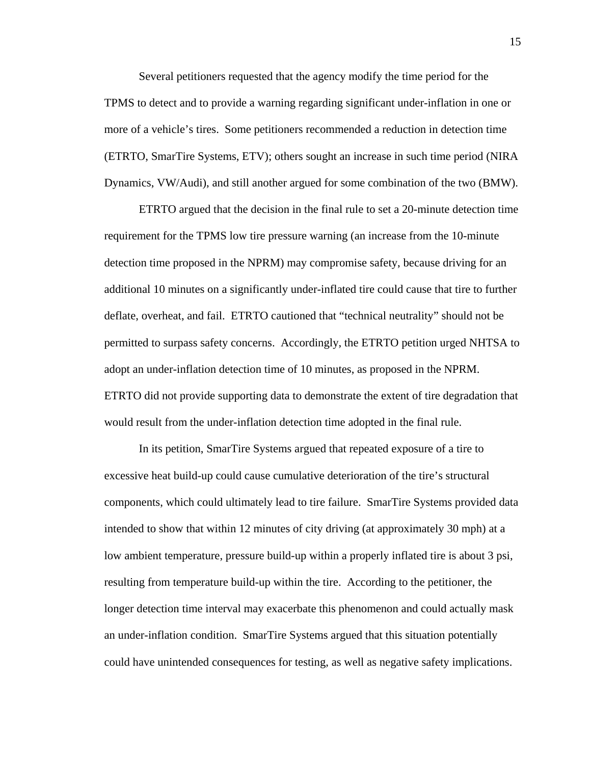Several petitioners requested that the agency modify the time period for the TPMS to detect and to provide a warning regarding significant under-inflation in one or more of a vehicle's tires. Some petitioners recommended a reduction in detection time (ETRTO, SmarTire Systems, ETV); others sought an increase in such time period (NIRA Dynamics, VW/Audi), and still another argued for some combination of the two (BMW).

ETRTO argued that the decision in the final rule to set a 20-minute detection time requirement for the TPMS low tire pressure warning (an increase from the 10-minute detection time proposed in the NPRM) may compromise safety, because driving for an additional 10 minutes on a significantly under-inflated tire could cause that tire to further deflate, overheat, and fail. ETRTO cautioned that "technical neutrality" should not be permitted to surpass safety concerns. Accordingly, the ETRTO petition urged NHTSA to adopt an under-inflation detection time of 10 minutes, as proposed in the NPRM. ETRTO did not provide supporting data to demonstrate the extent of tire degradation that would result from the under-inflation detection time adopted in the final rule.

In its petition, SmarTire Systems argued that repeated exposure of a tire to excessive heat build-up could cause cumulative deterioration of the tire's structural components, which could ultimately lead to tire failure. SmarTire Systems provided data intended to show that within 12 minutes of city driving (at approximately 30 mph) at a low ambient temperature, pressure build-up within a properly inflated tire is about 3 psi, resulting from temperature build-up within the tire. According to the petitioner, the longer detection time interval may exacerbate this phenomenon and could actually mask an under-inflation condition. SmarTire Systems argued that this situation potentially could have unintended consequences for testing, as well as negative safety implications.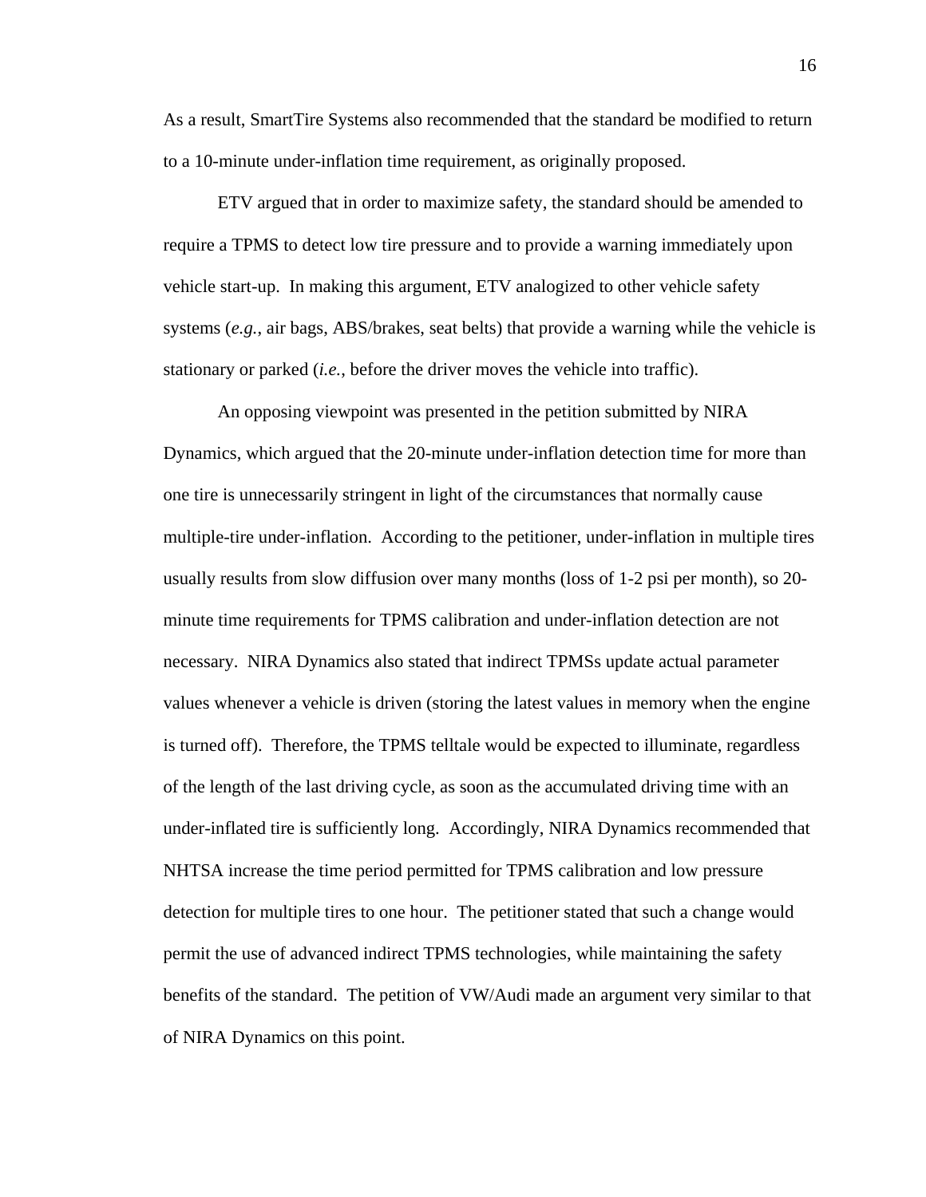As a result, SmartTire Systems also recommended that the standard be modified to return to a 10-minute under-inflation time requirement, as originally proposed.

ETV argued that in order to maximize safety, the standard should be amended to require a TPMS to detect low tire pressure and to provide a warning immediately upon vehicle start-up. In making this argument, ETV analogized to other vehicle safety systems (*e.g.*, air bags, ABS/brakes, seat belts) that provide a warning while the vehicle is stationary or parked (*i.e.*, before the driver moves the vehicle into traffic).

An opposing viewpoint was presented in the petition submitted by NIRA Dynamics, which argued that the 20-minute under-inflation detection time for more than one tire is unnecessarily stringent in light of the circumstances that normally cause multiple-tire under-inflation. According to the petitioner, under-inflation in multiple tires usually results from slow diffusion over many months (loss of 1-2 psi per month), so 20-minute time requirements for TPMS calibration and under-inflation detection are not necessary. NIRA Dynamics also stated that indirect TPMSs update actual parameter values whenever a vehicle is driven (storing the latest values in memory when the engine is turned off). Therefore, the TPMS telltale would be expected to illuminate, regardless of the length of the last driving cycle, as soon as the accumulated driving time with an under-inflated tire is sufficiently long. Accordingly, NIRA Dynamics recommended that NHTSA increase the time period permitted for TPMS calibration and low pressure detection for multiple tires to one hour. The petitioner stated that such a change would permit the use of advanced indirect TPMS technologies, while maintaining the safety benefits of the standard. The petition of VW/Audi made an argument very similar to that of NIRA Dynamics on this point.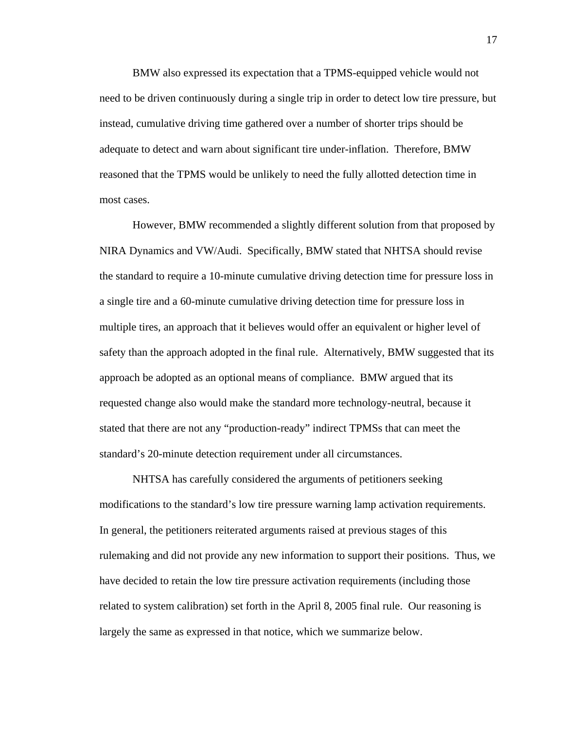BMW also expressed its expectation that a TPMS-equipped vehicle would not need to be driven continuously during a single trip in order to detect low tire pressure, but instead, cumulative driving time gathered over a number of shorter trips should be adequate to detect and warn about significant tire under-inflation. Therefore, BMW reasoned that the TPMS would be unlikely to need the fully allotted detection time in most cases.

However, BMW recommended a slightly different solution from that proposed by NIRA Dynamics and VW/Audi. Specifically, BMW stated that NHTSA should revise the standard to require a 10-minute cumulative driving detection time for pressure loss in a single tire and a 60-minute cumulative driving detection time for pressure loss in multiple tires, an approach that it believes would offer an equivalent or higher level of safety than the approach adopted in the final rule. Alternatively, BMW suggested that its approach be adopted as an optional means of compliance. BMW argued that its requested change also would make the standard more technology-neutral, because it stated that there are not any "production-ready" indirect TPMSs that can meet the standard's 20-minute detection requirement under all circumstances.

NHTSA has carefully considered the arguments of petitioners seeking modifications to the standard's low tire pressure warning lamp activation requirements. In general, the petitioners reiterated arguments raised at previous stages of this rulemaking and did not provide any new information to support their positions. Thus, we have decided to retain the low tire pressure activation requirements (including those related to system calibration) set forth in the April 8, 2005 final rule. Our reasoning is largely the same as expressed in that notice, which we summarize below.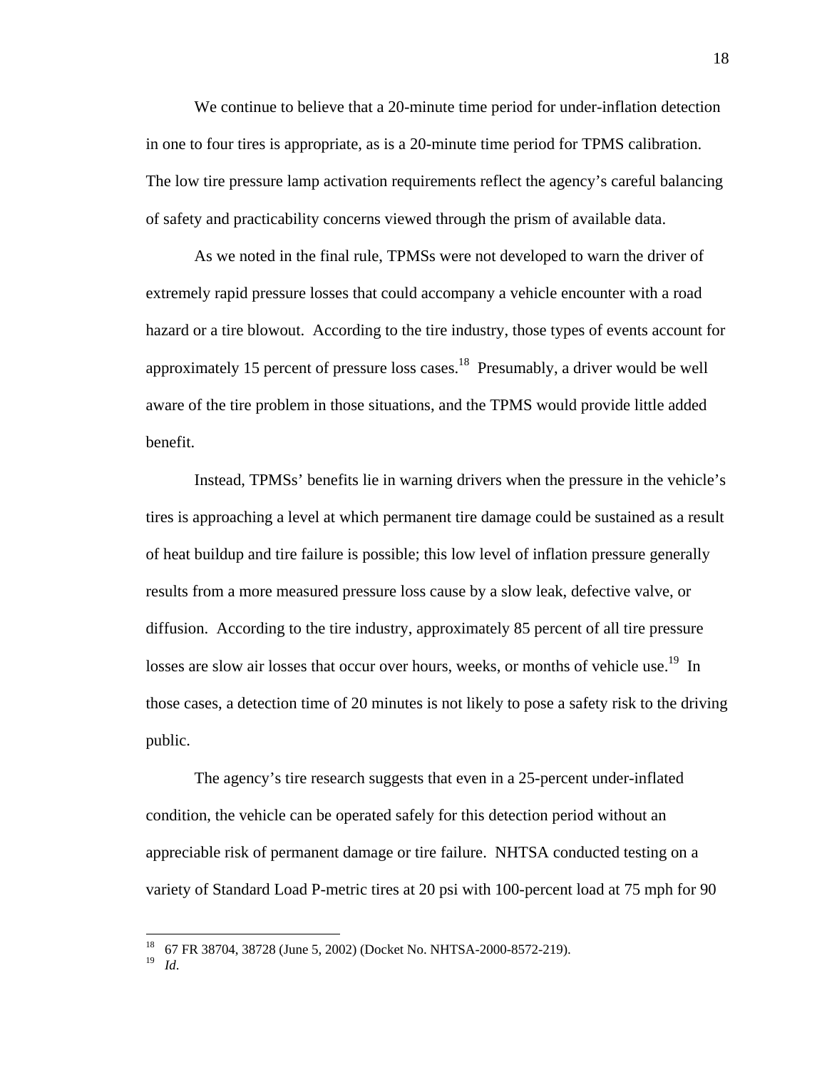We continue to believe that a 20-minute time period for under-inflation detection in one to four tires is appropriate, as is a 20-minute time period for TPMS calibration. The low tire pressure lamp activation requirements reflect the agency's careful balancing of safety and practicability concerns viewed through the prism of available data.

As we noted in the final rule, TPMSs were not developed to warn the driver of extremely rapid pressure losses that could accompany a vehicle encounter with a road hazard or a tire blowout. According to the tire industry, those types of events account for approximately 15 percent of pressure loss cases.[18] Presumably, a driver would be well aware of the tire problem in those situations, and the TPMS would provide little added benefit.

Instead, TPMSs' benefits lie in warning drivers when the pressure in the vehicle's tires is approaching a level at which permanent tire damage could be sustained as a result of heat buildup and tire failure is possible; this low level of inflation pressure generally results from a more measured pressure loss cause by a slow leak, defective valve, or diffusion. According to the tire industry, approximately 85 percent of all tire pressure losses are slow air losses that occur over hours, weeks, or months of vehicle use.[19] In those cases, a detection time of 20 minutes is not likely to pose a safety risk to the driving public.

The agency's tire research suggests that even in a 25-percent under-inflated condition, the vehicle can be operated safely for this detection period without an appreciable risk of permanent damage or tire failure. NHTSA conducted testing on a variety of Standard Load P-metric tires at 20 psi with 100-percent load at 75 mph for 90

---

[18] 67 FR 38704, 38728 (June 5, 2002) (Docket No. NHTSA-2000-8572-219).

[19] *Id.*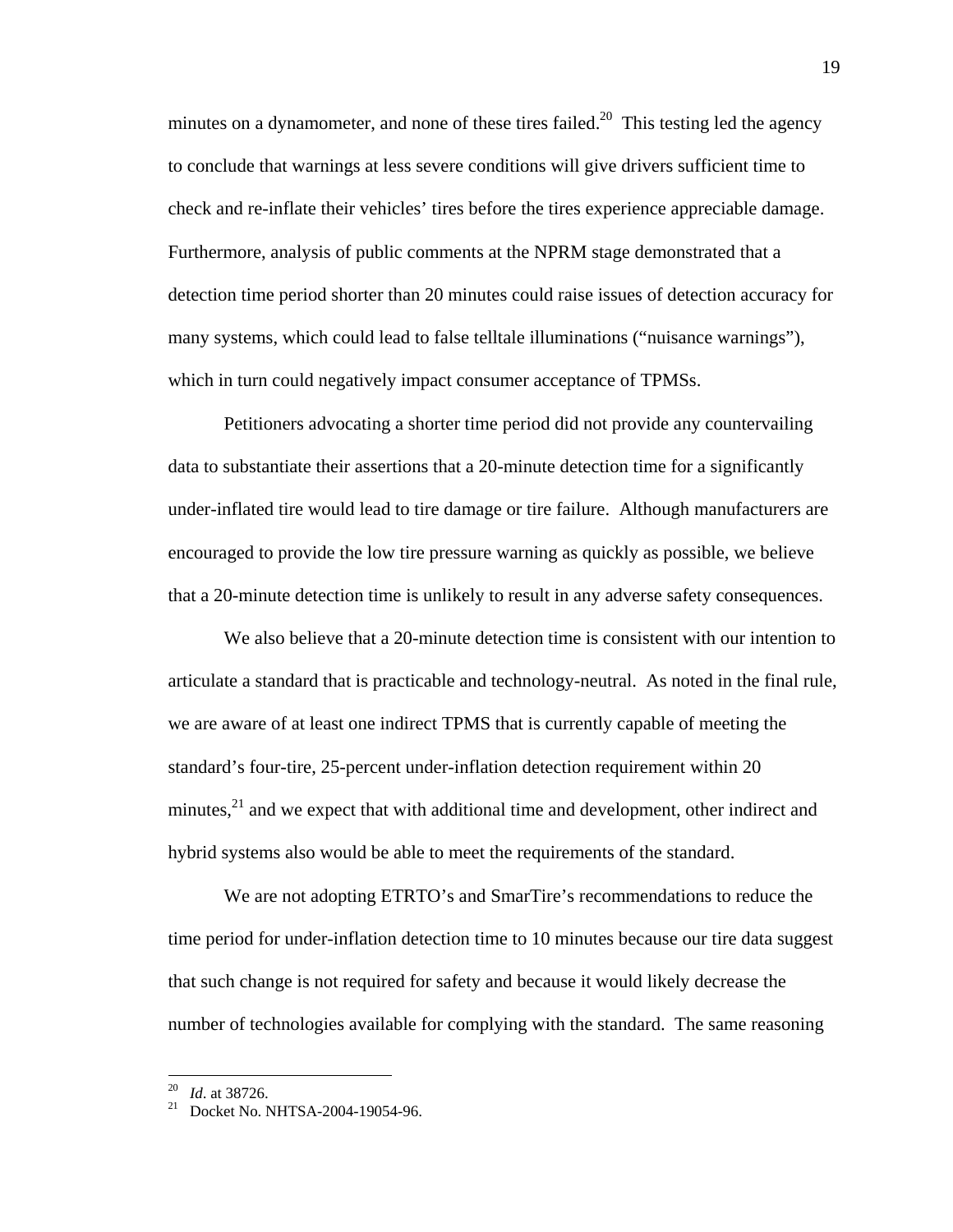minutes on a dynamometer, and none of these tires failed.[20] This testing led the agency to conclude that warnings at less severe conditions will give drivers sufficient time to check and re-inflate their vehicles' tires before the tires experience appreciable damage. Furthermore, analysis of public comments at the NPRM stage demonstrated that a detection time period shorter than 20 minutes could raise issues of detection accuracy for many systems, which could lead to false telltale illuminations ("nuisance warnings"), which in turn could negatively impact consumer acceptance of TPMSs.

Petitioners advocating a shorter time period did not provide any countervailing data to substantiate their assertions that a 20-minute detection time for a significantly under-inflated tire would lead to tire damage or tire failure. Although manufacturers are encouraged to provide the low tire pressure warning as quickly as possible, we believe that a 20-minute detection time is unlikely to result in any adverse safety consequences.

We also believe that a 20-minute detection time is consistent with our intention to articulate a standard that is practicable and technology-neutral. As noted in the final rule, we are aware of at least one indirect TPMS that is currently capable of meeting the standard's four-tire, 25-percent under-inflation detection requirement within 20 minutes,[21] and we expect that with additional time and development, other indirect and hybrid systems also would be able to meet the requirements of the standard.

We are not adopting ETRTO's and SmarTire's recommendations to reduce the time period for under-inflation detection time to 10 minutes because our tire data suggest that such change is not required for safety and because it would likely decrease the number of technologies available for complying with the standard. The same reasoning

---

[20] *Id*. at 38726.

[21] Docket No. NHTSA-2004-19054-96.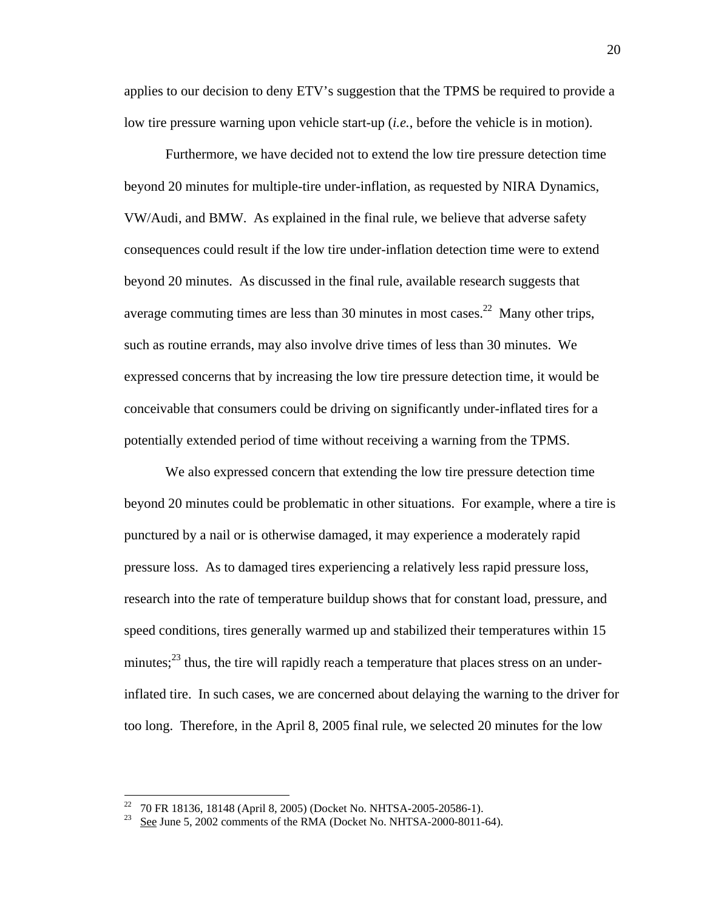applies to our decision to deny ETV's suggestion that the TPMS be required to provide a low tire pressure warning upon vehicle start-up (*i.e.*, before the vehicle is in motion).

Furthermore, we have decided not to extend the low tire pressure detection time beyond 20 minutes for multiple-tire under-inflation, as requested by NIRA Dynamics, VW/Audi, and BMW. As explained in the final rule, we believe that adverse safety consequences could result if the low tire under-inflation detection time were to extend beyond 20 minutes. As discussed in the final rule, available research suggests that average commuting times are less than 30 minutes in most cases.[22] Many other trips, such as routine errands, may also involve drive times of less than 30 minutes. We expressed concerns that by increasing the low tire pressure detection time, it would be conceivable that consumers could be driving on significantly under-inflated tires for a potentially extended period of time without receiving a warning from the TPMS.

We also expressed concern that extending the low tire pressure detection time beyond 20 minutes could be problematic in other situations. For example, where a tire is punctured by a nail or is otherwise damaged, it may experience a moderately rapid pressure loss. As to damaged tires experiencing a relatively less rapid pressure loss, research into the rate of temperature buildup shows that for constant load, pressure, and speed conditions, tires generally warmed up and stabilized their temperatures within 15 minutes;[23] thus, the tire will rapidly reach a temperature that places stress on an under-inflated tire. In such cases, we are concerned about delaying the warning to the driver for too long. Therefore, in the April 8, 2005 final rule, we selected 20 minutes for the low

---

[22] 70 FR 18136, 18148 (April 8, 2005) (Docket No. NHTSA-2005-20586-1).

[23] See June 5, 2002 comments of the RMA (Docket No. NHTSA-2000-8011-64).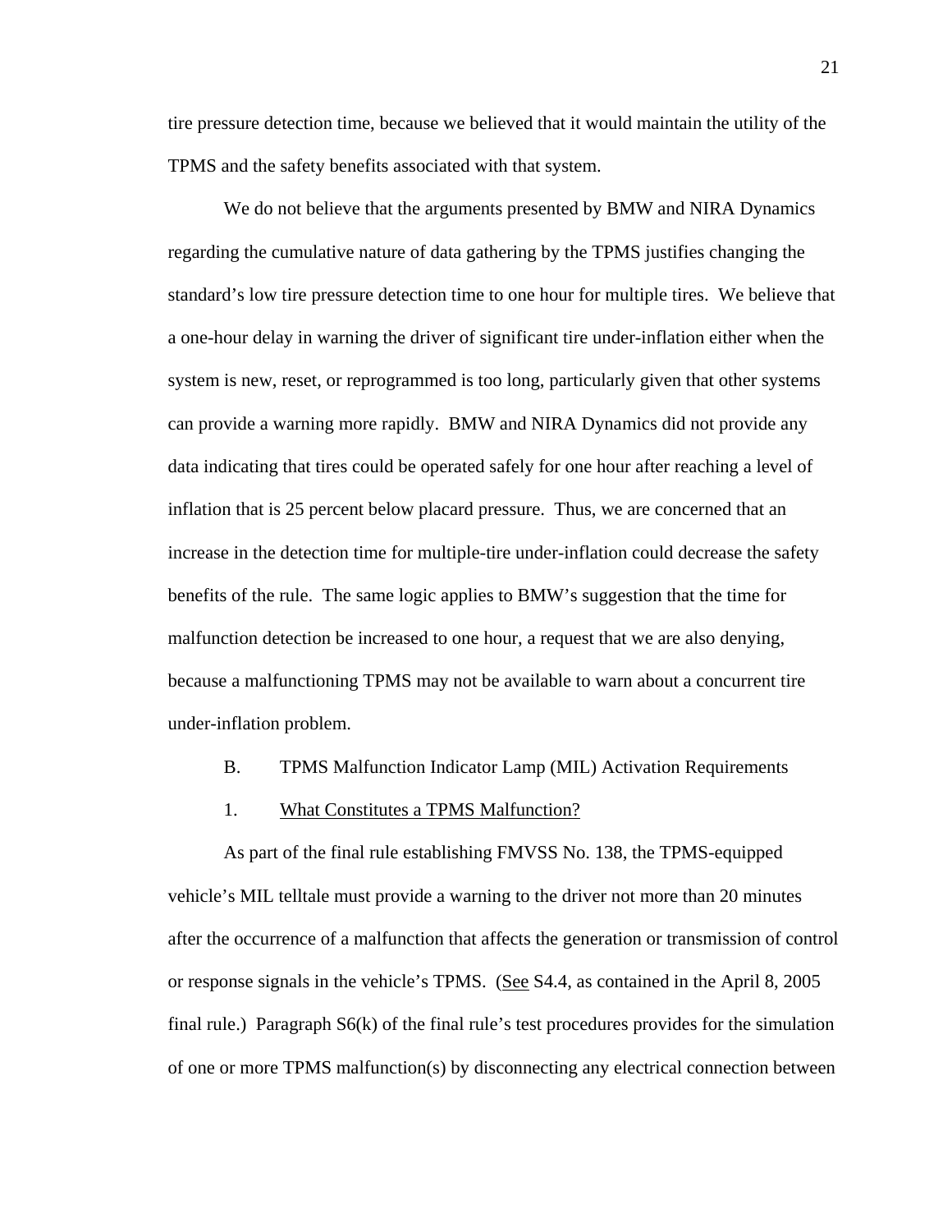tire pressure detection time, because we believed that it would maintain the utility of the TPMS and the safety benefits associated with that system.

We do not believe that the arguments presented by BMW and NIRA Dynamics regarding the cumulative nature of data gathering by the TPMS justifies changing the standard's low tire pressure detection time to one hour for multiple tires. We believe that a one-hour delay in warning the driver of significant tire under-inflation either when the system is new, reset, or reprogrammed is too long, particularly given that other systems can provide a warning more rapidly. BMW and NIRA Dynamics did not provide any data indicating that tires could be operated safely for one hour after reaching a level of inflation that is 25 percent below placard pressure. Thus, we are concerned that an increase in the detection time for multiple-tire under-inflation could decrease the safety benefits of the rule. The same logic applies to BMW's suggestion that the time for malfunction detection be increased to one hour, a request that we are also denying, because a malfunctioning TPMS may not be available to warn about a concurrent tire under-inflation problem.

### B. TPMS Malfunction Indicator Lamp (MIL) Activation Requirements

#### 1. What Constitutes a TPMS Malfunction?

As part of the final rule establishing FMVSS No. 138, the TPMS-equipped vehicle's MIL telltale must provide a warning to the driver not more than 20 minutes after the occurrence of a malfunction that affects the generation or transmission of control or response signals in the vehicle's TPMS. (See S4.4, as contained in the April 8, 2005 final rule.) Paragraph S6(k) of the final rule's test procedures provides for the simulation of one or more TPMS malfunction(s) by disconnecting any electrical connection between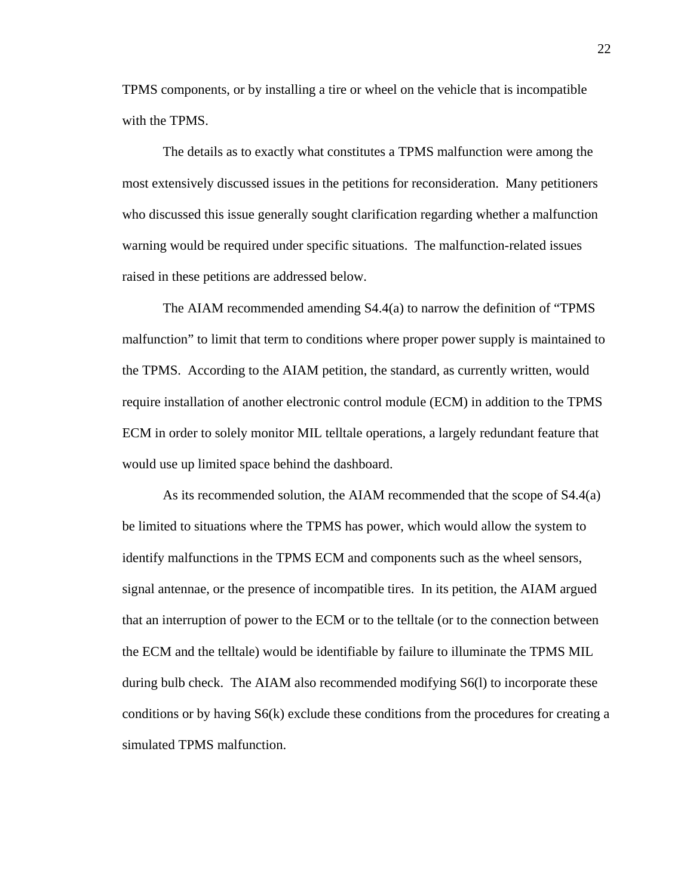TPMS components, or by installing a tire or wheel on the vehicle that is incompatible with the TPMS.

The details as to exactly what constitutes a TPMS malfunction were among the most extensively discussed issues in the petitions for reconsideration. Many petitioners who discussed this issue generally sought clarification regarding whether a malfunction warning would be required under specific situations. The malfunction-related issues raised in these petitions are addressed below.

The AIAM recommended amending S4.4(a) to narrow the definition of "TPMS malfunction" to limit that term to conditions where proper power supply is maintained to the TPMS. According to the AIAM petition, the standard, as currently written, would require installation of another electronic control module (ECM) in addition to the TPMS ECM in order to solely monitor MIL telltale operations, a largely redundant feature that would use up limited space behind the dashboard.

As its recommended solution, the AIAM recommended that the scope of S4.4(a) be limited to situations where the TPMS has power, which would allow the system to identify malfunctions in the TPMS ECM and components such as the wheel sensors, signal antennae, or the presence of incompatible tires. In its petition, the AIAM argued that an interruption of power to the ECM or to the telltale (or to the connection between the ECM and the telltale) would be identifiable by failure to illuminate the TPMS MIL during bulb check. The AIAM also recommended modifying S6(l) to incorporate these conditions or by having S6(k) exclude these conditions from the procedures for creating a simulated TPMS malfunction.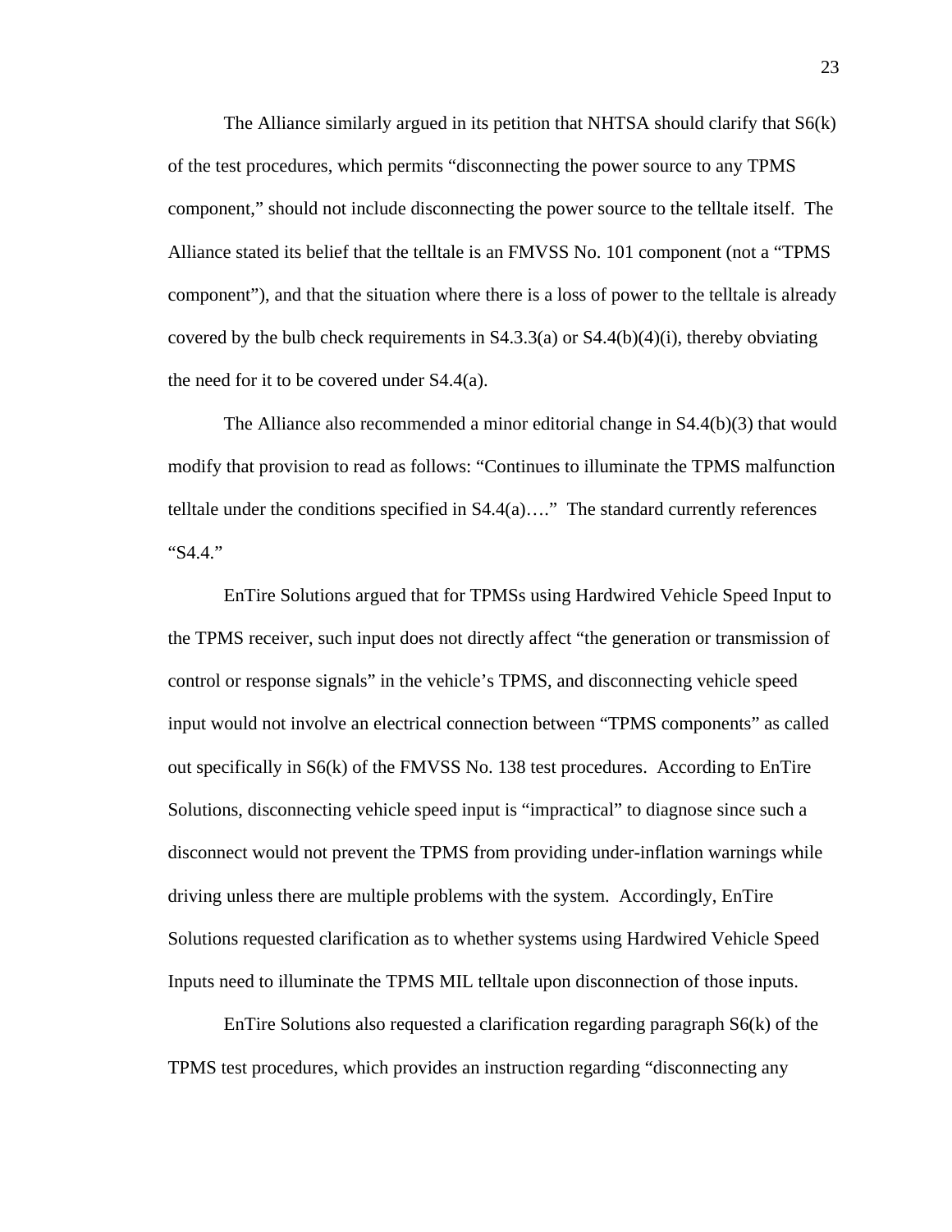The Alliance similarly argued in its petition that NHTSA should clarify that S6(k) of the test procedures, which permits "disconnecting the power source to any TPMS component," should not include disconnecting the power source to the telltale itself. The Alliance stated its belief that the telltale is an FMVSS No. 101 component (not a "TPMS component"), and that the situation where there is a loss of power to the telltale is already covered by the bulb check requirements in S4.3.3(a) or S4.4(b)(4)(i), thereby obviating the need for it to be covered under S4.4(a).

The Alliance also recommended a minor editorial change in S4.4(b)(3) that would modify that provision to read as follows: "Continues to illuminate the TPMS malfunction telltale under the conditions specified in S4.4(a)…." The standard currently references "S4.4."

EnTire Solutions argued that for TPMSs using Hardwired Vehicle Speed Input to the TPMS receiver, such input does not directly affect "the generation or transmission of control or response signals" in the vehicle's TPMS, and disconnecting vehicle speed input would not involve an electrical connection between "TPMS components" as called out specifically in S6(k) of the FMVSS No. 138 test procedures. According to EnTire Solutions, disconnecting vehicle speed input is "impractical" to diagnose since such a disconnect would not prevent the TPMS from providing under-inflation warnings while driving unless there are multiple problems with the system. Accordingly, EnTire Solutions requested clarification as to whether systems using Hardwired Vehicle Speed Inputs need to illuminate the TPMS MIL telltale upon disconnection of those inputs.

EnTire Solutions also requested a clarification regarding paragraph S6(k) of the TPMS test procedures, which provides an instruction regarding "disconnecting any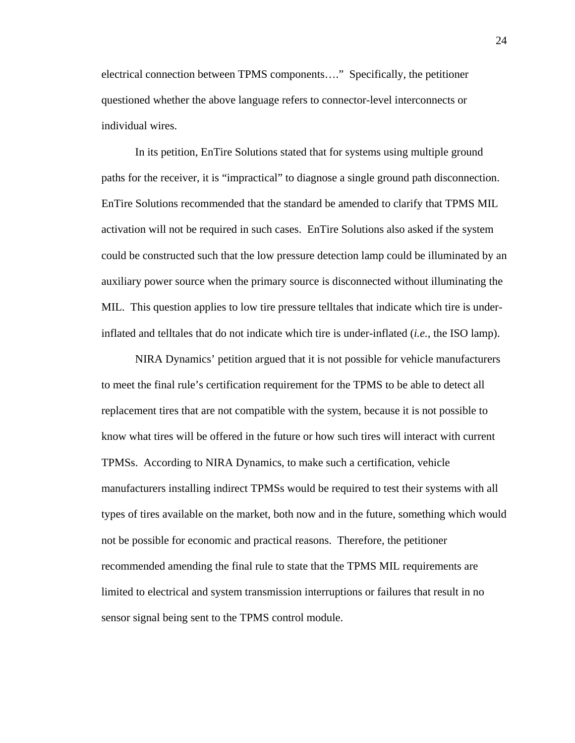electrical connection between TPMS components…." Specifically, the petitioner questioned whether the above language refers to connector-level interconnects or individual wires.

In its petition, EnTire Solutions stated that for systems using multiple ground paths for the receiver, it is "impractical" to diagnose a single ground path disconnection. EnTire Solutions recommended that the standard be amended to clarify that TPMS MIL activation will not be required in such cases. EnTire Solutions also asked if the system could be constructed such that the low pressure detection lamp could be illuminated by an auxiliary power source when the primary source is disconnected without illuminating the MIL. This question applies to low tire pressure telltales that indicate which tire is under-inflated and telltales that do not indicate which tire is under-inflated (*i.e.*, the ISO lamp).

NIRA Dynamics' petition argued that it is not possible for vehicle manufacturers to meet the final rule's certification requirement for the TPMS to be able to detect all replacement tires that are not compatible with the system, because it is not possible to know what tires will be offered in the future or how such tires will interact with current TPMSs. According to NIRA Dynamics, to make such a certification, vehicle manufacturers installing indirect TPMSs would be required to test their systems with all types of tires available on the market, both now and in the future, something which would not be possible for economic and practical reasons. Therefore, the petitioner recommended amending the final rule to state that the TPMS MIL requirements are limited to electrical and system transmission interruptions or failures that result in no sensor signal being sent to the TPMS control module.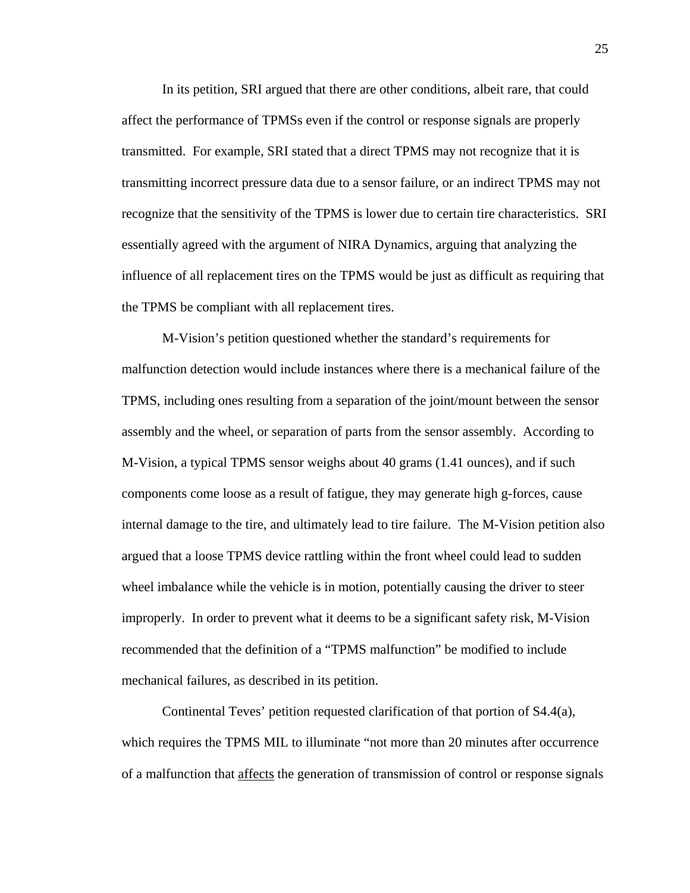In its petition, SRI argued that there are other conditions, albeit rare, that could affect the performance of TPMSs even if the control or response signals are properly transmitted. For example, SRI stated that a direct TPMS may not recognize that it is transmitting incorrect pressure data due to a sensor failure, or an indirect TPMS may not recognize that the sensitivity of the TPMS is lower due to certain tire characteristics. SRI essentially agreed with the argument of NIRA Dynamics, arguing that analyzing the influence of all replacement tires on the TPMS would be just as difficult as requiring that the TPMS be compliant with all replacement tires.

M-Vision's petition questioned whether the standard's requirements for malfunction detection would include instances where there is a mechanical failure of the TPMS, including ones resulting from a separation of the joint/mount between the sensor assembly and the wheel, or separation of parts from the sensor assembly. According to M-Vision, a typical TPMS sensor weighs about 40 grams (1.41 ounces), and if such components come loose as a result of fatigue, they may generate high g-forces, cause internal damage to the tire, and ultimately lead to tire failure. The M-Vision petition also argued that a loose TPMS device rattling within the front wheel could lead to sudden wheel imbalance while the vehicle is in motion, potentially causing the driver to steer improperly. In order to prevent what it deems to be a significant safety risk, M-Vision recommended that the definition of a "TPMS malfunction" be modified to include mechanical failures, as described in its petition.

Continental Teves' petition requested clarification of that portion of S4.4(a), which requires the TPMS MIL to illuminate "not more than 20 minutes after occurrence of a malfunction that <u>affects</u> the generation of transmission of control or response signals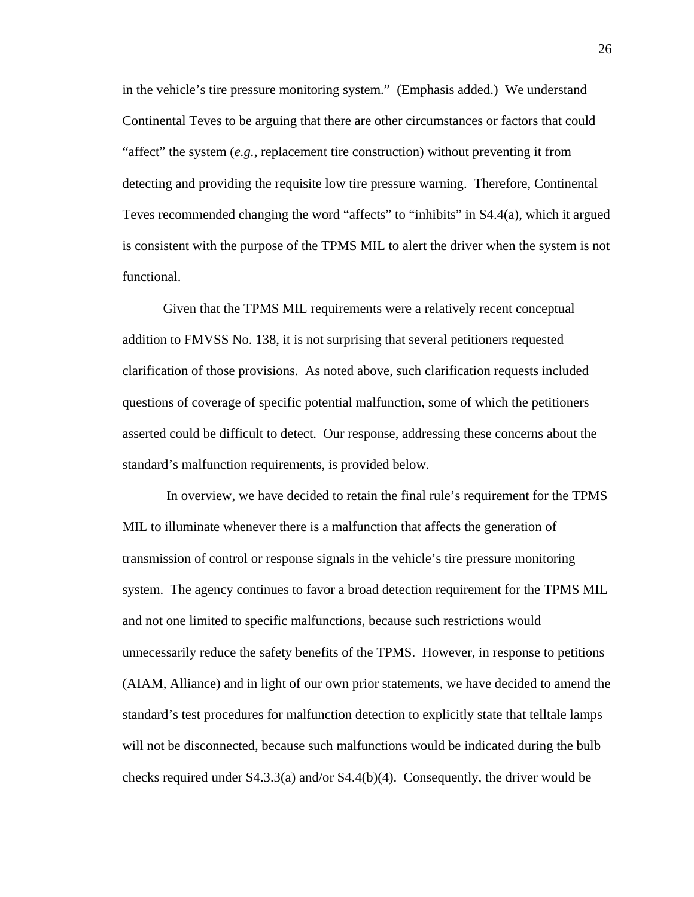in the vehicle's tire pressure monitoring system." (Emphasis added.) We understand Continental Teves to be arguing that there are other circumstances or factors that could "affect" the system (*e.g.*, replacement tire construction) without preventing it from detecting and providing the requisite low tire pressure warning. Therefore, Continental Teves recommended changing the word "affects" to "inhibits" in S4.4(a), which it argued is consistent with the purpose of the TPMS MIL to alert the driver when the system is not functional.

Given that the TPMS MIL requirements were a relatively recent conceptual addition to FMVSS No. 138, it is not surprising that several petitioners requested clarification of those provisions. As noted above, such clarification requests included questions of coverage of specific potential malfunction, some of which the petitioners asserted could be difficult to detect. Our response, addressing these concerns about the standard's malfunction requirements, is provided below.

In overview, we have decided to retain the final rule's requirement for the TPMS MIL to illuminate whenever there is a malfunction that affects the generation of transmission of control or response signals in the vehicle's tire pressure monitoring system. The agency continues to favor a broad detection requirement for the TPMS MIL and not one limited to specific malfunctions, because such restrictions would unnecessarily reduce the safety benefits of the TPMS. However, in response to petitions (AIAM, Alliance) and in light of our own prior statements, we have decided to amend the standard's test procedures for malfunction detection to explicitly state that telltale lamps will not be disconnected, because such malfunctions would be indicated during the bulb checks required under S4.3.3(a) and/or S4.4(b)(4). Consequently, the driver would be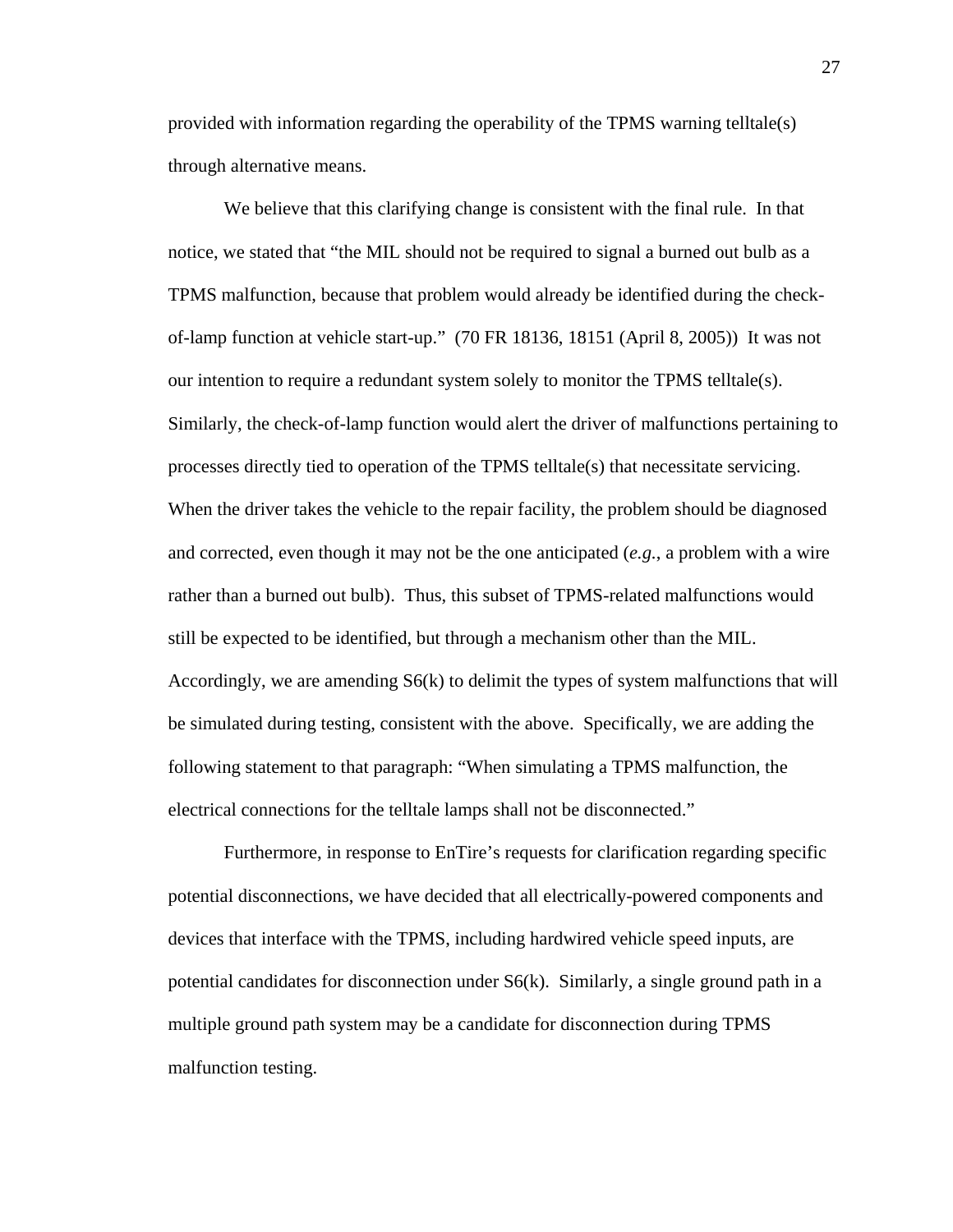provided with information regarding the operability of the TPMS warning telltale(s) through alternative means.

We believe that this clarifying change is consistent with the final rule. In that notice, we stated that "the MIL should not be required to signal a burned out bulb as a TPMS malfunction, because that problem would already be identified during the check-of-lamp function at vehicle start-up." (70 FR 18136, 18151 (April 8, 2005)) It was not our intention to require a redundant system solely to monitor the TPMS telltale(s). Similarly, the check-of-lamp function would alert the driver of malfunctions pertaining to processes directly tied to operation of the TPMS telltale(s) that necessitate servicing. When the driver takes the vehicle to the repair facility, the problem should be diagnosed and corrected, even though it may not be the one anticipated (*e.g.*, a problem with a wire rather than a burned out bulb). Thus, this subset of TPMS-related malfunctions would still be expected to be identified, but through a mechanism other than the MIL. Accordingly, we are amending S6(k) to delimit the types of system malfunctions that will be simulated during testing, consistent with the above. Specifically, we are adding the following statement to that paragraph: "When simulating a TPMS malfunction, the electrical connections for the telltale lamps shall not be disconnected."

Furthermore, in response to EnTire's requests for clarification regarding specific potential disconnections, we have decided that all electrically-powered components and devices that interface with the TPMS, including hardwired vehicle speed inputs, are potential candidates for disconnection under S6(k). Similarly, a single ground path in a multiple ground path system may be a candidate for disconnection during TPMS malfunction testing.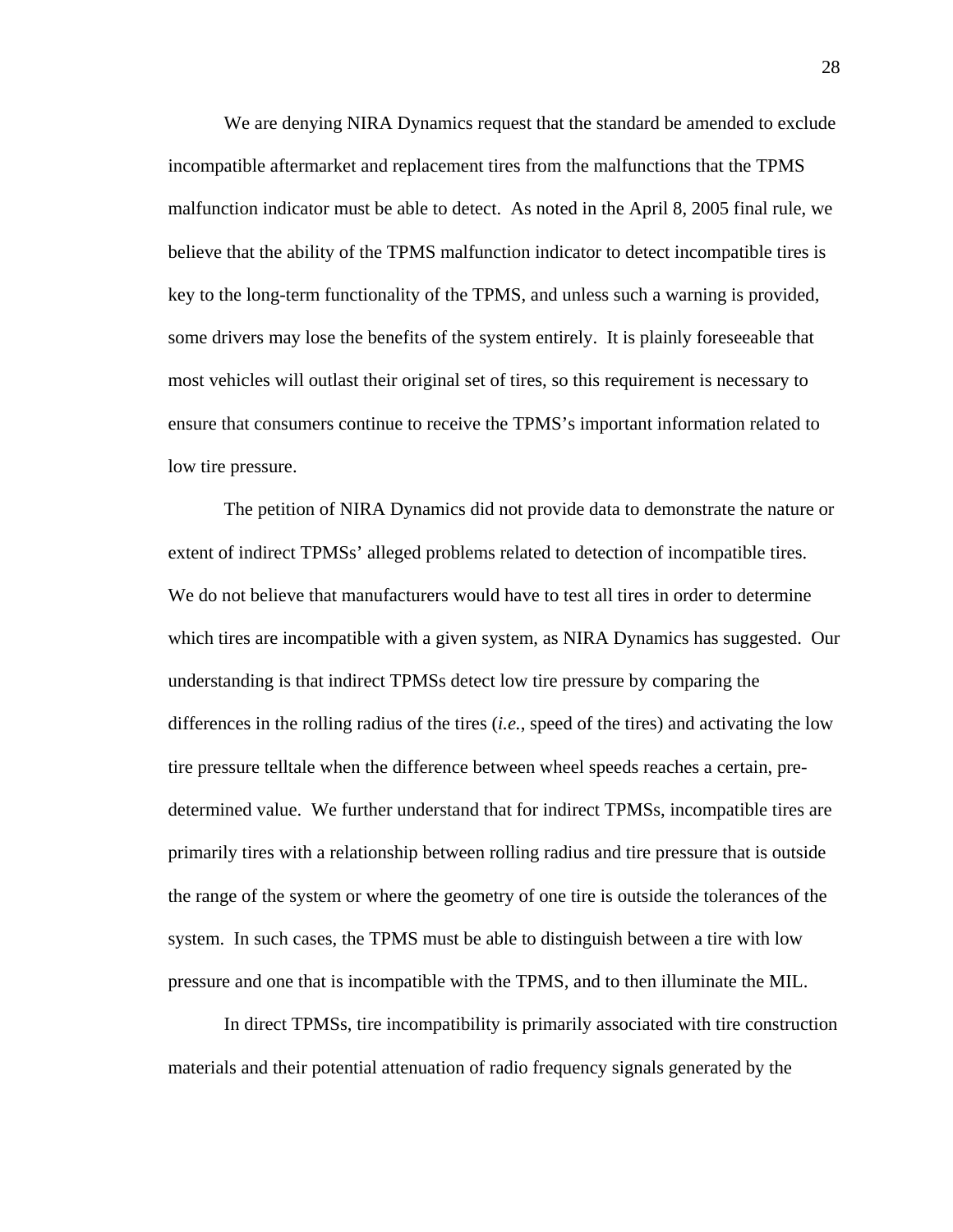We are denying NIRA Dynamics request that the standard be amended to exclude incompatible aftermarket and replacement tires from the malfunctions that the TPMS malfunction indicator must be able to detect. As noted in the April 8, 2005 final rule, we believe that the ability of the TPMS malfunction indicator to detect incompatible tires is key to the long-term functionality of the TPMS, and unless such a warning is provided, some drivers may lose the benefits of the system entirely. It is plainly foreseeable that most vehicles will outlast their original set of tires, so this requirement is necessary to ensure that consumers continue to receive the TPMS's important information related to low tire pressure.

The petition of NIRA Dynamics did not provide data to demonstrate the nature or extent of indirect TPMSs' alleged problems related to detection of incompatible tires. We do not believe that manufacturers would have to test all tires in order to determine which tires are incompatible with a given system, as NIRA Dynamics has suggested. Our understanding is that indirect TPMSs detect low tire pressure by comparing the differences in the rolling radius of the tires (*i.e.*, speed of the tires) and activating the low tire pressure telltale when the difference between wheel speeds reaches a certain, pre-determined value. We further understand that for indirect TPMSs, incompatible tires are primarily tires with a relationship between rolling radius and tire pressure that is outside the range of the system or where the geometry of one tire is outside the tolerances of the system. In such cases, the TPMS must be able to distinguish between a tire with low pressure and one that is incompatible with the TPMS, and to then illuminate the MIL.

In direct TPMSs, tire incompatibility is primarily associated with tire construction materials and their potential attenuation of radio frequency signals generated by the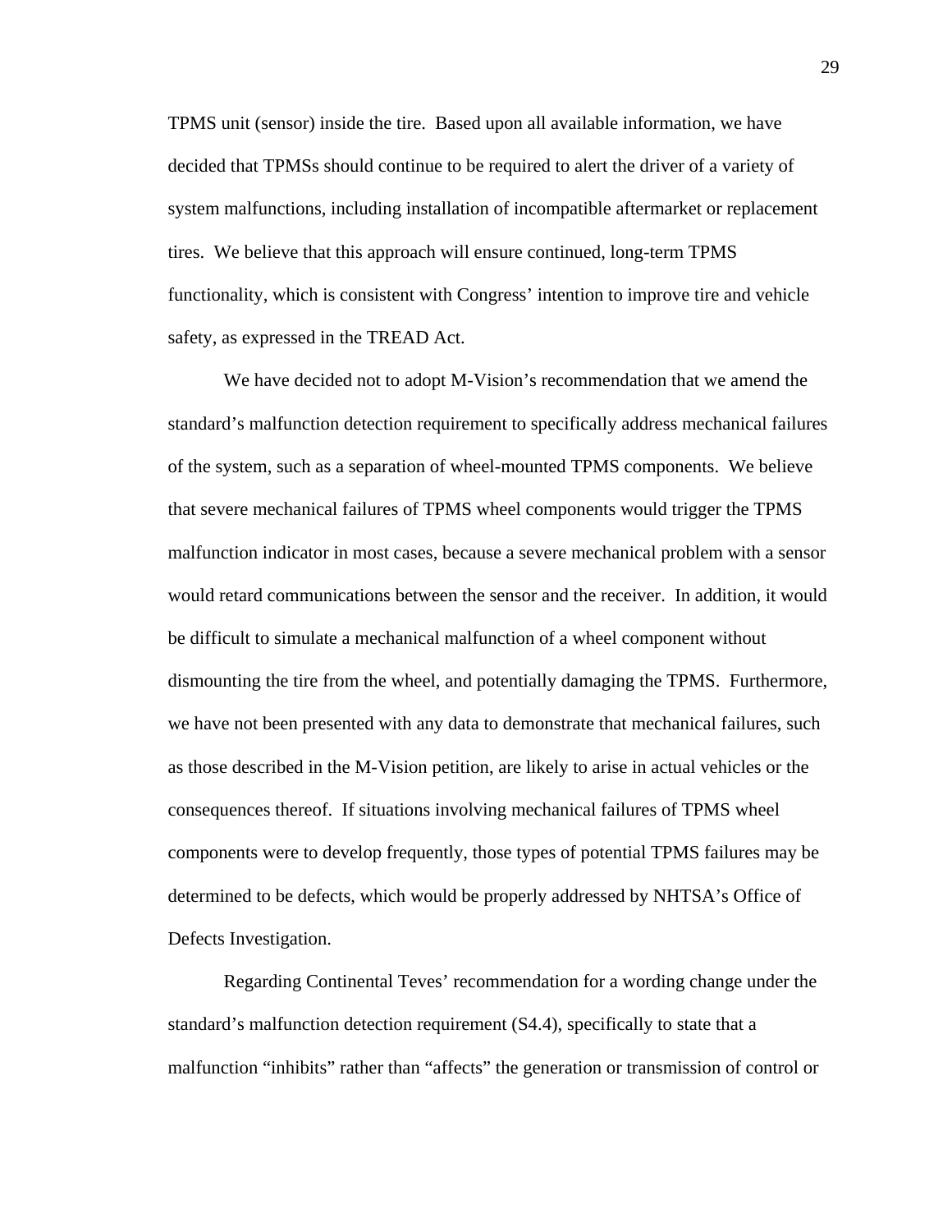TPMS unit (sensor) inside the tire. Based upon all available information, we have decided that TPMSs should continue to be required to alert the driver of a variety of system malfunctions, including installation of incompatible aftermarket or replacement tires. We believe that this approach will ensure continued, long-term TPMS functionality, which is consistent with Congress' intention to improve tire and vehicle safety, as expressed in the TREAD Act.

We have decided not to adopt M-Vision's recommendation that we amend the standard's malfunction detection requirement to specifically address mechanical failures of the system, such as a separation of wheel-mounted TPMS components. We believe that severe mechanical failures of TPMS wheel components would trigger the TPMS malfunction indicator in most cases, because a severe mechanical problem with a sensor would retard communications between the sensor and the receiver. In addition, it would be difficult to simulate a mechanical malfunction of a wheel component without dismounting the tire from the wheel, and potentially damaging the TPMS. Furthermore, we have not been presented with any data to demonstrate that mechanical failures, such as those described in the M-Vision petition, are likely to arise in actual vehicles or the consequences thereof. If situations involving mechanical failures of TPMS wheel components were to develop frequently, those types of potential TPMS failures may be determined to be defects, which would be properly addressed by NHTSA's Office of Defects Investigation.

Regarding Continental Teves' recommendation for a wording change under the standard's malfunction detection requirement (S4.4), specifically to state that a malfunction "inhibits" rather than "affects" the generation or transmission of control or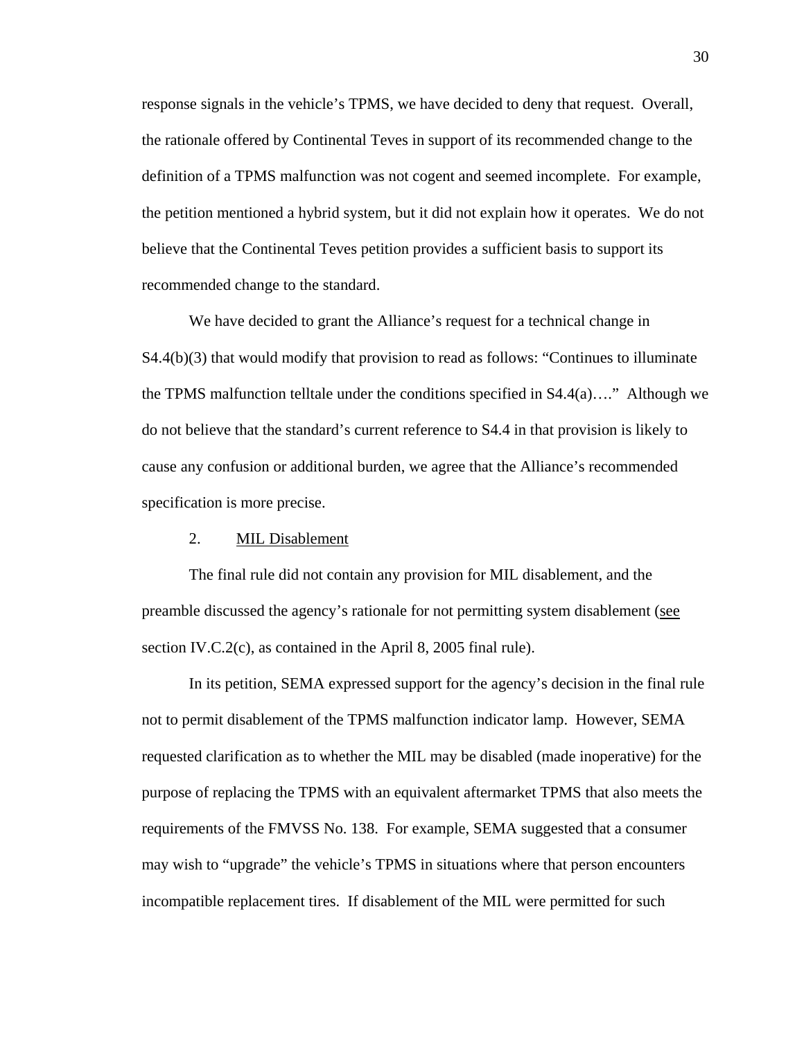response signals in the vehicle's TPMS, we have decided to deny that request. Overall, the rationale offered by Continental Teves in support of its recommended change to the definition of a TPMS malfunction was not cogent and seemed incomplete. For example, the petition mentioned a hybrid system, but it did not explain how it operates. We do not believe that the Continental Teves petition provides a sufficient basis to support its recommended change to the standard.

We have decided to grant the Alliance's request for a technical change in S4.4(b)(3) that would modify that provision to read as follows: "Continues to illuminate the TPMS malfunction telltale under the conditions specified in S4.4(a)…." Although we do not believe that the standard's current reference to S4.4 in that provision is likely to cause any confusion or additional burden, we agree that the Alliance's recommended specification is more precise.

2. MIL Disablement

The final rule did not contain any provision for MIL disablement, and the preamble discussed the agency's rationale for not permitting system disablement (see section IV.C.2(c), as contained in the April 8, 2005 final rule).

In its petition, SEMA expressed support for the agency's decision in the final rule not to permit disablement of the TPMS malfunction indicator lamp. However, SEMA requested clarification as to whether the MIL may be disabled (made inoperative) for the purpose of replacing the TPMS with an equivalent aftermarket TPMS that also meets the requirements of the FMVSS No. 138. For example, SEMA suggested that a consumer may wish to "upgrade" the vehicle's TPMS in situations where that person encounters incompatible replacement tires. If disablement of the MIL were permitted for such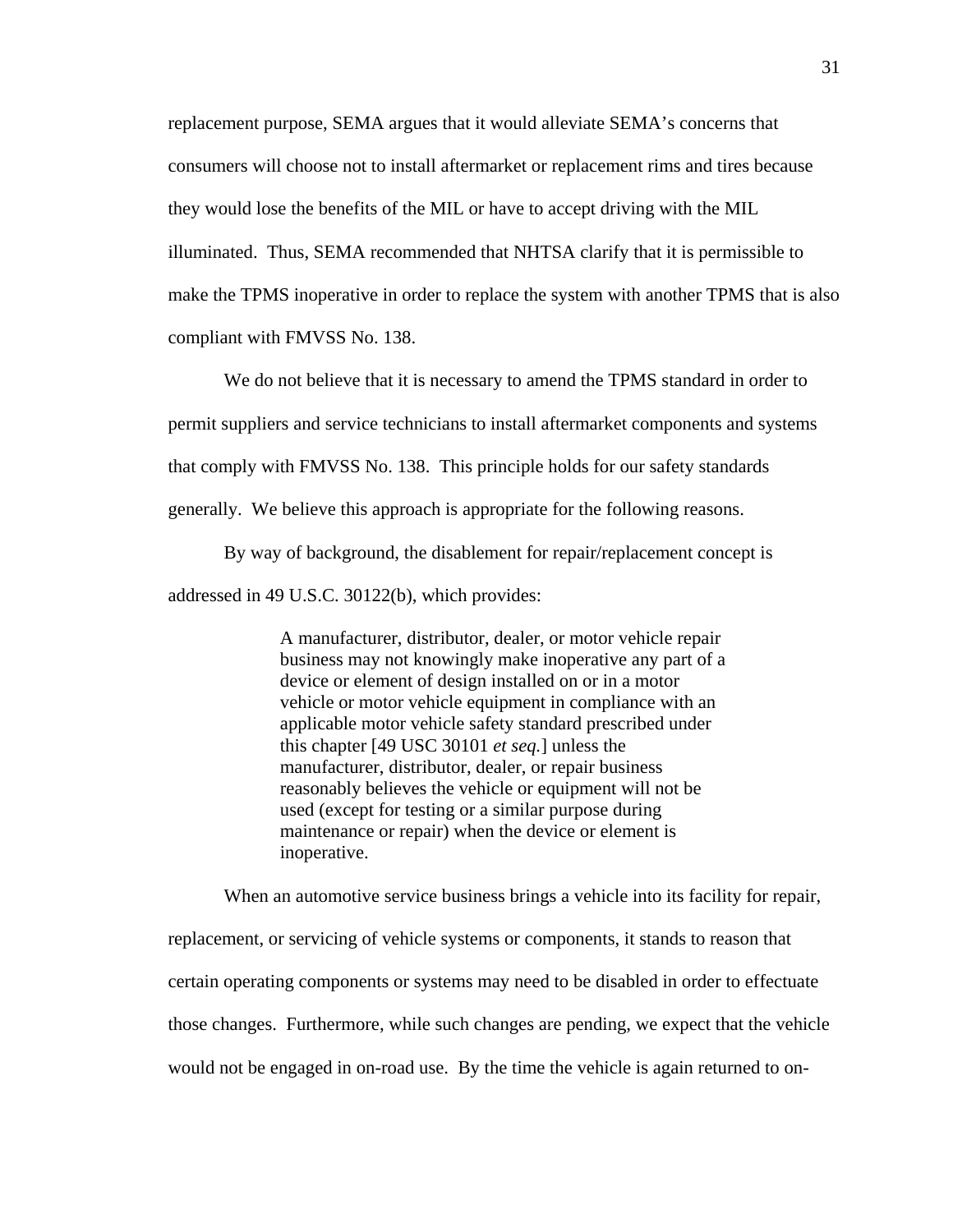replacement purpose, SEMA argues that it would alleviate SEMA's concerns that consumers will choose not to install aftermarket or replacement rims and tires because they would lose the benefits of the MIL or have to accept driving with the MIL illuminated. Thus, SEMA recommended that NHTSA clarify that it is permissible to make the TPMS inoperative in order to replace the system with another TPMS that is also compliant with FMVSS No. 138.

We do not believe that it is necessary to amend the TPMS standard in order to permit suppliers and service technicians to install aftermarket components and systems that comply with FMVSS No. 138. This principle holds for our safety standards generally. We believe this approach is appropriate for the following reasons.

By way of background, the disablement for repair/replacement concept is addressed in 49 U.S.C. 30122(b), which provides:

> A manufacturer, distributor, dealer, or motor vehicle repair business may not knowingly make inoperative any part of a device or element of design installed on or in a motor vehicle or motor vehicle equipment in compliance with an applicable motor vehicle safety standard prescribed under this chapter [49 USC 30101 *et seq.*] unless the manufacturer, distributor, dealer, or repair business reasonably believes the vehicle or equipment will not be used (except for testing or a similar purpose during maintenance or repair) when the device or element is inoperative.

When an automotive service business brings a vehicle into its facility for repair, replacement, or servicing of vehicle systems or components, it stands to reason that certain operating components or systems may need to be disabled in order to effectuate those changes. Furthermore, while such changes are pending, we expect that the vehicle would not be engaged in on-road use. By the time the vehicle is again returned to on-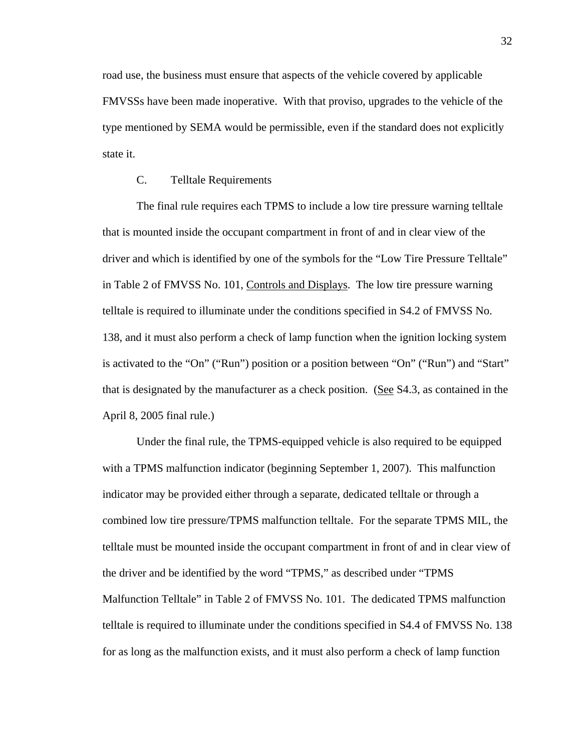road use, the business must ensure that aspects of the vehicle covered by applicable FMVSSs have been made inoperative. With that proviso, upgrades to the vehicle of the type mentioned by SEMA would be permissible, even if the standard does not explicitly state it.

### C. Telltale Requirements

The final rule requires each TPMS to include a low tire pressure warning telltale that is mounted inside the occupant compartment in front of and in clear view of the driver and which is identified by one of the symbols for the "Low Tire Pressure Telltale" in Table 2 of FMVSS No. 101, Controls and Displays. The low tire pressure warning telltale is required to illuminate under the conditions specified in S4.2 of FMVSS No. 138, and it must also perform a check of lamp function when the ignition locking system is activated to the "On" ("Run") position or a position between "On" ("Run") and "Start" that is designated by the manufacturer as a check position. (See S4.3, as contained in the April 8, 2005 final rule.)

Under the final rule, the TPMS-equipped vehicle is also required to be equipped with a TPMS malfunction indicator (beginning September 1, 2007). This malfunction indicator may be provided either through a separate, dedicated telltale or through a combined low tire pressure/TPMS malfunction telltale. For the separate TPMS MIL, the telltale must be mounted inside the occupant compartment in front of and in clear view of the driver and be identified by the word "TPMS," as described under "TPMS Malfunction Telltale" in Table 2 of FMVSS No. 101. The dedicated TPMS malfunction telltale is required to illuminate under the conditions specified in S4.4 of FMVSS No. 138 for as long as the malfunction exists, and it must also perform a check of lamp function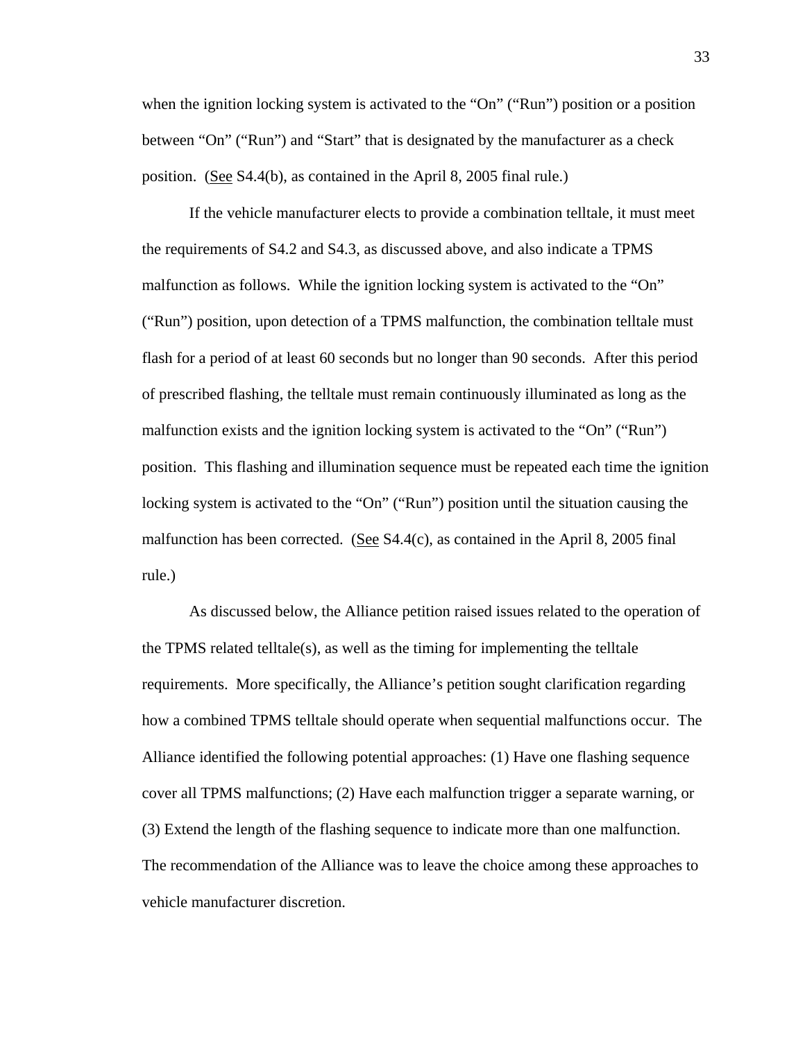when the ignition locking system is activated to the "On" ("Run") position or a position between "On" ("Run") and "Start" that is designated by the manufacturer as a check position. (See S4.4(b), as contained in the April 8, 2005 final rule.)

If the vehicle manufacturer elects to provide a combination telltale, it must meet the requirements of S4.2 and S4.3, as discussed above, and also indicate a TPMS malfunction as follows. While the ignition locking system is activated to the "On" ("Run") position, upon detection of a TPMS malfunction, the combination telltale must flash for a period of at least 60 seconds but no longer than 90 seconds. After this period of prescribed flashing, the telltale must remain continuously illuminated as long as the malfunction exists and the ignition locking system is activated to the "On" ("Run") position. This flashing and illumination sequence must be repeated each time the ignition locking system is activated to the "On" ("Run") position until the situation causing the malfunction has been corrected. (See S4.4(c), as contained in the April 8, 2005 final rule.)

As discussed below, the Alliance petition raised issues related to the operation of the TPMS related telltale(s), as well as the timing for implementing the telltale requirements. More specifically, the Alliance's petition sought clarification regarding how a combined TPMS telltale should operate when sequential malfunctions occur. The Alliance identified the following potential approaches: (1) Have one flashing sequence cover all TPMS malfunctions; (2) Have each malfunction trigger a separate warning, or (3) Extend the length of the flashing sequence to indicate more than one malfunction. The recommendation of the Alliance was to leave the choice among these approaches to vehicle manufacturer discretion.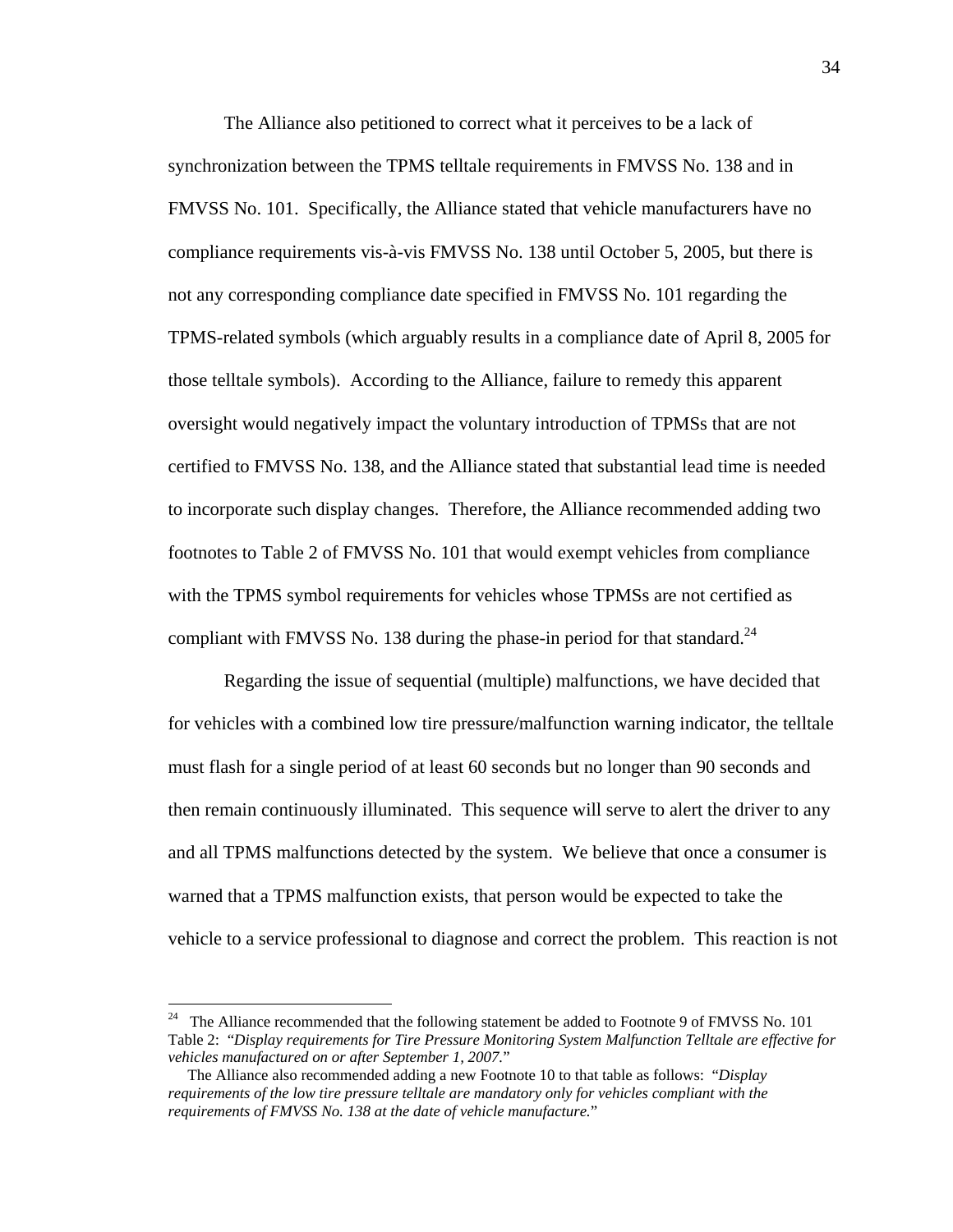The Alliance also petitioned to correct what it perceives to be a lack of synchronization between the TPMS telltale requirements in FMVSS No. 138 and in FMVSS No. 101. Specifically, the Alliance stated that vehicle manufacturers have no compliance requirements vis-à-vis FMVSS No. 138 until October 5, 2005, but there is not any corresponding compliance date specified in FMVSS No. 101 regarding the TPMS-related symbols (which arguably results in a compliance date of April 8, 2005 for those telltale symbols). According to the Alliance, failure to remedy this apparent oversight would negatively impact the voluntary introduction of TPMSs that are not certified to FMVSS No. 138, and the Alliance stated that substantial lead time is needed to incorporate such display changes. Therefore, the Alliance recommended adding two footnotes to Table 2 of FMVSS No. 101 that would exempt vehicles from compliance with the TPMS symbol requirements for vehicles whose TPMSs are not certified as compliant with FMVSS No. 138 during the phase-in period for that standard.[24]

Regarding the issue of sequential (multiple) malfunctions, we have decided that for vehicles with a combined low tire pressure/malfunction warning indicator, the telltale must flash for a single period of at least 60 seconds but no longer than 90 seconds and then remain continuously illuminated. This sequence will serve to alert the driver to any and all TPMS malfunctions detected by the system. We believe that once a consumer is warned that a TPMS malfunction exists, that person would be expected to take the vehicle to a service professional to diagnose and correct the problem. This reaction is not

---

[24] The Alliance recommended that the following statement be added to Footnote 9 of FMVSS No. 101 Table 2: "*Display requirements for Tire Pressure Monitoring System Malfunction Telltale are effective for vehicles manufactured on or after September 1, 2007.*"

The Alliance also recommended adding a new Footnote 10 to that table as follows: "*Display requirements of the low tire pressure telltale are mandatory only for vehicles compliant with the requirements of FMVSS No. 138 at the date of vehicle manufacture.*"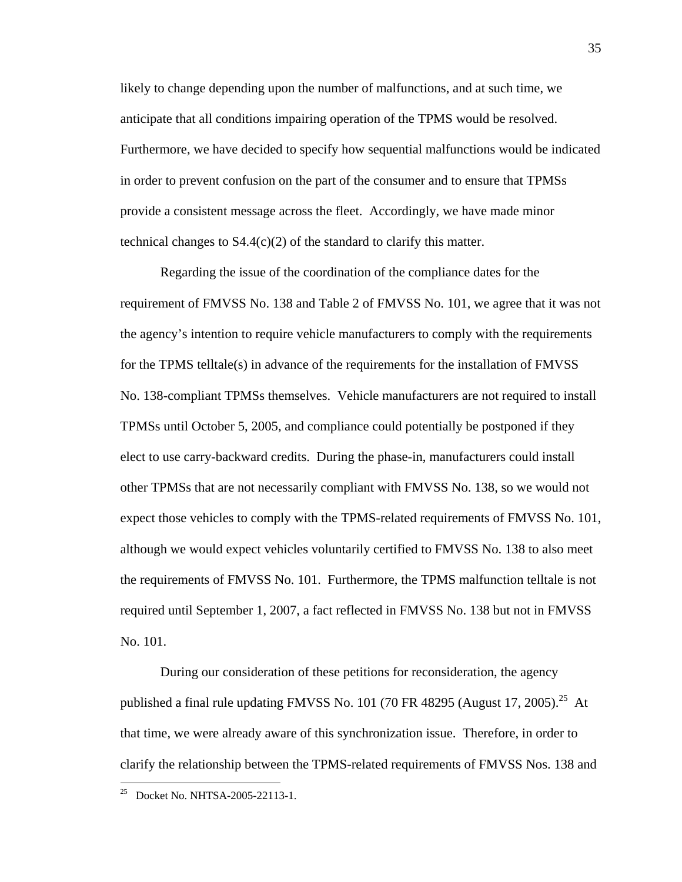likely to change depending upon the number of malfunctions, and at such time, we anticipate that all conditions impairing operation of the TPMS would be resolved. Furthermore, we have decided to specify how sequential malfunctions would be indicated in order to prevent confusion on the part of the consumer and to ensure that TPMSs provide a consistent message across the fleet. Accordingly, we have made minor technical changes to S4.4(c)(2) of the standard to clarify this matter.

Regarding the issue of the coordination of the compliance dates for the requirement of FMVSS No. 138 and Table 2 of FMVSS No. 101, we agree that it was not the agency's intention to require vehicle manufacturers to comply with the requirements for the TPMS telltale(s) in advance of the requirements for the installation of FMVSS No. 138-compliant TPMSs themselves. Vehicle manufacturers are not required to install TPMSs until October 5, 2005, and compliance could potentially be postponed if they elect to use carry-backward credits. During the phase-in, manufacturers could install other TPMSs that are not necessarily compliant with FMVSS No. 138, so we would not expect those vehicles to comply with the TPMS-related requirements of FMVSS No. 101, although we would expect vehicles voluntarily certified to FMVSS No. 138 to also meet the requirements of FMVSS No. 101. Furthermore, the TPMS malfunction telltale is not required until September 1, 2007, a fact reflected in FMVSS No. 138 but not in FMVSS No. 101.

During our consideration of these petitions for reconsideration, the agency published a final rule updating FMVSS No. 101 (70 FR 48295 (August 17, 2005).[25] At that time, we were already aware of this synchronization issue. Therefore, in order to clarify the relationship between the TPMS-related requirements of FMVSS Nos. 138 and

[25] Docket No. NHTSA-2005-22113-1.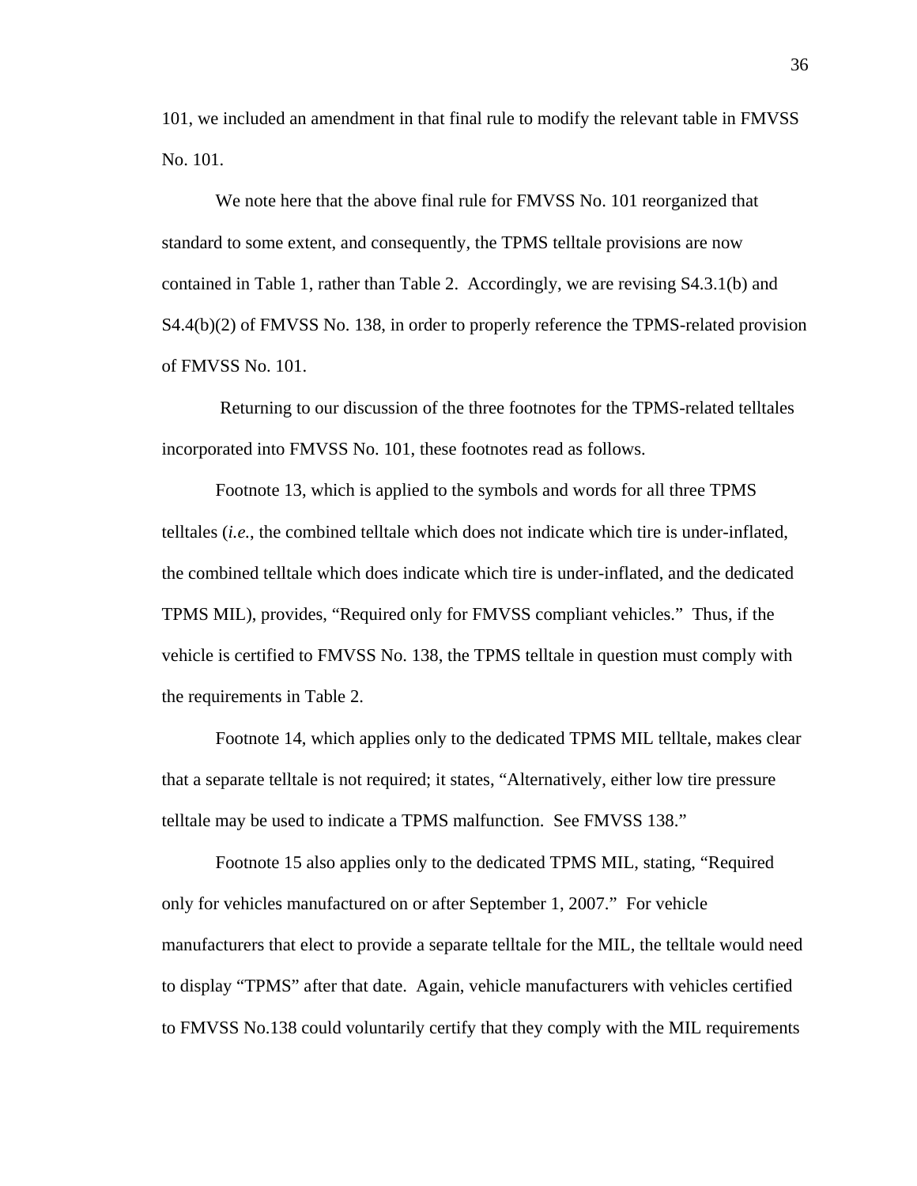101, we included an amendment in that final rule to modify the relevant table in FMVSS No. 101.

We note here that the above final rule for FMVSS No. 101 reorganized that standard to some extent, and consequently, the TPMS telltale provisions are now contained in Table 1, rather than Table 2. Accordingly, we are revising S4.3.1(b) and S4.4(b)(2) of FMVSS No. 138, in order to properly reference the TPMS-related provision of FMVSS No. 101.

Returning to our discussion of the three footnotes for the TPMS-related telltales incorporated into FMVSS No. 101, these footnotes read as follows.

Footnote 13, which is applied to the symbols and words for all three TPMS telltales (*i.e.*, the combined telltale which does not indicate which tire is under-inflated, the combined telltale which does indicate which tire is under-inflated, and the dedicated TPMS MIL), provides, "Required only for FMVSS compliant vehicles." Thus, if the vehicle is certified to FMVSS No. 138, the TPMS telltale in question must comply with the requirements in Table 2.

Footnote 14, which applies only to the dedicated TPMS MIL telltale, makes clear that a separate telltale is not required; it states, "Alternatively, either low tire pressure telltale may be used to indicate a TPMS malfunction. See FMVSS 138."

Footnote 15 also applies only to the dedicated TPMS MIL, stating, "Required only for vehicles manufactured on or after September 1, 2007." For vehicle manufacturers that elect to provide a separate telltale for the MIL, the telltale would need to display "TPMS" after that date. Again, vehicle manufacturers with vehicles certified to FMVSS No.138 could voluntarily certify that they comply with the MIL requirements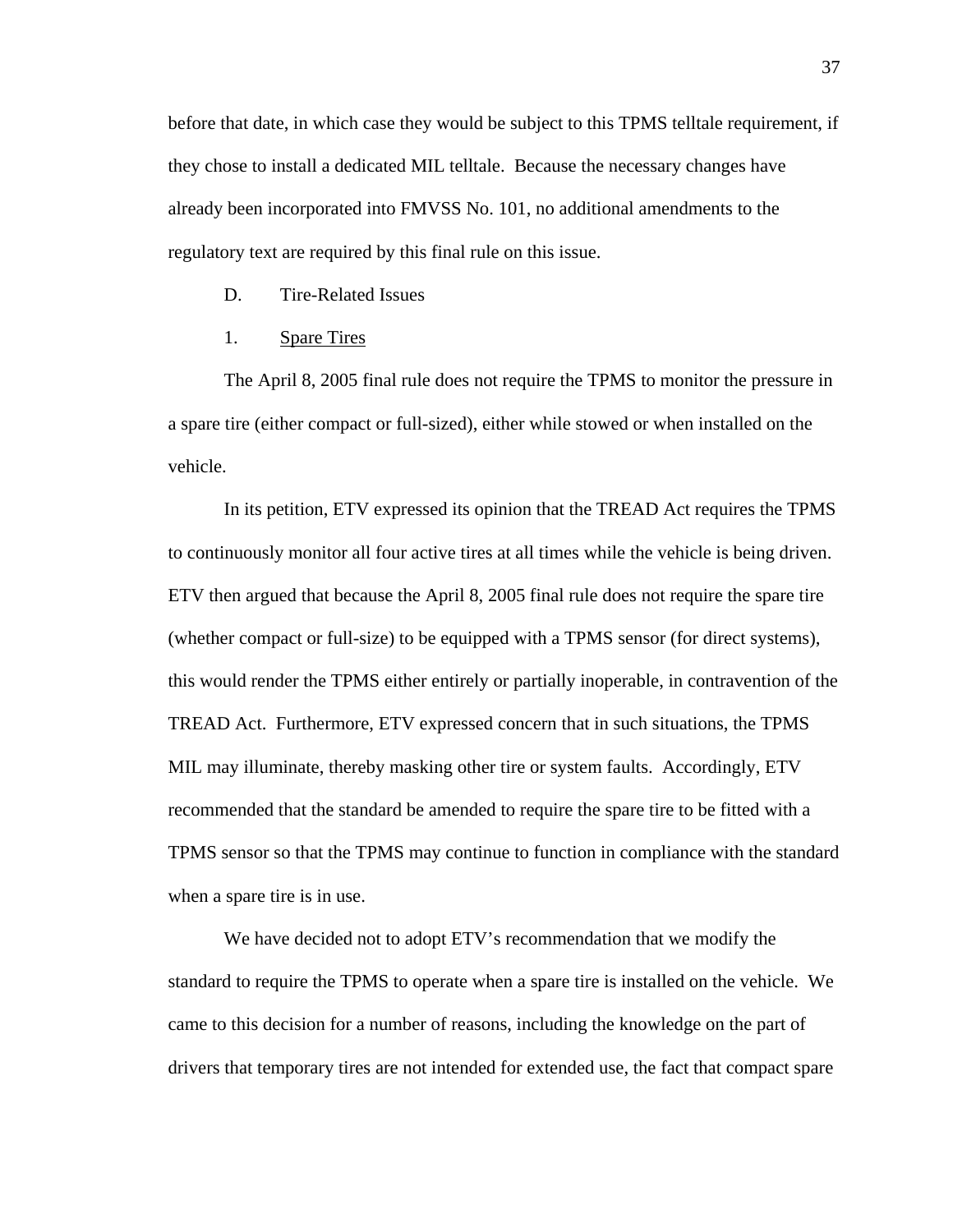before that date, in which case they would be subject to this TPMS telltale requirement, if they chose to install a dedicated MIL telltale. Because the necessary changes have already been incorporated into FMVSS No. 101, no additional amendments to the regulatory text are required by this final rule on this issue.

D. Tire-Related Issues

1. Spare Tires

The April 8, 2005 final rule does not require the TPMS to monitor the pressure in a spare tire (either compact or full-sized), either while stowed or when installed on the vehicle.

In its petition, ETV expressed its opinion that the TREAD Act requires the TPMS to continuously monitor all four active tires at all times while the vehicle is being driven. ETV then argued that because the April 8, 2005 final rule does not require the spare tire (whether compact or full-size) to be equipped with a TPMS sensor (for direct systems), this would render the TPMS either entirely or partially inoperable, in contravention of the TREAD Act. Furthermore, ETV expressed concern that in such situations, the TPMS MIL may illuminate, thereby masking other tire or system faults. Accordingly, ETV recommended that the standard be amended to require the spare tire to be fitted with a TPMS sensor so that the TPMS may continue to function in compliance with the standard when a spare tire is in use.

We have decided not to adopt ETV's recommendation that we modify the standard to require the TPMS to operate when a spare tire is installed on the vehicle. We came to this decision for a number of reasons, including the knowledge on the part of drivers that temporary tires are not intended for extended use, the fact that compact spare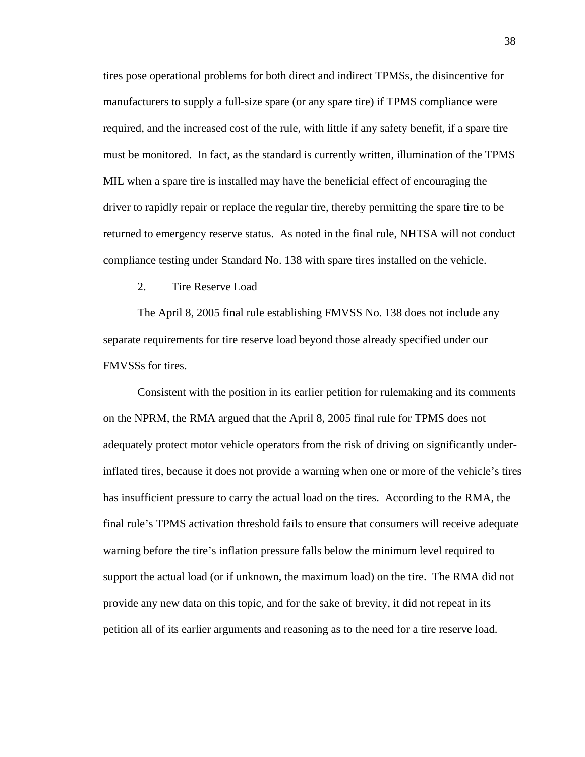tires pose operational problems for both direct and indirect TPMSs, the disincentive for manufacturers to supply a full-size spare (or any spare tire) if TPMS compliance were required, and the increased cost of the rule, with little if any safety benefit, if a spare tire must be monitored. In fact, as the standard is currently written, illumination of the TPMS MIL when a spare tire is installed may have the beneficial effect of encouraging the driver to rapidly repair or replace the regular tire, thereby permitting the spare tire to be returned to emergency reserve status. As noted in the final rule, NHTSA will not conduct compliance testing under Standard No. 138 with spare tires installed on the vehicle.

2. Tire Reserve Load

The April 8, 2005 final rule establishing FMVSS No. 138 does not include any separate requirements for tire reserve load beyond those already specified under our FMVSSs for tires.

Consistent with the position in its earlier petition for rulemaking and its comments on the NPRM, the RMA argued that the April 8, 2005 final rule for TPMS does not adequately protect motor vehicle operators from the risk of driving on significantly under-inflated tires, because it does not provide a warning when one or more of the vehicle's tires has insufficient pressure to carry the actual load on the tires. According to the RMA, the final rule's TPMS activation threshold fails to ensure that consumers will receive adequate warning before the tire's inflation pressure falls below the minimum level required to support the actual load (or if unknown, the maximum load) on the tire. The RMA did not provide any new data on this topic, and for the sake of brevity, it did not repeat in its petition all of its earlier arguments and reasoning as to the need for a tire reserve load.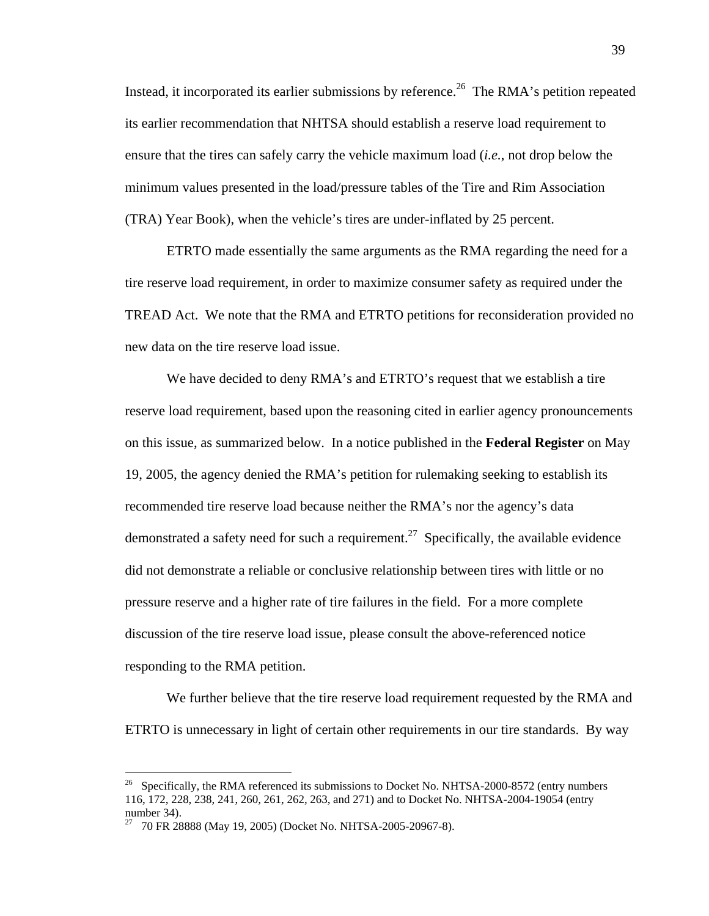Instead, it incorporated its earlier submissions by reference.[26] The RMA's petition repeated its earlier recommendation that NHTSA should establish a reserve load requirement to ensure that the tires can safely carry the vehicle maximum load (*i.e.*, not drop below the minimum values presented in the load/pressure tables of the Tire and Rim Association (TRA) Year Book), when the vehicle's tires are under-inflated by 25 percent.

ETRTO made essentially the same arguments as the RMA regarding the need for a tire reserve load requirement, in order to maximize consumer safety as required under the TREAD Act. We note that the RMA and ETRTO petitions for reconsideration provided no new data on the tire reserve load issue.

We have decided to deny RMA's and ETRTO's request that we establish a tire reserve load requirement, based upon the reasoning cited in earlier agency pronouncements on this issue, as summarized below. In a notice published in the **Federal Register** on May 19, 2005, the agency denied the RMA's petition for rulemaking seeking to establish its recommended tire reserve load because neither the RMA's nor the agency's data demonstrated a safety need for such a requirement.[27] Specifically, the available evidence did not demonstrate a reliable or conclusive relationship between tires with little or no pressure reserve and a higher rate of tire failures in the field. For a more complete discussion of the tire reserve load issue, please consult the above-referenced notice responding to the RMA petition.

We further believe that the tire reserve load requirement requested by the RMA and ETRTO is unnecessary in light of certain other requirements in our tire standards. By way

---

[26] Specifically, the RMA referenced its submissions to Docket No. NHTSA-2000-8572 (entry numbers 116, 172, 228, 238, 241, 260, 261, 262, 263, and 271) and to Docket No. NHTSA-2004-19054 (entry number 34).

[27] 70 FR 28888 (May 19, 2005) (Docket No. NHTSA-2005-20967-8).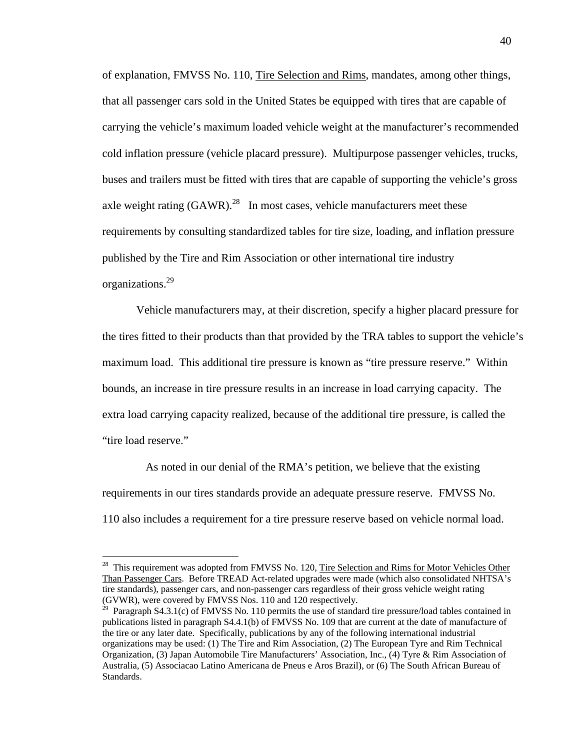of explanation, FMVSS No. 110, Tire Selection and Rims, mandates, among other things, that all passenger cars sold in the United States be equipped with tires that are capable of carrying the vehicle's maximum loaded vehicle weight at the manufacturer's recommended cold inflation pressure (vehicle placard pressure). Multipurpose passenger vehicles, trucks, buses and trailers must be fitted with tires that are capable of supporting the vehicle's gross axle weight rating (GAWR).[28] In most cases, vehicle manufacturers meet these requirements by consulting standardized tables for tire size, loading, and inflation pressure published by the Tire and Rim Association or other international tire industry organizations.[29]

Vehicle manufacturers may, at their discretion, specify a higher placard pressure for the tires fitted to their products than that provided by the TRA tables to support the vehicle's maximum load. This additional tire pressure is known as "tire pressure reserve." Within bounds, an increase in tire pressure results in an increase in load carrying capacity. The extra load carrying capacity realized, because of the additional tire pressure, is called the "tire load reserve."

As noted in our denial of the RMA's petition, we believe that the existing requirements in our tires standards provide an adequate pressure reserve. FMVSS No. 110 also includes a requirement for a tire pressure reserve based on vehicle normal load.

---

[28] This requirement was adopted from FMVSS No. 120, Tire Selection and Rims for Motor Vehicles Other Than Passenger Cars. Before TREAD Act-related upgrades were made (which also consolidated NHTSA's tire standards), passenger cars, and non-passenger cars regardless of their gross vehicle weight rating (GVWR), were covered by FMVSS Nos. 110 and 120 respectively.

[29] Paragraph S4.3.1(c) of FMVSS No. 110 permits the use of standard tire pressure/load tables contained in publications listed in paragraph S4.4.1(b) of FMVSS No. 109 that are current at the date of manufacture of the tire or any later date. Specifically, publications by any of the following international industrial organizations may be used: (1) The Tire and Rim Association, (2) The European Tyre and Rim Technical Organization, (3) Japan Automobile Tire Manufacturers' Association, Inc., (4) Tyre & Rim Association of Australia, (5) Associacao Latino Americana de Pneus e Aros Brazil), or (6) The South African Bureau of Standards.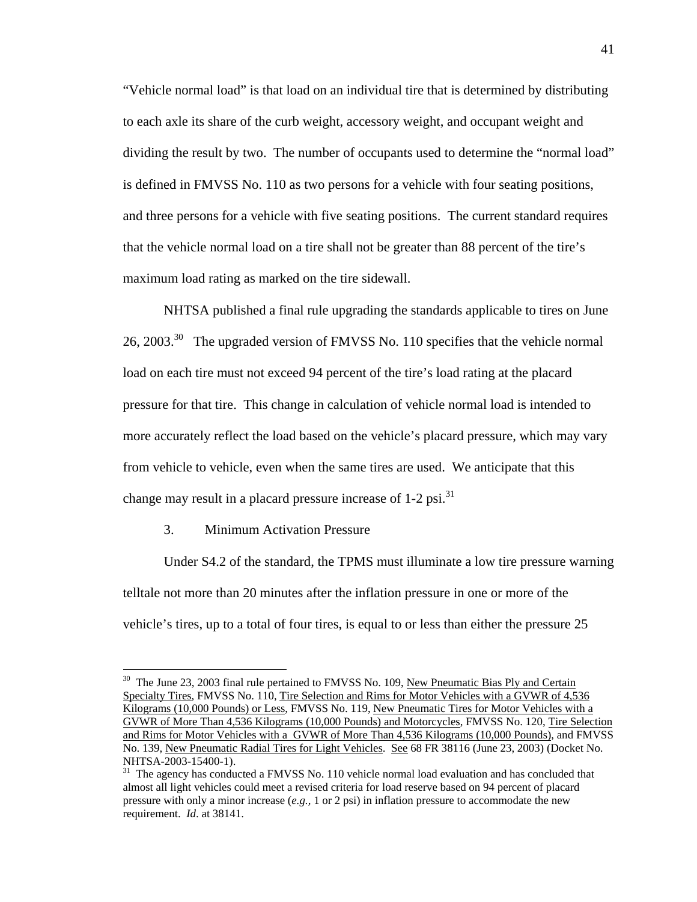"Vehicle normal load" is that load on an individual tire that is determined by distributing to each axle its share of the curb weight, accessory weight, and occupant weight and dividing the result by two. The number of occupants used to determine the "normal load" is defined in FMVSS No. 110 as two persons for a vehicle with four seating positions, and three persons for a vehicle with five seating positions. The current standard requires that the vehicle normal load on a tire shall not be greater than 88 percent of the tire's maximum load rating as marked on the tire sidewall.

NHTSA published a final rule upgrading the standards applicable to tires on June 26, 2003.[30] The upgraded version of FMVSS No. 110 specifies that the vehicle normal load on each tire must not exceed 94 percent of the tire's load rating at the placard pressure for that tire. This change in calculation of vehicle normal load is intended to more accurately reflect the load based on the vehicle's placard pressure, which may vary from vehicle to vehicle, even when the same tires are used. We anticipate that this change may result in a placard pressure increase of 1-2 psi.[31]

3. Minimum Activation Pressure

Under S4.2 of the standard, the TPMS must illuminate a low tire pressure warning telltale not more than 20 minutes after the inflation pressure in one or more of the vehicle's tires, up to a total of four tires, is equal to or less than either the pressure 25

---

[30] The June 23, 2003 final rule pertained to FMVSS No. 109, New Pneumatic Bias Ply and Certain Specialty Tires, FMVSS No. 110, Tire Selection and Rims for Motor Vehicles with a GVWR of 4,536 Kilograms (10,000 Pounds) or Less, FMVSS No. 119, New Pneumatic Tires for Motor Vehicles with a GVWR of More Than 4,536 Kilograms (10,000 Pounds) and Motorcycles, FMVSS No. 120, Tire Selection and Rims for Motor Vehicles with a GVWR of More Than 4,536 Kilograms (10,000 Pounds), and FMVSS No. 139, New Pneumatic Radial Tires for Light Vehicles. See 68 FR 38116 (June 23, 2003) (Docket No. NHTSA-2003-15400-1).

[31] The agency has conducted a FMVSS No. 110 vehicle normal load evaluation and has concluded that almost all light vehicles could meet a revised criteria for load reserve based on 94 percent of placard pressure with only a minor increase (*e.g.*, 1 or 2 psi) in inflation pressure to accommodate the new requirement. *Id*. at 38141.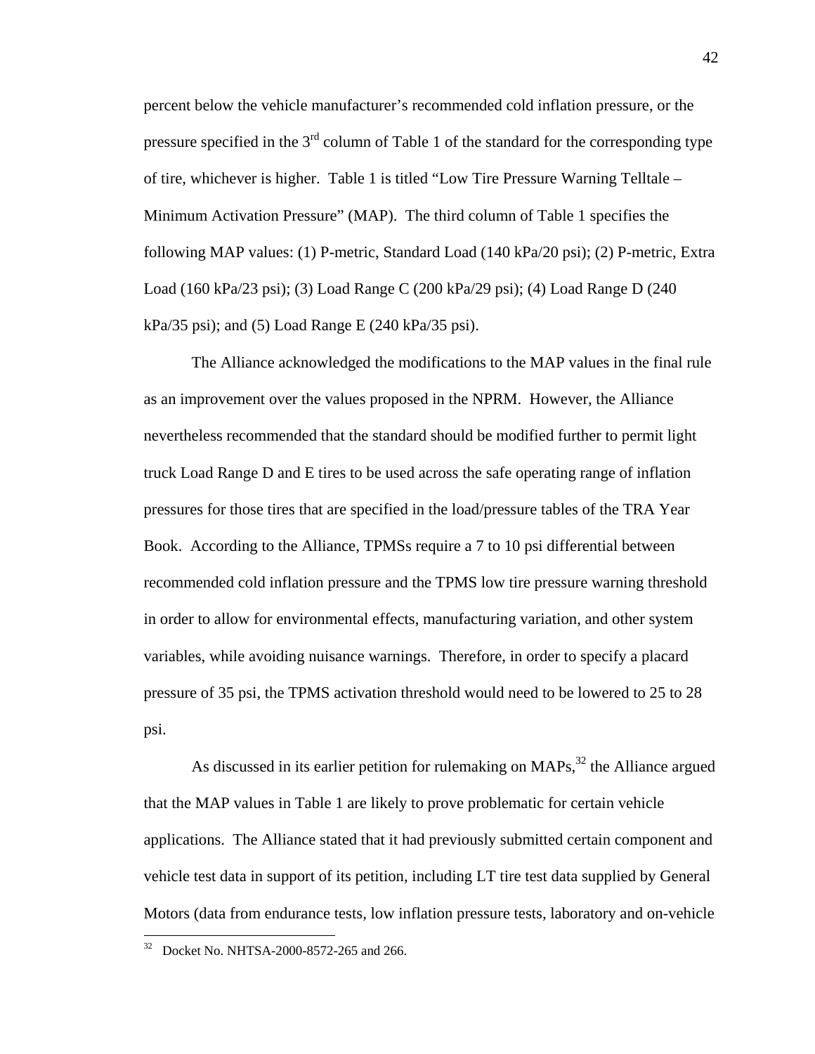percent below the vehicle manufacturer's recommended cold inflation pressure, or the pressure specified in the 3rd column of Table 1 of the standard for the corresponding type of tire, whichever is higher. Table 1 is titled "Low Tire Pressure Warning Telltale – Minimum Activation Pressure" (MAP). The third column of Table 1 specifies the following MAP values: (1) P-metric, Standard Load (140 kPa/20 psi); (2) P-metric, Extra Load (160 kPa/23 psi); (3) Load Range C (200 kPa/29 psi); (4) Load Range D (240 kPa/35 psi); and (5) Load Range E (240 kPa/35 psi).

The Alliance acknowledged the modifications to the MAP values in the final rule as an improvement over the values proposed in the NPRM. However, the Alliance nevertheless recommended that the standard should be modified further to permit light truck Load Range D and E tires to be used across the safe operating range of inflation pressures for those tires that are specified in the load/pressure tables of the TRA Year Book. According to the Alliance, TPMSs require a 7 to 10 psi differential between recommended cold inflation pressure and the TPMS low tire pressure warning threshold in order to allow for environmental effects, manufacturing variation, and other system variables, while avoiding nuisance warnings. Therefore, in order to specify a placard pressure of 35 psi, the TPMS activation threshold would need to be lowered to 25 to 28 psi.

As discussed in its earlier petition for rulemaking on MAPs,[32] the Alliance argued that the MAP values in Table 1 are likely to prove problematic for certain vehicle applications. The Alliance stated that it had previously submitted certain component and vehicle test data in support of its petition, including LT tire test data supplied by General Motors (data from endurance tests, low inflation pressure tests, laboratory and on-vehicle

[32] Docket No. NHTSA-2000-8572-265 and 266.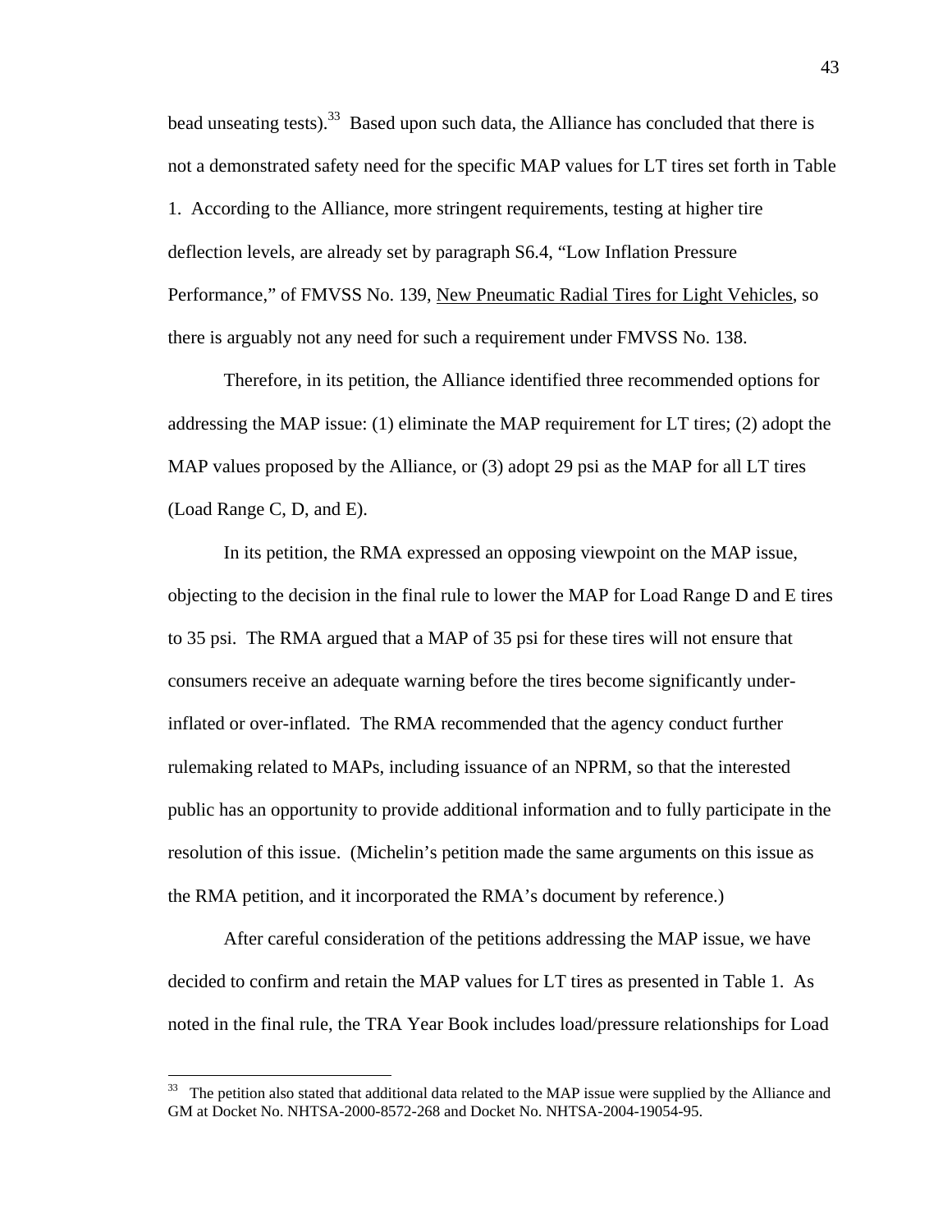bead unseating tests).[33] Based upon such data, the Alliance has concluded that there is not a demonstrated safety need for the specific MAP values for LT tires set forth in Table 1. According to the Alliance, more stringent requirements, testing at higher tire deflection levels, are already set by paragraph S6.4, "Low Inflation Pressure Performance," of FMVSS No. 139, New Pneumatic Radial Tires for Light Vehicles, so there is arguably not any need for such a requirement under FMVSS No. 138.

Therefore, in its petition, the Alliance identified three recommended options for addressing the MAP issue: (1) eliminate the MAP requirement for LT tires; (2) adopt the MAP values proposed by the Alliance, or (3) adopt 29 psi as the MAP for all LT tires (Load Range C, D, and E).

In its petition, the RMA expressed an opposing viewpoint on the MAP issue, objecting to the decision in the final rule to lower the MAP for Load Range D and E tires to 35 psi. The RMA argued that a MAP of 35 psi for these tires will not ensure that consumers receive an adequate warning before the tires become significantly under-inflated or over-inflated. The RMA recommended that the agency conduct further rulemaking related to MAPs, including issuance of an NPRM, so that the interested public has an opportunity to provide additional information and to fully participate in the resolution of this issue. (Michelin's petition made the same arguments on this issue as the RMA petition, and it incorporated the RMA's document by reference.)

After careful consideration of the petitions addressing the MAP issue, we have decided to confirm and retain the MAP values for LT tires as presented in Table 1. As noted in the final rule, the TRA Year Book includes load/pressure relationships for Load

---

[33] The petition also stated that additional data related to the MAP issue were supplied by the Alliance and GM at Docket No. NHTSA-2000-8572-268 and Docket No. NHTSA-2004-19054-95.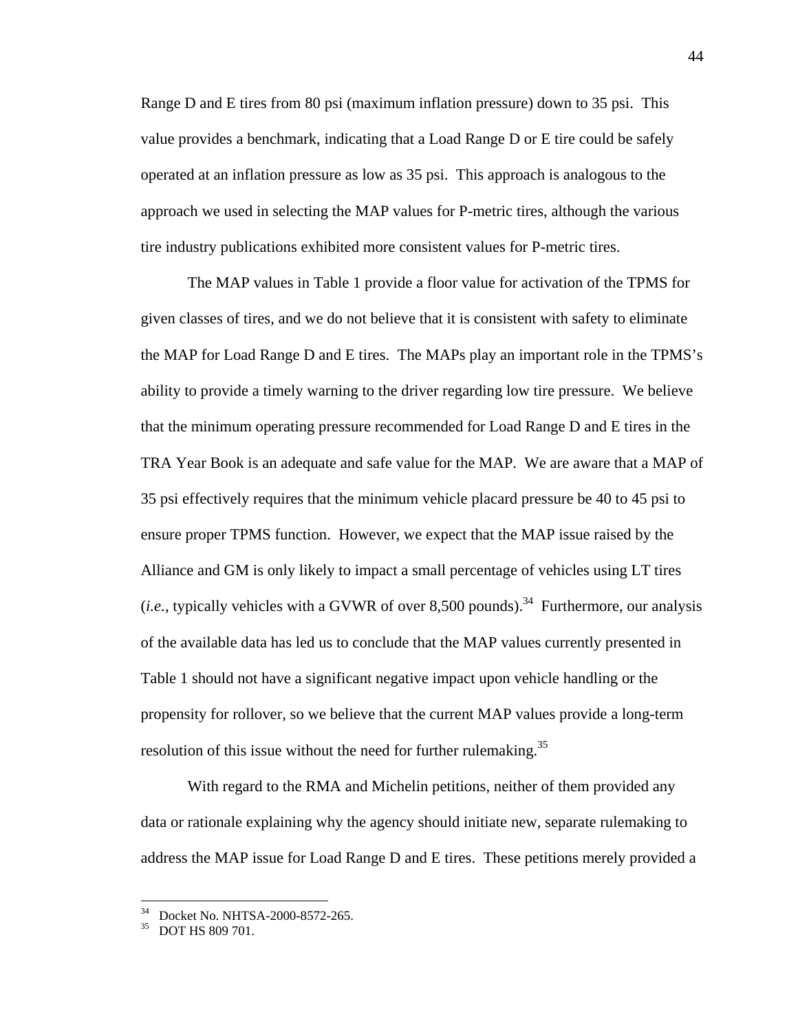Range D and E tires from 80 psi (maximum inflation pressure) down to 35 psi. This value provides a benchmark, indicating that a Load Range D or E tire could be safely operated at an inflation pressure as low as 35 psi. This approach is analogous to the approach we used in selecting the MAP values for P-metric tires, although the various tire industry publications exhibited more consistent values for P-metric tires.

The MAP values in Table 1 provide a floor value for activation of the TPMS for given classes of tires, and we do not believe that it is consistent with safety to eliminate the MAP for Load Range D and E tires. The MAPs play an important role in the TPMS's ability to provide a timely warning to the driver regarding low tire pressure. We believe that the minimum operating pressure recommended for Load Range D and E tires in the TRA Year Book is an adequate and safe value for the MAP. We are aware that a MAP of 35 psi effectively requires that the minimum vehicle placard pressure be 40 to 45 psi to ensure proper TPMS function. However, we expect that the MAP issue raised by the Alliance and GM is only likely to impact a small percentage of vehicles using LT tires (*i.e.*, typically vehicles with a GVWR of over 8,500 pounds).[34] Furthermore, our analysis of the available data has led us to conclude that the MAP values currently presented in Table 1 should not have a significant negative impact upon vehicle handling or the propensity for rollover, so we believe that the current MAP values provide a long-term resolution of this issue without the need for further rulemaking.[35]

With regard to the RMA and Michelin petitions, neither of them provided any data or rationale explaining why the agency should initiate new, separate rulemaking to address the MAP issue for Load Range D and E tires. These petitions merely provided a

---

[34] Docket No. NHTSA-2000-8572-265.

[35] DOT HS 809 701.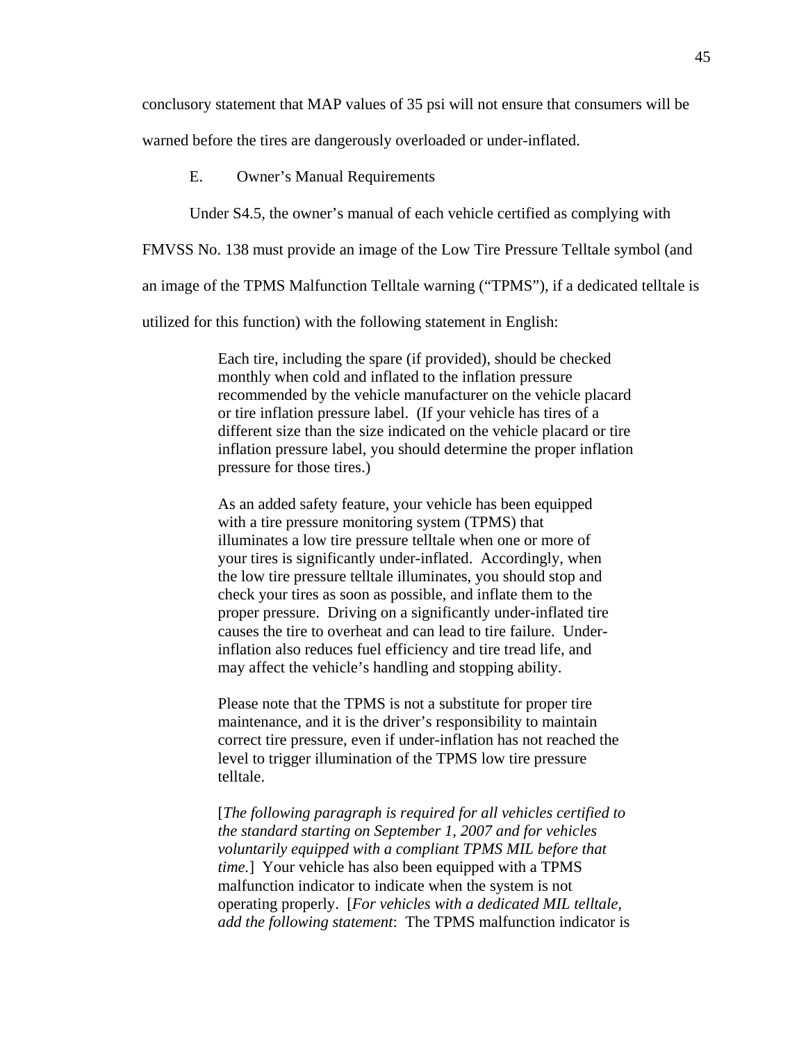conclusory statement that MAP values of 35 psi will not ensure that consumers will be warned before the tires are dangerously overloaded or under-inflated.

E. Owner's Manual Requirements

Under S4.5, the owner's manual of each vehicle certified as complying with FMVSS No. 138 must provide an image of the Low Tire Pressure Telltale symbol (and an image of the TPMS Malfunction Telltale warning ("TPMS"), if a dedicated telltale is utilized for this function) with the following statement in English:

> Each tire, including the spare (if provided), should be checked monthly when cold and inflated to the inflation pressure recommended by the vehicle manufacturer on the vehicle placard or tire inflation pressure label. (If your vehicle has tires of a different size than the size indicated on the vehicle placard or tire inflation pressure label, you should determine the proper inflation pressure for those tires.)
>
> As an added safety feature, your vehicle has been equipped with a tire pressure monitoring system (TPMS) that illuminates a low tire pressure telltale when one or more of your tires is significantly under-inflated. Accordingly, when the low tire pressure telltale illuminates, you should stop and check your tires as soon as possible, and inflate them to the proper pressure. Driving on a significantly under-inflated tire causes the tire to overheat and can lead to tire failure. Under-inflation also reduces fuel efficiency and tire tread life, and may affect the vehicle's handling and stopping ability.
>
> Please note that the TPMS is not a substitute for proper tire maintenance, and it is the driver's responsibility to maintain correct tire pressure, even if under-inflation has not reached the level to trigger illumination of the TPMS low tire pressure telltale.
>
> [*The following paragraph is required for all vehicles certified to the standard starting on September 1, 2007 and for vehicles voluntarily equipped with a compliant TPMS MIL before that time.*] Your vehicle has also been equipped with a TPMS malfunction indicator to indicate when the system is not operating properly. [*For vehicles with a dedicated MIL telltale, add the following statement*: The TPMS malfunction indicator is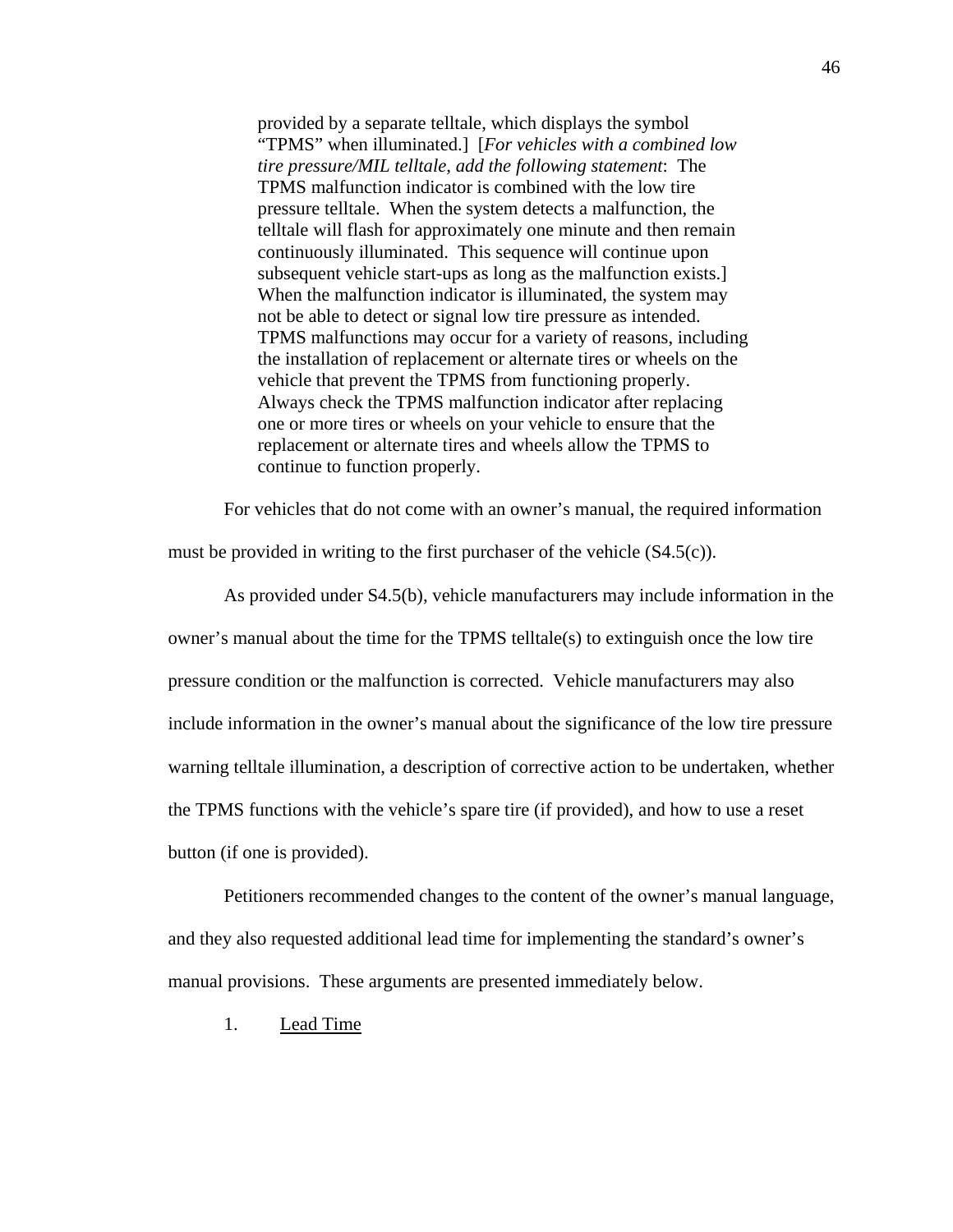> provided by a separate telltale, which displays the symbol "TPMS" when illuminated.] [*For vehicles with a combined low tire pressure/MIL telltale, add the following statement*: The TPMS malfunction indicator is combined with the low tire pressure telltale. When the system detects a malfunction, the telltale will flash for approximately one minute and then remain continuously illuminated. This sequence will continue upon subsequent vehicle start-ups as long as the malfunction exists.] When the malfunction indicator is illuminated, the system may not be able to detect or signal low tire pressure as intended. TPMS malfunctions may occur for a variety of reasons, including the installation of replacement or alternate tires or wheels on the vehicle that prevent the TPMS from functioning properly. Always check the TPMS malfunction indicator after replacing one or more tires or wheels on your vehicle to ensure that the replacement or alternate tires and wheels allow the TPMS to continue to function properly.

For vehicles that do not come with an owner's manual, the required information must be provided in writing to the first purchaser of the vehicle (S4.5(c)).

As provided under S4.5(b), vehicle manufacturers may include information in the owner's manual about the time for the TPMS telltale(s) to extinguish once the low tire pressure condition or the malfunction is corrected. Vehicle manufacturers may also include information in the owner's manual about the significance of the low tire pressure warning telltale illumination, a description of corrective action to be undertaken, whether the TPMS functions with the vehicle's spare tire (if provided), and how to use a reset button (if one is provided).

Petitioners recommended changes to the content of the owner's manual language, and they also requested additional lead time for implementing the standard's owner's manual provisions. These arguments are presented immediately below.

1. Lead Time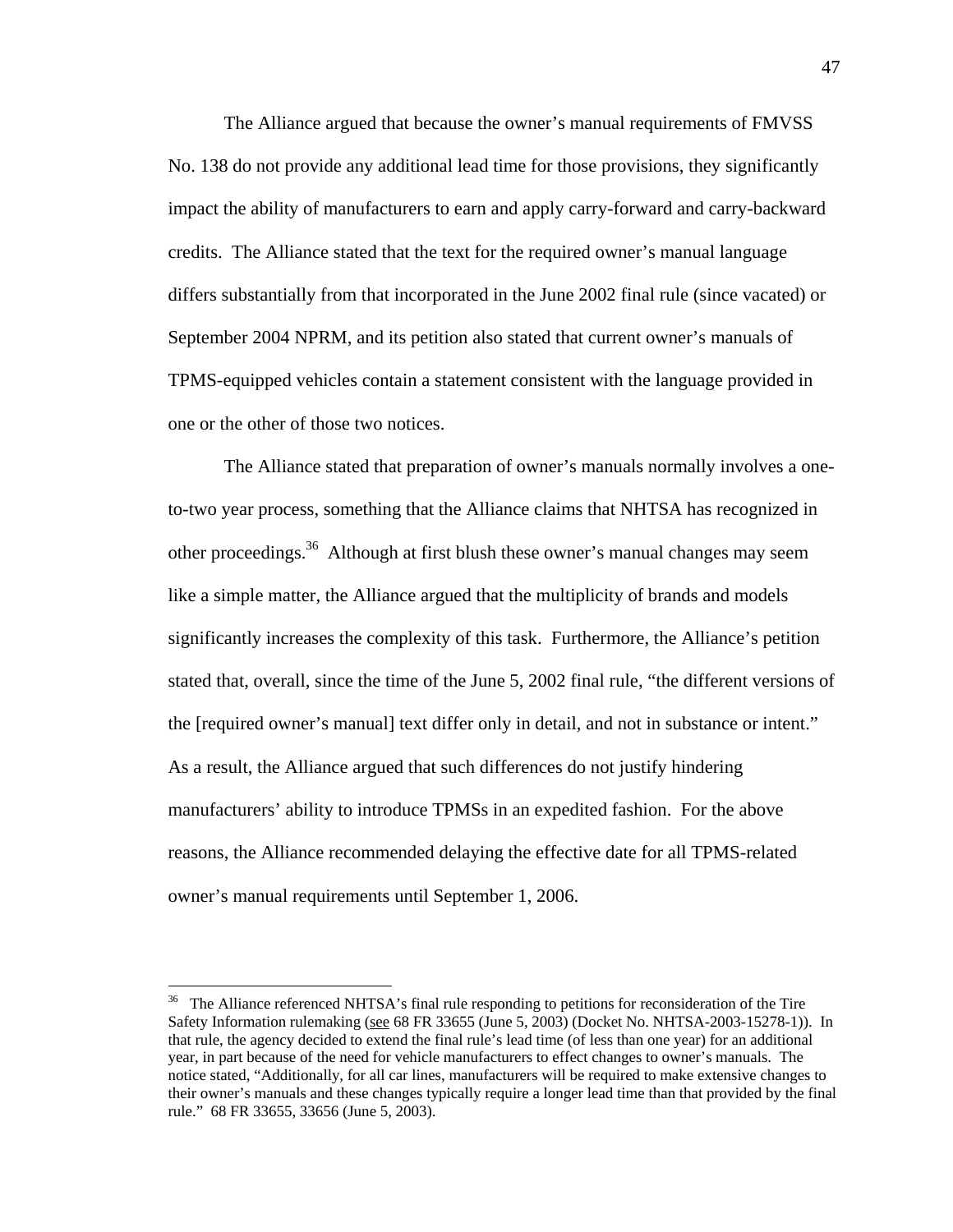The Alliance argued that because the owner's manual requirements of FMVSS No. 138 do not provide any additional lead time for those provisions, they significantly impact the ability of manufacturers to earn and apply carry-forward and carry-backward credits. The Alliance stated that the text for the required owner's manual language differs substantially from that incorporated in the June 2002 final rule (since vacated) or September 2004 NPRM, and its petition also stated that current owner's manuals of TPMS-equipped vehicles contain a statement consistent with the language provided in one or the other of those two notices.

The Alliance stated that preparation of owner's manuals normally involves a one-to-two year process, something that the Alliance claims that NHTSA has recognized in other proceedings.[36] Although at first blush these owner's manual changes may seem like a simple matter, the Alliance argued that the multiplicity of brands and models significantly increases the complexity of this task. Furthermore, the Alliance's petition stated that, overall, since the time of the June 5, 2002 final rule, "the different versions of the [required owner's manual] text differ only in detail, and not in substance or intent." As a result, the Alliance argued that such differences do not justify hindering manufacturers' ability to introduce TPMSs in an expedited fashion. For the above reasons, the Alliance recommended delaying the effective date for all TPMS-related owner's manual requirements until September 1, 2006.

[36] The Alliance referenced NHTSA's final rule responding to petitions for reconsideration of the Tire Safety Information rulemaking (see 68 FR 33655 (June 5, 2003) (Docket No. NHTSA-2003-15278-1)). In that rule, the agency decided to extend the final rule's lead time (of less than one year) for an additional year, in part because of the need for vehicle manufacturers to effect changes to owner's manuals. The notice stated, "Additionally, for all car lines, manufacturers will be required to make extensive changes to their owner's manuals and these changes typically require a longer lead time than that provided by the final rule." 68 FR 33655, 33656 (June 5, 2003).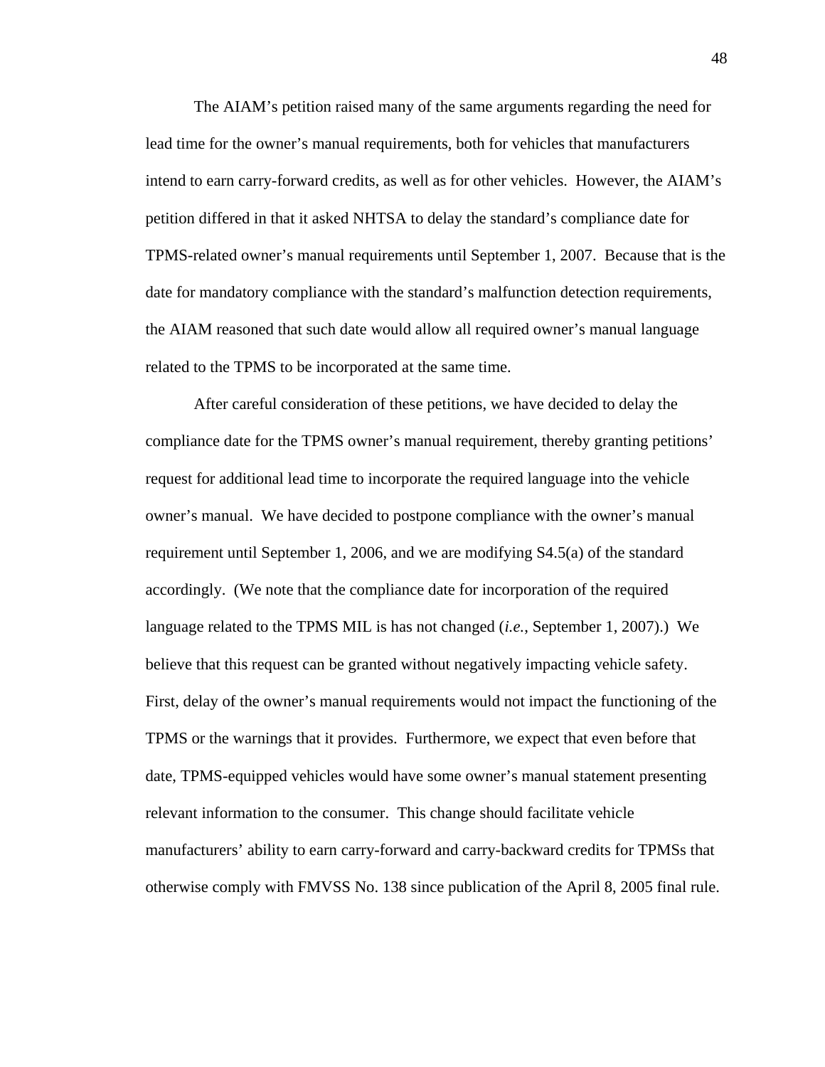The AIAM's petition raised many of the same arguments regarding the need for lead time for the owner's manual requirements, both for vehicles that manufacturers intend to earn carry-forward credits, as well as for other vehicles. However, the AIAM's petition differed in that it asked NHTSA to delay the standard's compliance date for TPMS-related owner's manual requirements until September 1, 2007. Because that is the date for mandatory compliance with the standard's malfunction detection requirements, the AIAM reasoned that such date would allow all required owner's manual language related to the TPMS to be incorporated at the same time.

After careful consideration of these petitions, we have decided to delay the compliance date for the TPMS owner's manual requirement, thereby granting petitions' request for additional lead time to incorporate the required language into the vehicle owner's manual. We have decided to postpone compliance with the owner's manual requirement until September 1, 2006, and we are modifying S4.5(a) of the standard accordingly. (We note that the compliance date for incorporation of the required language related to the TPMS MIL is has not changed (*i.e.*, September 1, 2007).) We believe that this request can be granted without negatively impacting vehicle safety. First, delay of the owner's manual requirements would not impact the functioning of the TPMS or the warnings that it provides. Furthermore, we expect that even before that date, TPMS-equipped vehicles would have some owner's manual statement presenting relevant information to the consumer. This change should facilitate vehicle manufacturers' ability to earn carry-forward and carry-backward credits for TPMSs that otherwise comply with FMVSS No. 138 since publication of the April 8, 2005 final rule.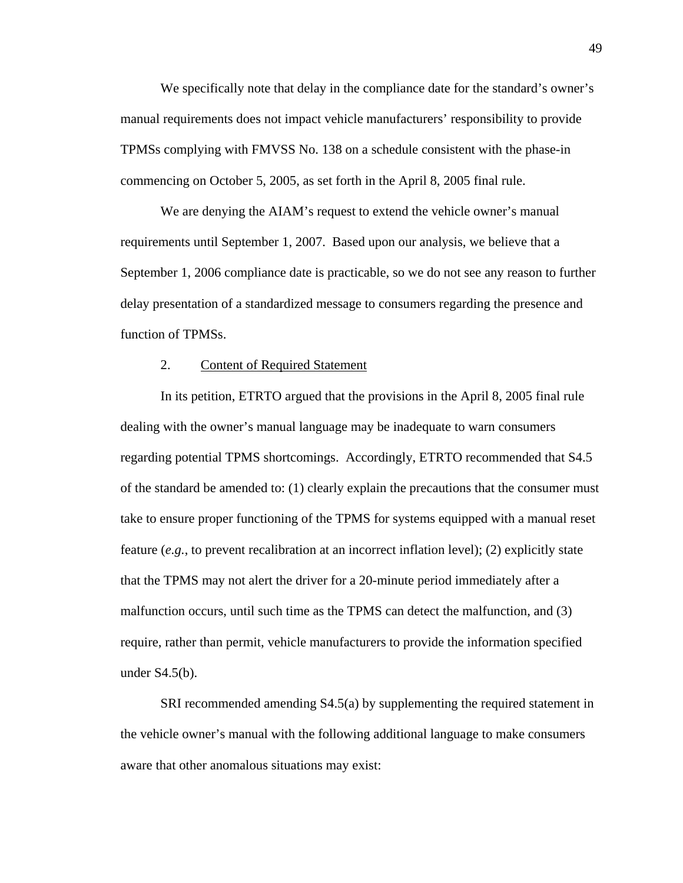We specifically note that delay in the compliance date for the standard's owner's manual requirements does not impact vehicle manufacturers' responsibility to provide TPMSs complying with FMVSS No. 138 on a schedule consistent with the phase-in commencing on October 5, 2005, as set forth in the April 8, 2005 final rule.

We are denying the AIAM's request to extend the vehicle owner's manual requirements until September 1, 2007. Based upon our analysis, we believe that a September 1, 2006 compliance date is practicable, so we do not see any reason to further delay presentation of a standardized message to consumers regarding the presence and function of TPMSs.

2. Content of Required Statement

In its petition, ETRTO argued that the provisions in the April 8, 2005 final rule dealing with the owner's manual language may be inadequate to warn consumers regarding potential TPMS shortcomings. Accordingly, ETRTO recommended that S4.5 of the standard be amended to: (1) clearly explain the precautions that the consumer must take to ensure proper functioning of the TPMS for systems equipped with a manual reset feature (*e.g.*, to prevent recalibration at an incorrect inflation level); (2) explicitly state that the TPMS may not alert the driver for a 20-minute period immediately after a malfunction occurs, until such time as the TPMS can detect the malfunction, and (3) require, rather than permit, vehicle manufacturers to provide the information specified under S4.5(b).

SRI recommended amending S4.5(a) by supplementing the required statement in the vehicle owner's manual with the following additional language to make consumers aware that other anomalous situations may exist: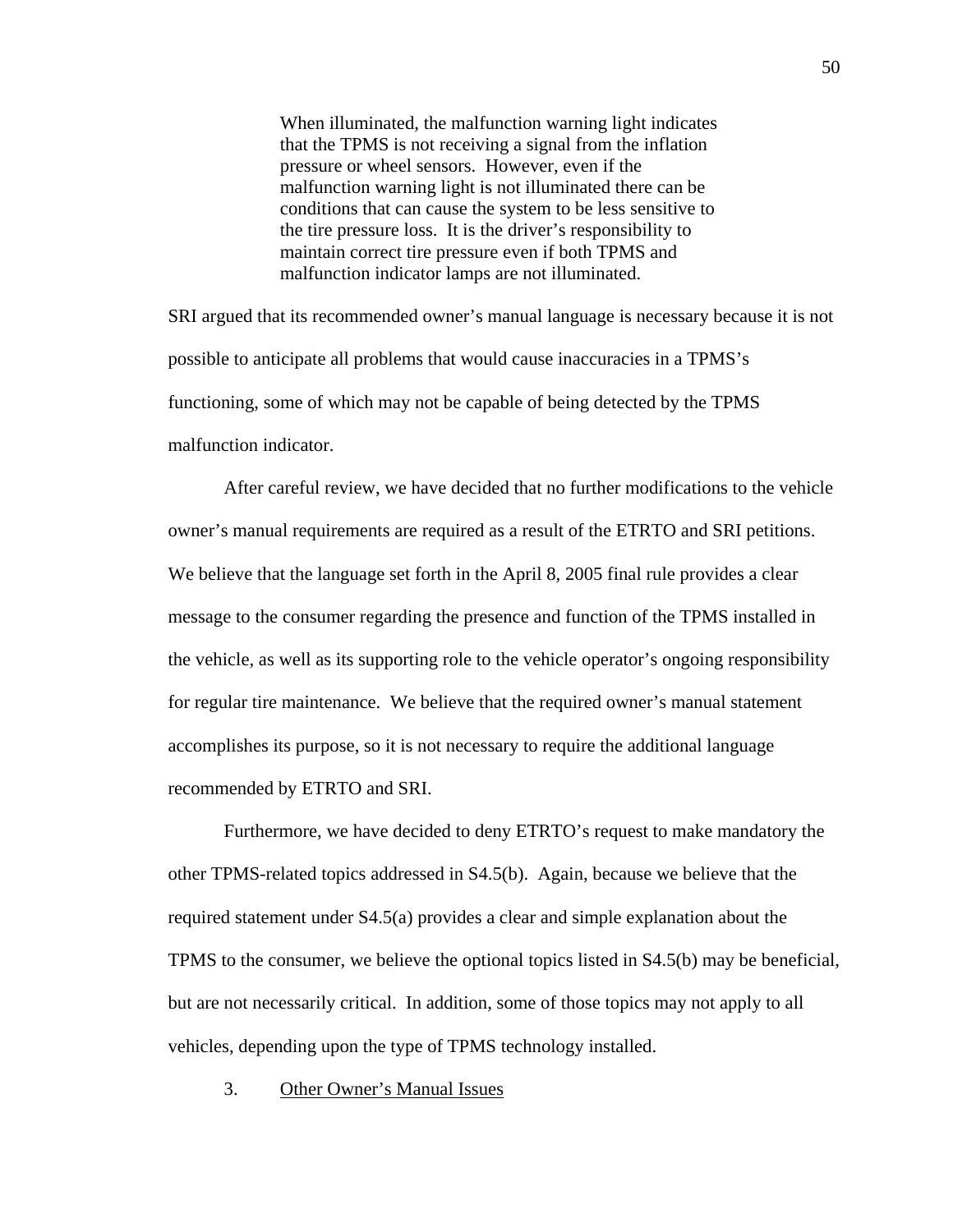> When illuminated, the malfunction warning light indicates that the TPMS is not receiving a signal from the inflation pressure or wheel sensors. However, even if the malfunction warning light is not illuminated there can be conditions that can cause the system to be less sensitive to the tire pressure loss. It is the driver's responsibility to maintain correct tire pressure even if both TPMS and malfunction indicator lamps are not illuminated.

SRI argued that its recommended owner's manual language is necessary because it is not possible to anticipate all problems that would cause inaccuracies in a TPMS's functioning, some of which may not be capable of being detected by the TPMS malfunction indicator.

After careful review, we have decided that no further modifications to the vehicle owner's manual requirements are required as a result of the ETRTO and SRI petitions. We believe that the language set forth in the April 8, 2005 final rule provides a clear message to the consumer regarding the presence and function of the TPMS installed in the vehicle, as well as its supporting role to the vehicle operator's ongoing responsibility for regular tire maintenance. We believe that the required owner's manual statement accomplishes its purpose, so it is not necessary to require the additional language recommended by ETRTO and SRI.

Furthermore, we have decided to deny ETRTO's request to make mandatory the other TPMS-related topics addressed in S4.5(b). Again, because we believe that the required statement under S4.5(a) provides a clear and simple explanation about the TPMS to the consumer, we believe the optional topics listed in S4.5(b) may be beneficial, but are not necessarily critical. In addition, some of those topics may not apply to all vehicles, depending upon the type of TPMS technology installed.

3. Other Owner's Manual Issues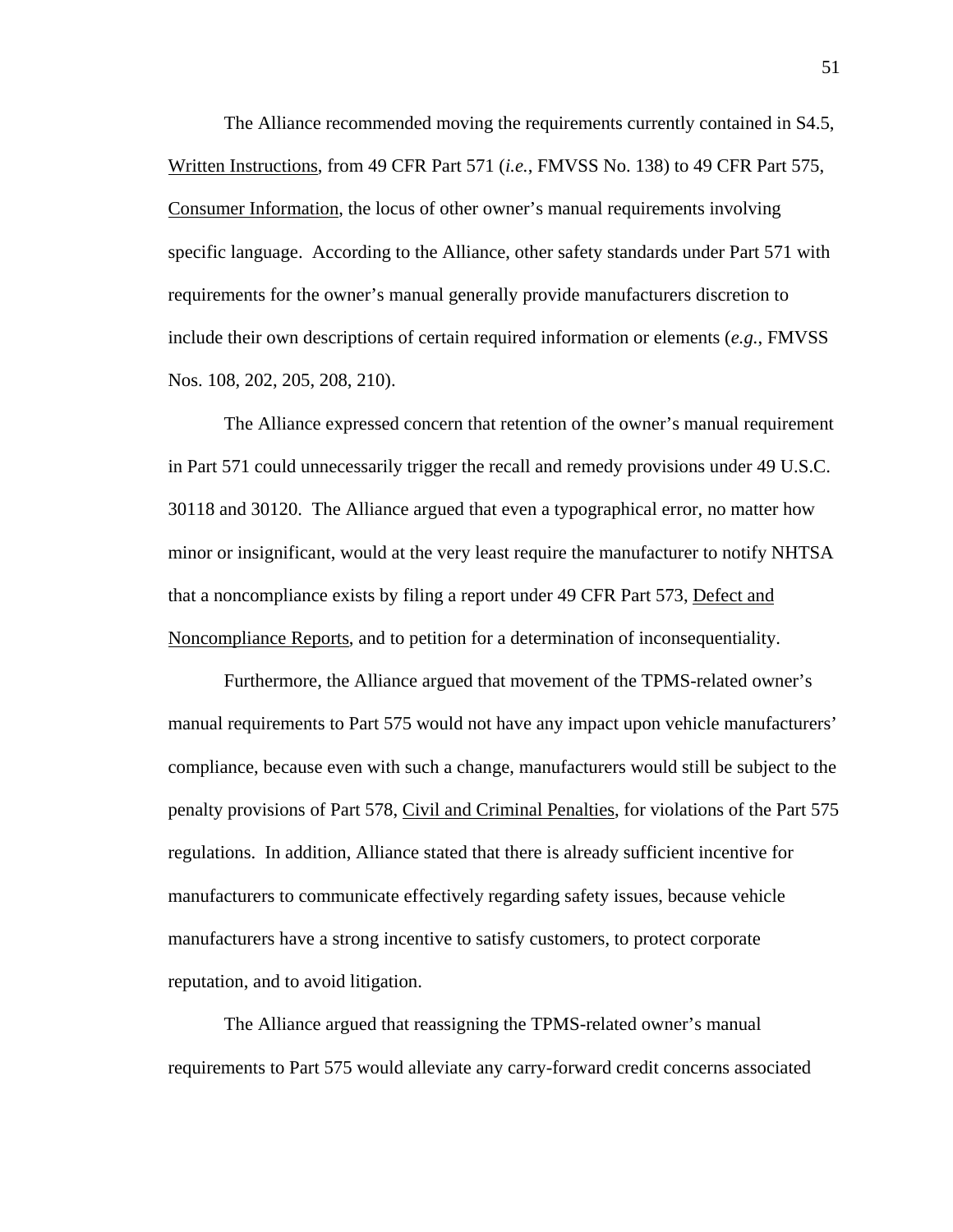The Alliance recommended moving the requirements currently contained in S4.5, Written Instructions, from 49 CFR Part 571 (*i.e.*, FMVSS No. 138) to 49 CFR Part 575, Consumer Information, the locus of other owner's manual requirements involving specific language. According to the Alliance, other safety standards under Part 571 with requirements for the owner's manual generally provide manufacturers discretion to include their own descriptions of certain required information or elements (*e.g.*, FMVSS Nos. 108, 202, 205, 208, 210).

The Alliance expressed concern that retention of the owner's manual requirement in Part 571 could unnecessarily trigger the recall and remedy provisions under 49 U.S.C. 30118 and 30120. The Alliance argued that even a typographical error, no matter how minor or insignificant, would at the very least require the manufacturer to notify NHTSA that a noncompliance exists by filing a report under 49 CFR Part 573, Defect and Noncompliance Reports, and to petition for a determination of inconsequentiality.

Furthermore, the Alliance argued that movement of the TPMS-related owner's manual requirements to Part 575 would not have any impact upon vehicle manufacturers' compliance, because even with such a change, manufacturers would still be subject to the penalty provisions of Part 578, Civil and Criminal Penalties, for violations of the Part 575 regulations. In addition, Alliance stated that there is already sufficient incentive for manufacturers to communicate effectively regarding safety issues, because vehicle manufacturers have a strong incentive to satisfy customers, to protect corporate reputation, and to avoid litigation.

The Alliance argued that reassigning the TPMS-related owner's manual requirements to Part 575 would alleviate any carry-forward credit concerns associated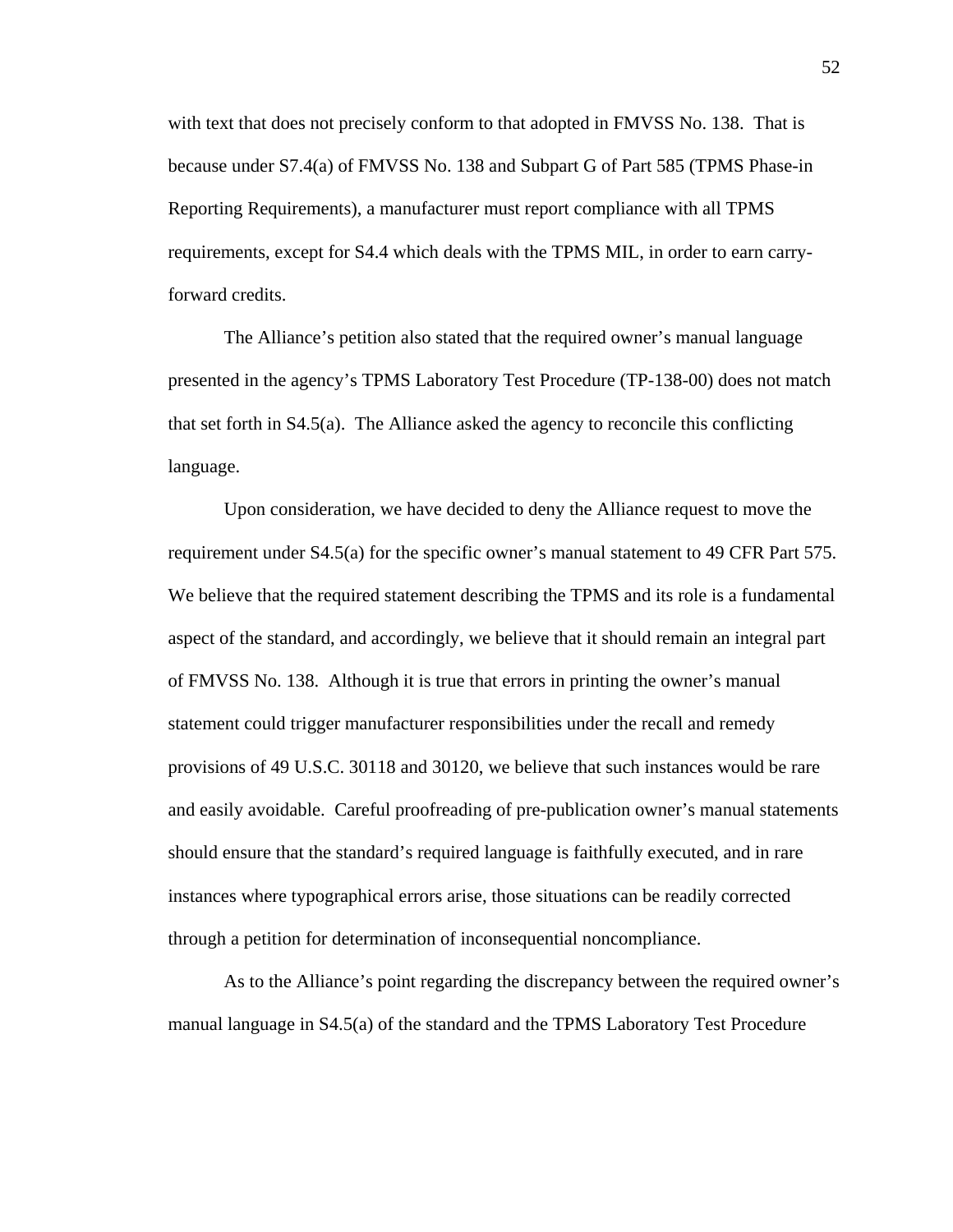with text that does not precisely conform to that adopted in FMVSS No. 138. That is because under S7.4(a) of FMVSS No. 138 and Subpart G of Part 585 (TPMS Phase-in Reporting Requirements), a manufacturer must report compliance with all TPMS requirements, except for S4.4 which deals with the TPMS MIL, in order to earn carry-forward credits.

The Alliance's petition also stated that the required owner's manual language presented in the agency's TPMS Laboratory Test Procedure (TP-138-00) does not match that set forth in S4.5(a). The Alliance asked the agency to reconcile this conflicting language.

Upon consideration, we have decided to deny the Alliance request to move the requirement under S4.5(a) for the specific owner's manual statement to 49 CFR Part 575. We believe that the required statement describing the TPMS and its role is a fundamental aspect of the standard, and accordingly, we believe that it should remain an integral part of FMVSS No. 138. Although it is true that errors in printing the owner's manual statement could trigger manufacturer responsibilities under the recall and remedy provisions of 49 U.S.C. 30118 and 30120, we believe that such instances would be rare and easily avoidable. Careful proofreading of pre-publication owner's manual statements should ensure that the standard's required language is faithfully executed, and in rare instances where typographical errors arise, those situations can be readily corrected through a petition for determination of inconsequential noncompliance.

As to the Alliance's point regarding the discrepancy between the required owner's manual language in S4.5(a) of the standard and the TPMS Laboratory Test Procedure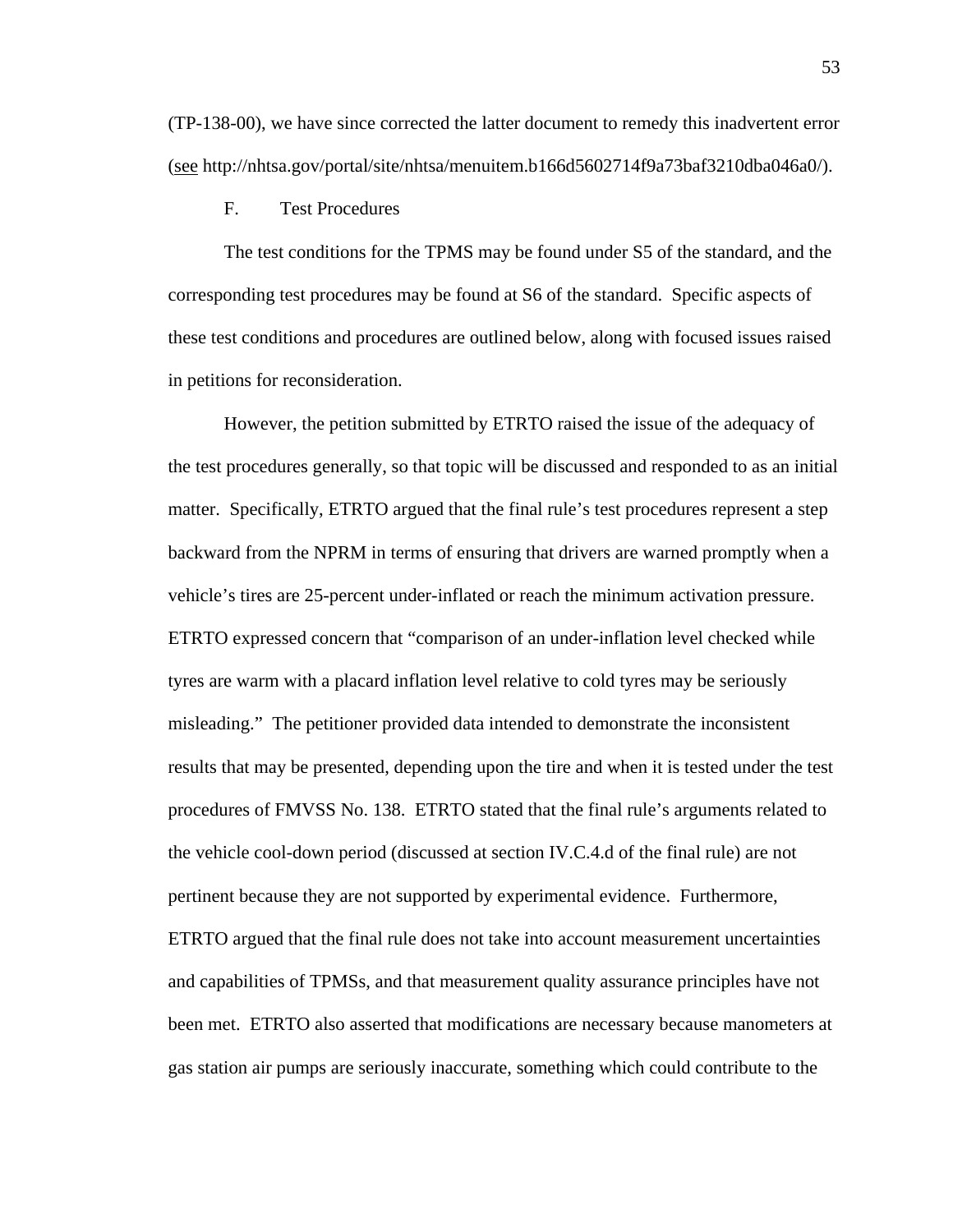(TP-138-00), we have since corrected the latter document to remedy this inadvertent error (see http://nhtsa.gov/portal/site/nhtsa/menuitem.b166d5602714f9a73baf3210dba046a0/).

## F. Test Procedures

The test conditions for the TPMS may be found under S5 of the standard, and the corresponding test procedures may be found at S6 of the standard. Specific aspects of these test conditions and procedures are outlined below, along with focused issues raised in petitions for reconsideration.

However, the petition submitted by ETRTO raised the issue of the adequacy of the test procedures generally, so that topic will be discussed and responded to as an initial matter. Specifically, ETRTO argued that the final rule's test procedures represent a step backward from the NPRM in terms of ensuring that drivers are warned promptly when a vehicle's tires are 25-percent under-inflated or reach the minimum activation pressure. ETRTO expressed concern that "comparison of an under-inflation level checked while tyres are warm with a placard inflation level relative to cold tyres may be seriously misleading." The petitioner provided data intended to demonstrate the inconsistent results that may be presented, depending upon the tire and when it is tested under the test procedures of FMVSS No. 138. ETRTO stated that the final rule's arguments related to the vehicle cool-down period (discussed at section IV.C.4.d of the final rule) are not pertinent because they are not supported by experimental evidence. Furthermore, ETRTO argued that the final rule does not take into account measurement uncertainties and capabilities of TPMSs, and that measurement quality assurance principles have not been met. ETRTO also asserted that modifications are necessary because manometers at gas station air pumps are seriously inaccurate, something which could contribute to the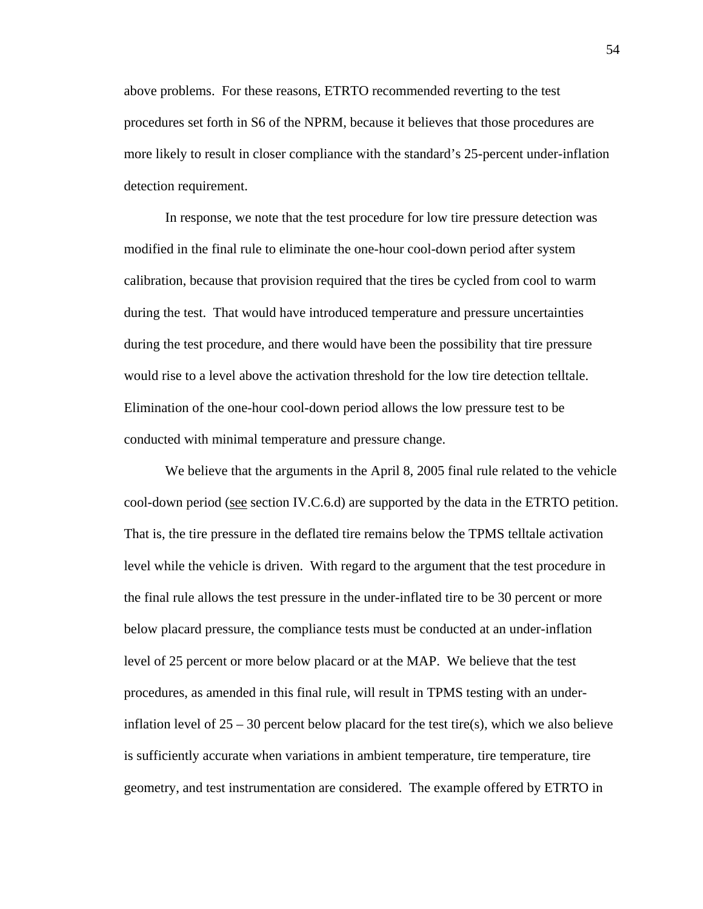above problems. For these reasons, ETRTO recommended reverting to the test procedures set forth in S6 of the NPRM, because it believes that those procedures are more likely to result in closer compliance with the standard's 25-percent under-inflation detection requirement.

In response, we note that the test procedure for low tire pressure detection was modified in the final rule to eliminate the one-hour cool-down period after system calibration, because that provision required that the tires be cycled from cool to warm during the test. That would have introduced temperature and pressure uncertainties during the test procedure, and there would have been the possibility that tire pressure would rise to a level above the activation threshold for the low tire detection telltale. Elimination of the one-hour cool-down period allows the low pressure test to be conducted with minimal temperature and pressure change.

We believe that the arguments in the April 8, 2005 final rule related to the vehicle cool-down period (see section IV.C.6.d) are supported by the data in the ETRTO petition. That is, the tire pressure in the deflated tire remains below the TPMS telltale activation level while the vehicle is driven. With regard to the argument that the test procedure in the final rule allows the test pressure in the under-inflated tire to be 30 percent or more below placard pressure, the compliance tests must be conducted at an under-inflation level of 25 percent or more below placard or at the MAP. We believe that the test procedures, as amended in this final rule, will result in TPMS testing with an under-inflation level of 25 – 30 percent below placard for the test tire(s), which we also believe is sufficiently accurate when variations in ambient temperature, tire temperature, tire geometry, and test instrumentation are considered. The example offered by ETRTO in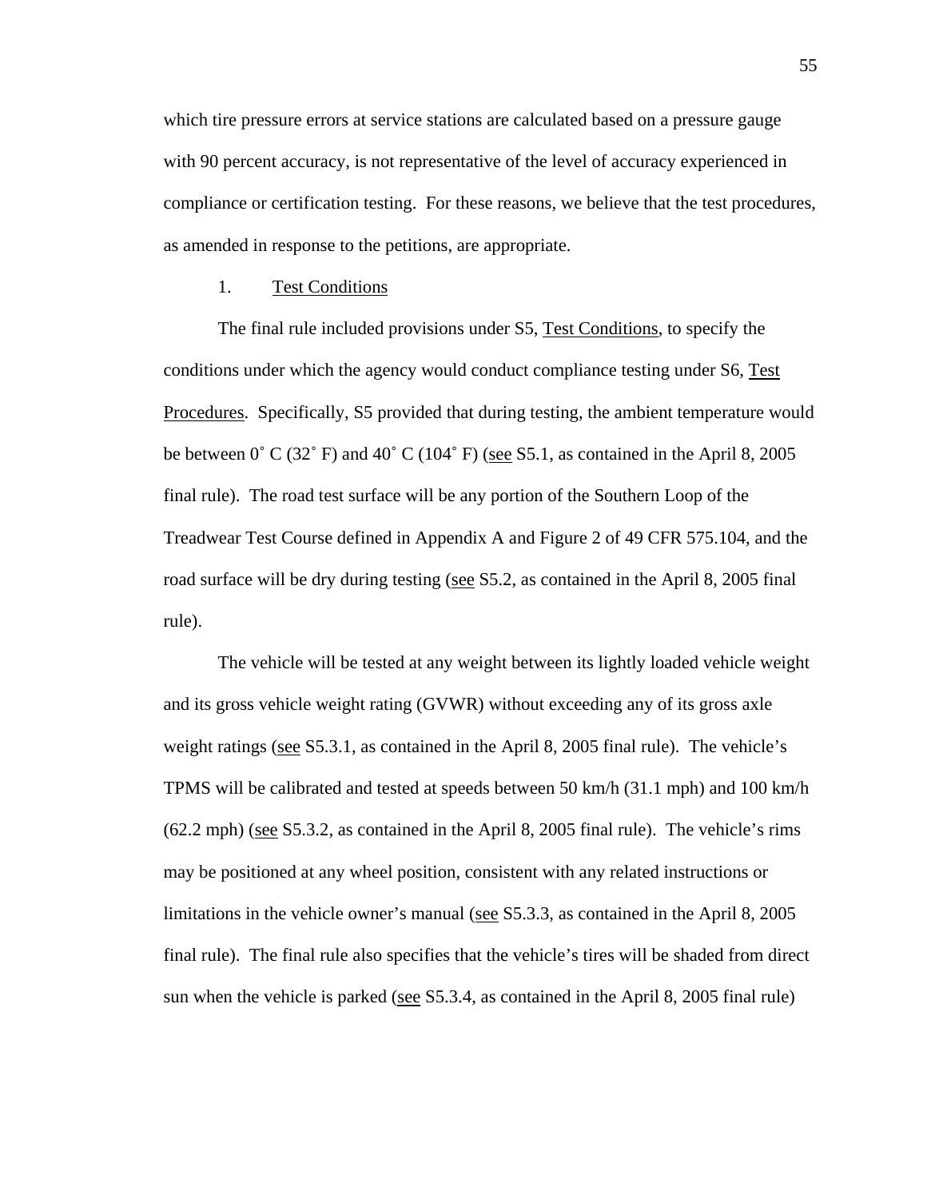which tire pressure errors at service stations are calculated based on a pressure gauge with 90 percent accuracy, is not representative of the level of accuracy experienced in compliance or certification testing. For these reasons, we believe that the test procedures, as amended in response to the petitions, are appropriate.

1. Test Conditions

The final rule included provisions under S5, Test Conditions, to specify the conditions under which the agency would conduct compliance testing under S6, Test Procedures. Specifically, S5 provided that during testing, the ambient temperature would be between 0˚ C (32˚ F) and 40˚ C (104˚ F) (see S5.1, as contained in the April 8, 2005 final rule). The road test surface will be any portion of the Southern Loop of the Treadwear Test Course defined in Appendix A and Figure 2 of 49 CFR 575.104, and the road surface will be dry during testing (see S5.2, as contained in the April 8, 2005 final rule).

The vehicle will be tested at any weight between its lightly loaded vehicle weight and its gross vehicle weight rating (GVWR) without exceeding any of its gross axle weight ratings (see S5.3.1, as contained in the April 8, 2005 final rule). The vehicle's TPMS will be calibrated and tested at speeds between 50 km/h (31.1 mph) and 100 km/h (62.2 mph) (see S5.3.2, as contained in the April 8, 2005 final rule). The vehicle's rims may be positioned at any wheel position, consistent with any related instructions or limitations in the vehicle owner's manual (see S5.3.3, as contained in the April 8, 2005 final rule). The final rule also specifies that the vehicle's tires will be shaded from direct sun when the vehicle is parked (see S5.3.4, as contained in the April 8, 2005 final rule)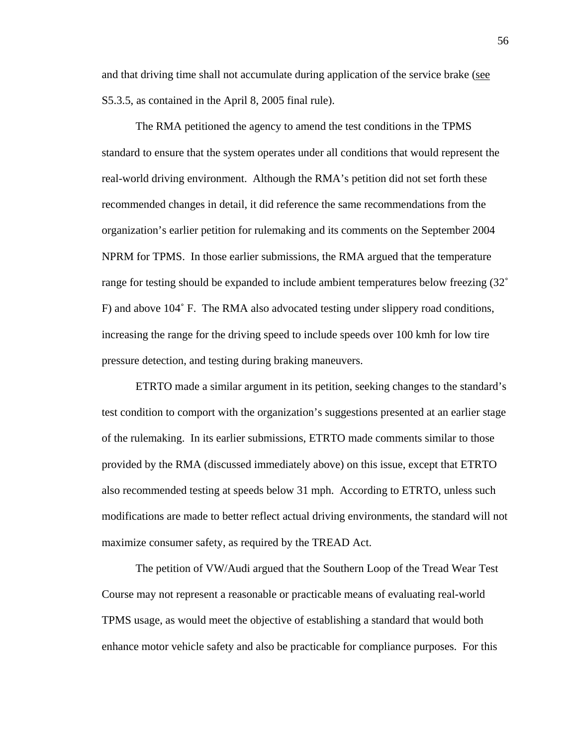and that driving time shall not accumulate during application of the service brake (see S5.3.5, as contained in the April 8, 2005 final rule).

The RMA petitioned the agency to amend the test conditions in the TPMS standard to ensure that the system operates under all conditions that would represent the real-world driving environment. Although the RMA's petition did not set forth these recommended changes in detail, it did reference the same recommendations from the organization's earlier petition for rulemaking and its comments on the September 2004 NPRM for TPMS. In those earlier submissions, the RMA argued that the temperature range for testing should be expanded to include ambient temperatures below freezing (32˚ F) and above 104˚ F. The RMA also advocated testing under slippery road conditions, increasing the range for the driving speed to include speeds over 100 kmh for low tire pressure detection, and testing during braking maneuvers.

ETRTO made a similar argument in its petition, seeking changes to the standard's test condition to comport with the organization's suggestions presented at an earlier stage of the rulemaking. In its earlier submissions, ETRTO made comments similar to those provided by the RMA (discussed immediately above) on this issue, except that ETRTO also recommended testing at speeds below 31 mph. According to ETRTO, unless such modifications are made to better reflect actual driving environments, the standard will not maximize consumer safety, as required by the TREAD Act.

The petition of VW/Audi argued that the Southern Loop of the Tread Wear Test Course may not represent a reasonable or practicable means of evaluating real-world TPMS usage, as would meet the objective of establishing a standard that would both enhance motor vehicle safety and also be practicable for compliance purposes. For this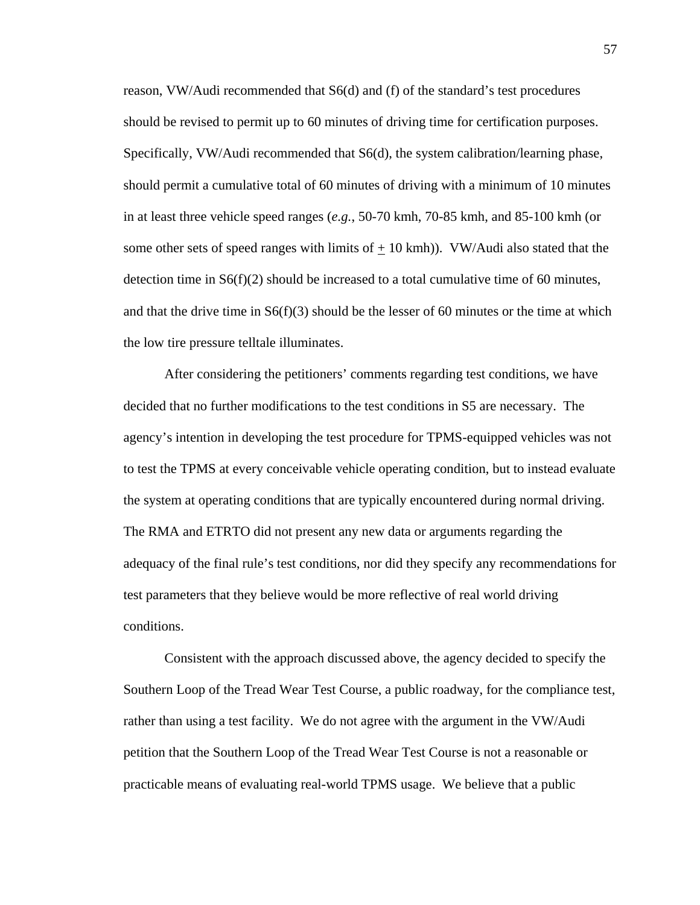reason, VW/Audi recommended that S6(d) and (f) of the standard's test procedures should be revised to permit up to 60 minutes of driving time for certification purposes. Specifically, VW/Audi recommended that S6(d), the system calibration/learning phase, should permit a cumulative total of 60 minutes of driving with a minimum of 10 minutes in at least three vehicle speed ranges (*e.g.*, 50-70 kmh, 70-85 kmh, and 85-100 kmh (or some other sets of speed ranges with limits of ± 10 kmh)). VW/Audi also stated that the detection time in S6(f)(2) should be increased to a total cumulative time of 60 minutes, and that the drive time in S6(f)(3) should be the lesser of 60 minutes or the time at which the low tire pressure telltale illuminates.

After considering the petitioners' comments regarding test conditions, we have decided that no further modifications to the test conditions in S5 are necessary. The agency's intention in developing the test procedure for TPMS-equipped vehicles was not to test the TPMS at every conceivable vehicle operating condition, but to instead evaluate the system at operating conditions that are typically encountered during normal driving. The RMA and ETRTO did not present any new data or arguments regarding the adequacy of the final rule's test conditions, nor did they specify any recommendations for test parameters that they believe would be more reflective of real world driving conditions.

Consistent with the approach discussed above, the agency decided to specify the Southern Loop of the Tread Wear Test Course, a public roadway, for the compliance test, rather than using a test facility. We do not agree with the argument in the VW/Audi petition that the Southern Loop of the Tread Wear Test Course is not a reasonable or practicable means of evaluating real-world TPMS usage. We believe that a public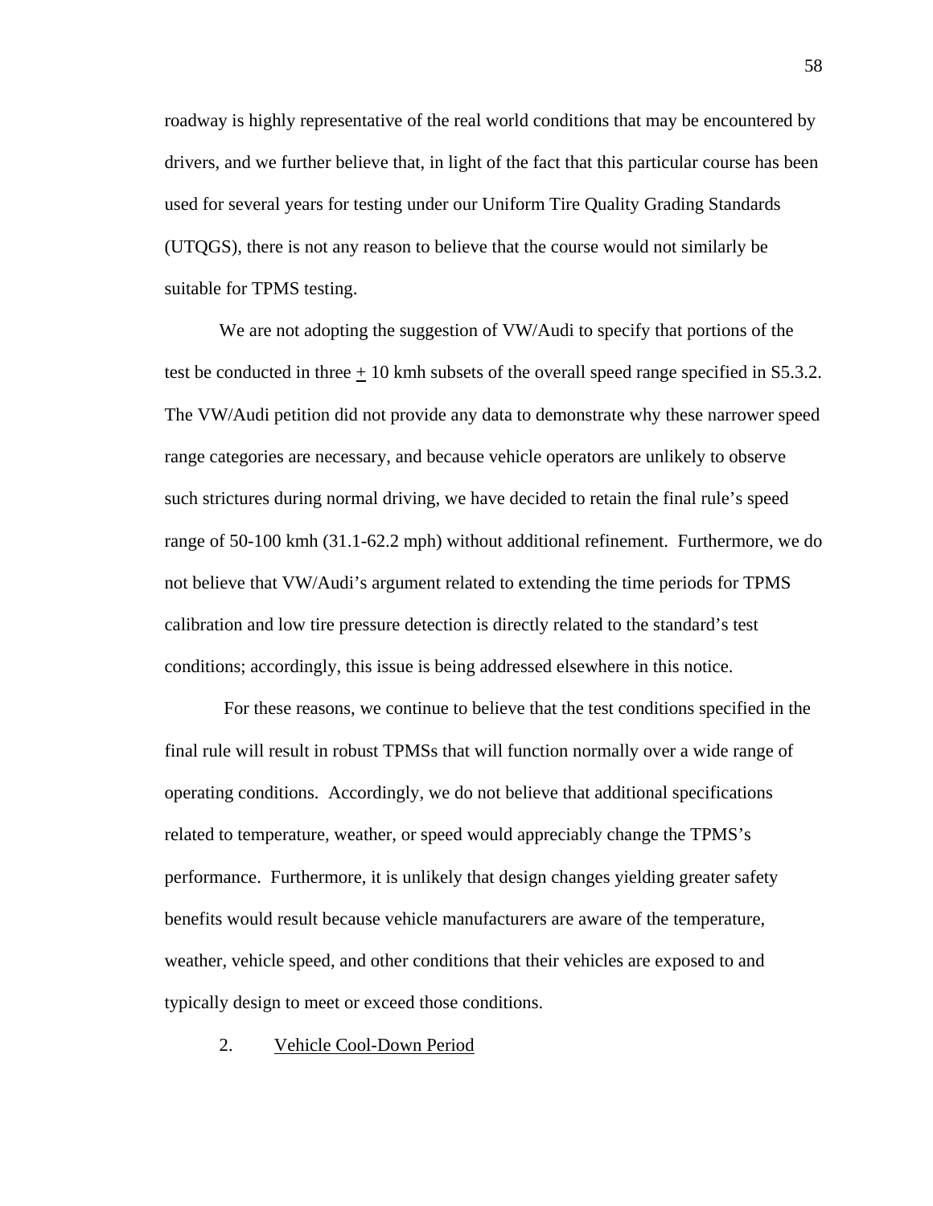roadway is highly representative of the real world conditions that may be encountered by drivers, and we further believe that, in light of the fact that this particular course has been used for several years for testing under our Uniform Tire Quality Grading Standards (UTQGS), there is not any reason to believe that the course would not similarly be suitable for TPMS testing.

We are not adopting the suggestion of VW/Audi to specify that portions of the test be conducted in three ± 10 kmh subsets of the overall speed range specified in S5.3.2. The VW/Audi petition did not provide any data to demonstrate why these narrower speed range categories are necessary, and because vehicle operators are unlikely to observe such strictures during normal driving, we have decided to retain the final rule's speed range of 50-100 kmh (31.1-62.2 mph) without additional refinement. Furthermore, we do not believe that VW/Audi's argument related to extending the time periods for TPMS calibration and low tire pressure detection is directly related to the standard's test conditions; accordingly, this issue is being addressed elsewhere in this notice.

For these reasons, we continue to believe that the test conditions specified in the final rule will result in robust TPMSs that will function normally over a wide range of operating conditions. Accordingly, we do not believe that additional specifications related to temperature, weather, or speed would appreciably change the TPMS's performance. Furthermore, it is unlikely that design changes yielding greater safety benefits would result because vehicle manufacturers are aware of the temperature, weather, vehicle speed, and other conditions that their vehicles are exposed to and typically design to meet or exceed those conditions.

2. Vehicle Cool-Down Period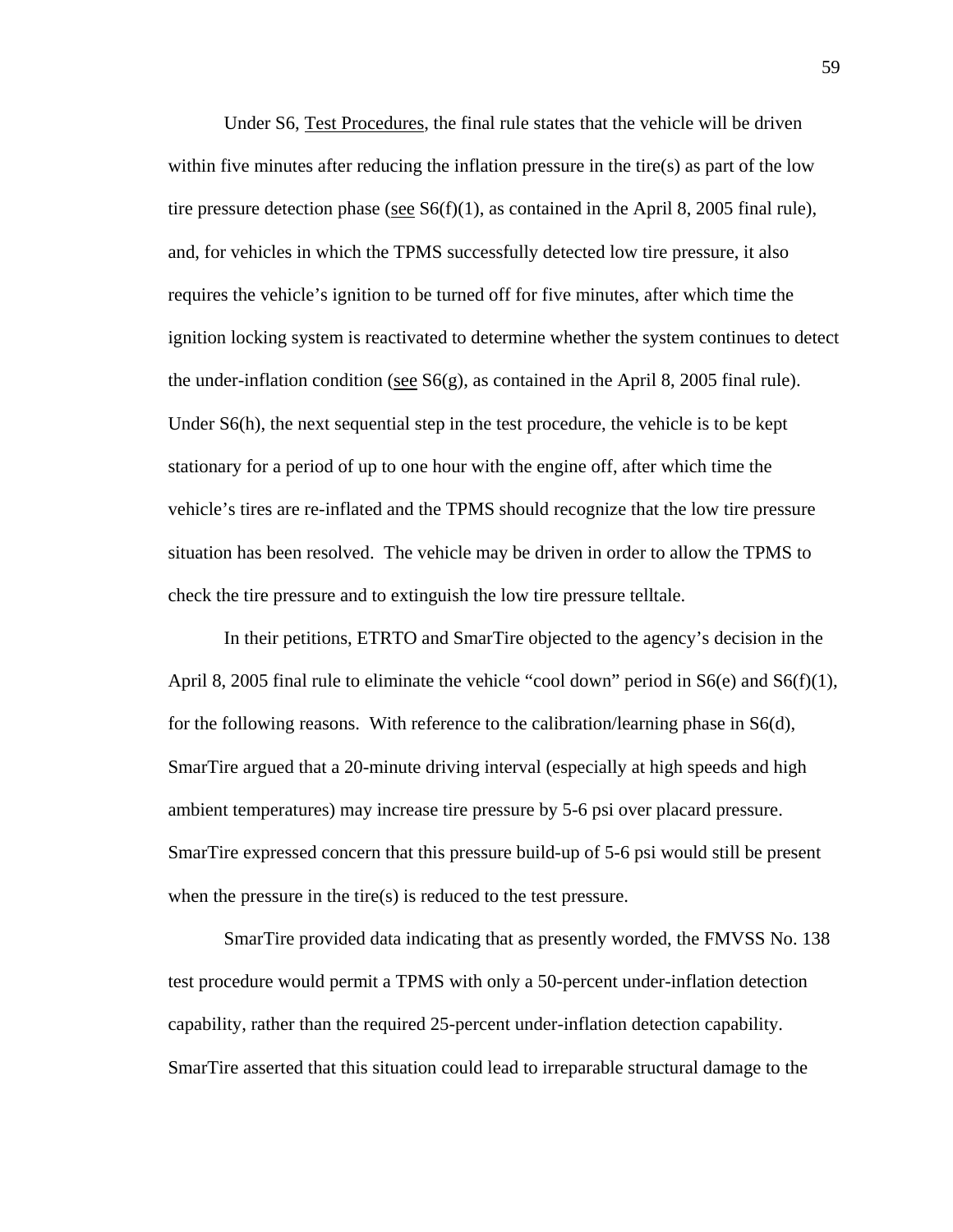Under S6, Test Procedures, the final rule states that the vehicle will be driven within five minutes after reducing the inflation pressure in the tire(s) as part of the low tire pressure detection phase (see S6(f)(1), as contained in the April 8, 2005 final rule), and, for vehicles in which the TPMS successfully detected low tire pressure, it also requires the vehicle's ignition to be turned off for five minutes, after which time the ignition locking system is reactivated to determine whether the system continues to detect the under-inflation condition (see S6(g), as contained in the April 8, 2005 final rule). Under S6(h), the next sequential step in the test procedure, the vehicle is to be kept stationary for a period of up to one hour with the engine off, after which time the vehicle's tires are re-inflated and the TPMS should recognize that the low tire pressure situation has been resolved. The vehicle may be driven in order to allow the TPMS to check the tire pressure and to extinguish the low tire pressure telltale.

In their petitions, ETRTO and SmarTire objected to the agency's decision in the April 8, 2005 final rule to eliminate the vehicle "cool down" period in S6(e) and S6(f)(1), for the following reasons. With reference to the calibration/learning phase in S6(d), SmarTire argued that a 20-minute driving interval (especially at high speeds and high ambient temperatures) may increase tire pressure by 5-6 psi over placard pressure. SmarTire expressed concern that this pressure build-up of 5-6 psi would still be present when the pressure in the tire(s) is reduced to the test pressure.

SmarTire provided data indicating that as presently worded, the FMVSS No. 138 test procedure would permit a TPMS with only a 50-percent under-inflation detection capability, rather than the required 25-percent under-inflation detection capability. SmarTire asserted that this situation could lead to irreparable structural damage to the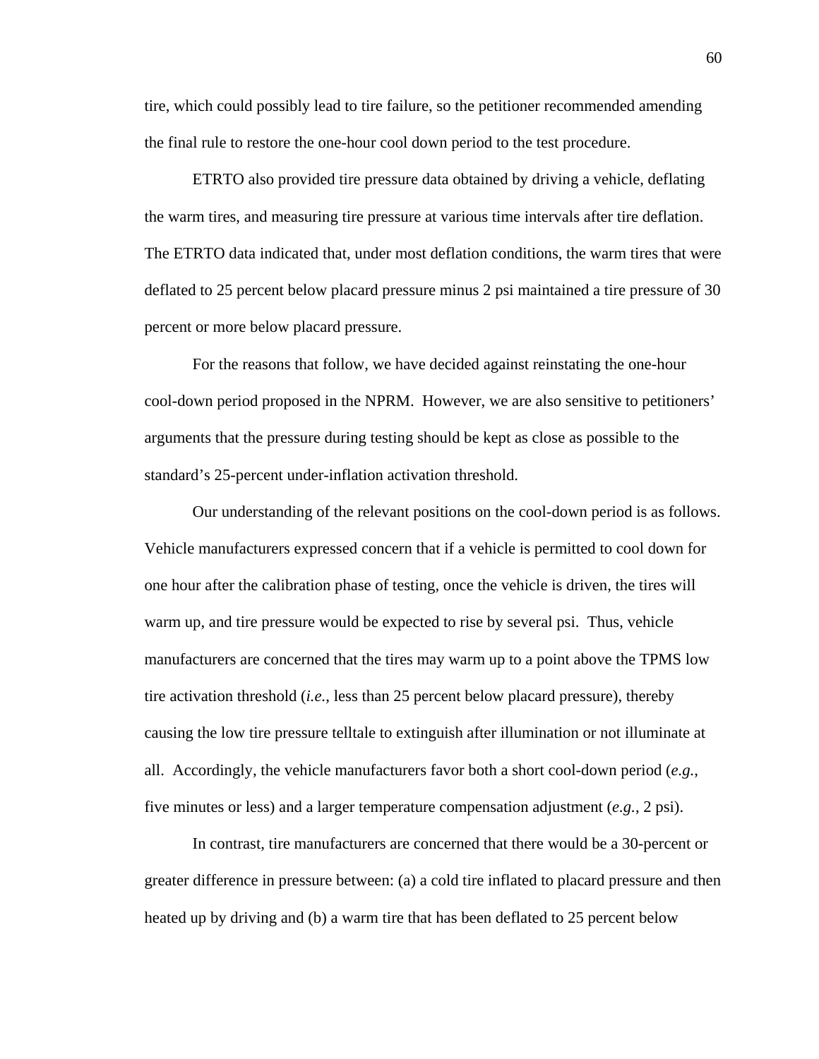tire, which could possibly lead to tire failure, so the petitioner recommended amending the final rule to restore the one-hour cool down period to the test procedure.

ETRTO also provided tire pressure data obtained by driving a vehicle, deflating the warm tires, and measuring tire pressure at various time intervals after tire deflation. The ETRTO data indicated that, under most deflation conditions, the warm tires that were deflated to 25 percent below placard pressure minus 2 psi maintained a tire pressure of 30 percent or more below placard pressure.

For the reasons that follow, we have decided against reinstating the one-hour cool-down period proposed in the NPRM. However, we are also sensitive to petitioners' arguments that the pressure during testing should be kept as close as possible to the standard's 25-percent under-inflation activation threshold.

Our understanding of the relevant positions on the cool-down period is as follows. Vehicle manufacturers expressed concern that if a vehicle is permitted to cool down for one hour after the calibration phase of testing, once the vehicle is driven, the tires will warm up, and tire pressure would be expected to rise by several psi. Thus, vehicle manufacturers are concerned that the tires may warm up to a point above the TPMS low tire activation threshold (*i.e.*, less than 25 percent below placard pressure), thereby causing the low tire pressure telltale to extinguish after illumination or not illuminate at all. Accordingly, the vehicle manufacturers favor both a short cool-down period (*e.g.*, five minutes or less) and a larger temperature compensation adjustment (*e.g.*, 2 psi).

In contrast, tire manufacturers are concerned that there would be a 30-percent or greater difference in pressure between: (a) a cold tire inflated to placard pressure and then heated up by driving and (b) a warm tire that has been deflated to 25 percent below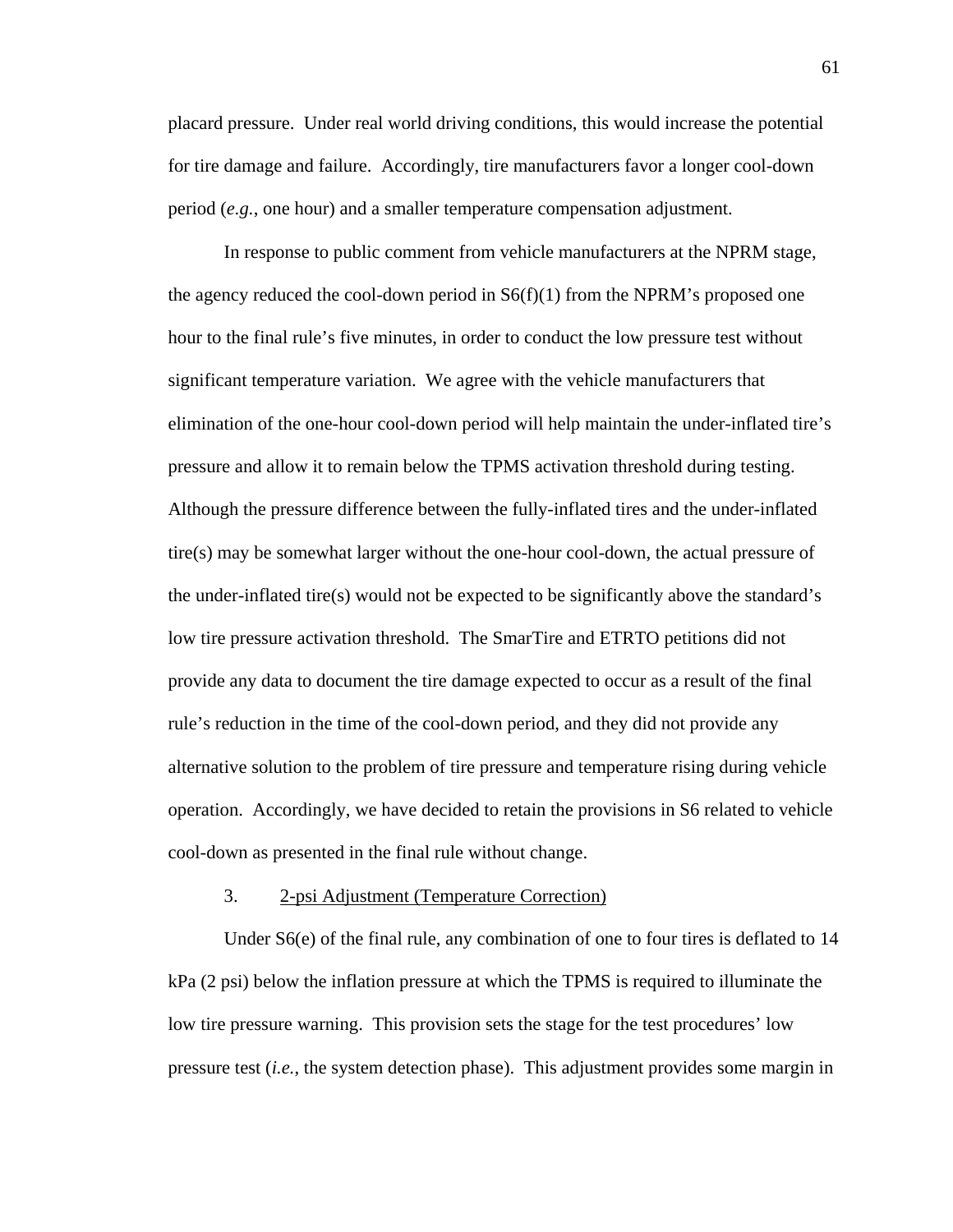placard pressure. Under real world driving conditions, this would increase the potential for tire damage and failure. Accordingly, tire manufacturers favor a longer cool-down period (*e.g.*, one hour) and a smaller temperature compensation adjustment.

In response to public comment from vehicle manufacturers at the NPRM stage, the agency reduced the cool-down period in S6(f)(1) from the NPRM's proposed one hour to the final rule's five minutes, in order to conduct the low pressure test without significant temperature variation. We agree with the vehicle manufacturers that elimination of the one-hour cool-down period will help maintain the under-inflated tire's pressure and allow it to remain below the TPMS activation threshold during testing. Although the pressure difference between the fully-inflated tires and the under-inflated tire(s) may be somewhat larger without the one-hour cool-down, the actual pressure of the under-inflated tire(s) would not be expected to be significantly above the standard's low tire pressure activation threshold. The SmarTire and ETRTO petitions did not provide any data to document the tire damage expected to occur as a result of the final rule's reduction in the time of the cool-down period, and they did not provide any alternative solution to the problem of tire pressure and temperature rising during vehicle operation. Accordingly, we have decided to retain the provisions in S6 related to vehicle cool-down as presented in the final rule without change.

3. <u>2-psi Adjustment (Temperature Correction)</u>

Under S6(e) of the final rule, any combination of one to four tires is deflated to 14 kPa (2 psi) below the inflation pressure at which the TPMS is required to illuminate the low tire pressure warning. This provision sets the stage for the test procedures' low pressure test (*i.e.*, the system detection phase). This adjustment provides some margin in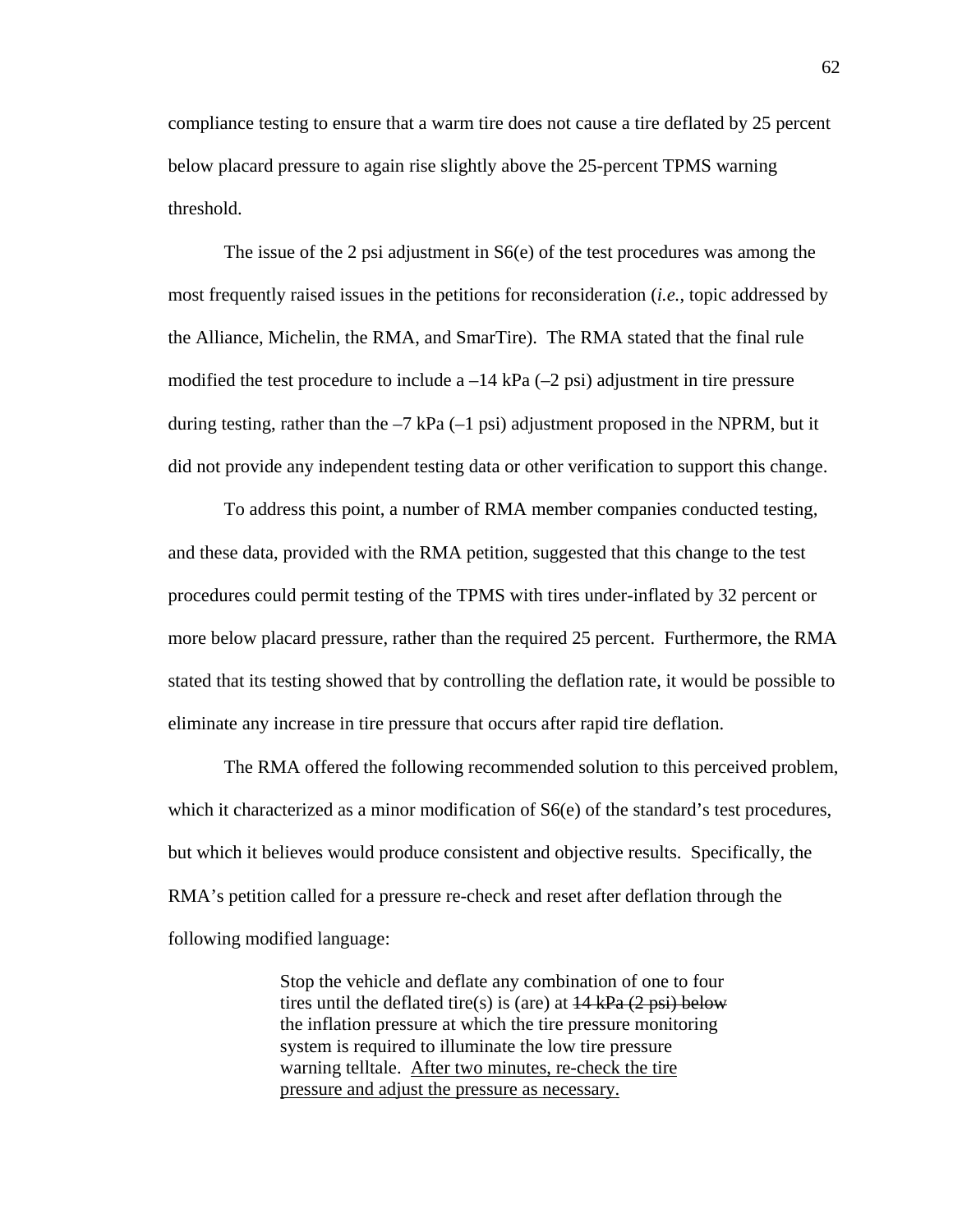compliance testing to ensure that a warm tire does not cause a tire deflated by 25 percent below placard pressure to again rise slightly above the 25-percent TPMS warning threshold.

The issue of the 2 psi adjustment in S6(e) of the test procedures was among the most frequently raised issues in the petitions for reconsideration (*i.e.*, topic addressed by the Alliance, Michelin, the RMA, and SmarTire). The RMA stated that the final rule modified the test procedure to include a –14 kPa (–2 psi) adjustment in tire pressure during testing, rather than the –7 kPa (–1 psi) adjustment proposed in the NPRM, but it did not provide any independent testing data or other verification to support this change.

To address this point, a number of RMA member companies conducted testing, and these data, provided with the RMA petition, suggested that this change to the test procedures could permit testing of the TPMS with tires under-inflated by 32 percent or more below placard pressure, rather than the required 25 percent. Furthermore, the RMA stated that its testing showed that by controlling the deflation rate, it would be possible to eliminate any increase in tire pressure that occurs after rapid tire deflation.

The RMA offered the following recommended solution to this perceived problem, which it characterized as a minor modification of S6(e) of the standard's test procedures, but which it believes would produce consistent and objective results. Specifically, the RMA's petition called for a pressure re-check and reset after deflation through the following modified language:

> Stop the vehicle and deflate any combination of one to four tires until the deflated tire(s) is (are) at ~~14 kPa (2 psi) below~~ the inflation pressure at which the tire pressure monitoring system is required to illuminate the low tire pressure warning telltale. <u>After two minutes, re-check the tire pressure and adjust the pressure as necessary.</u>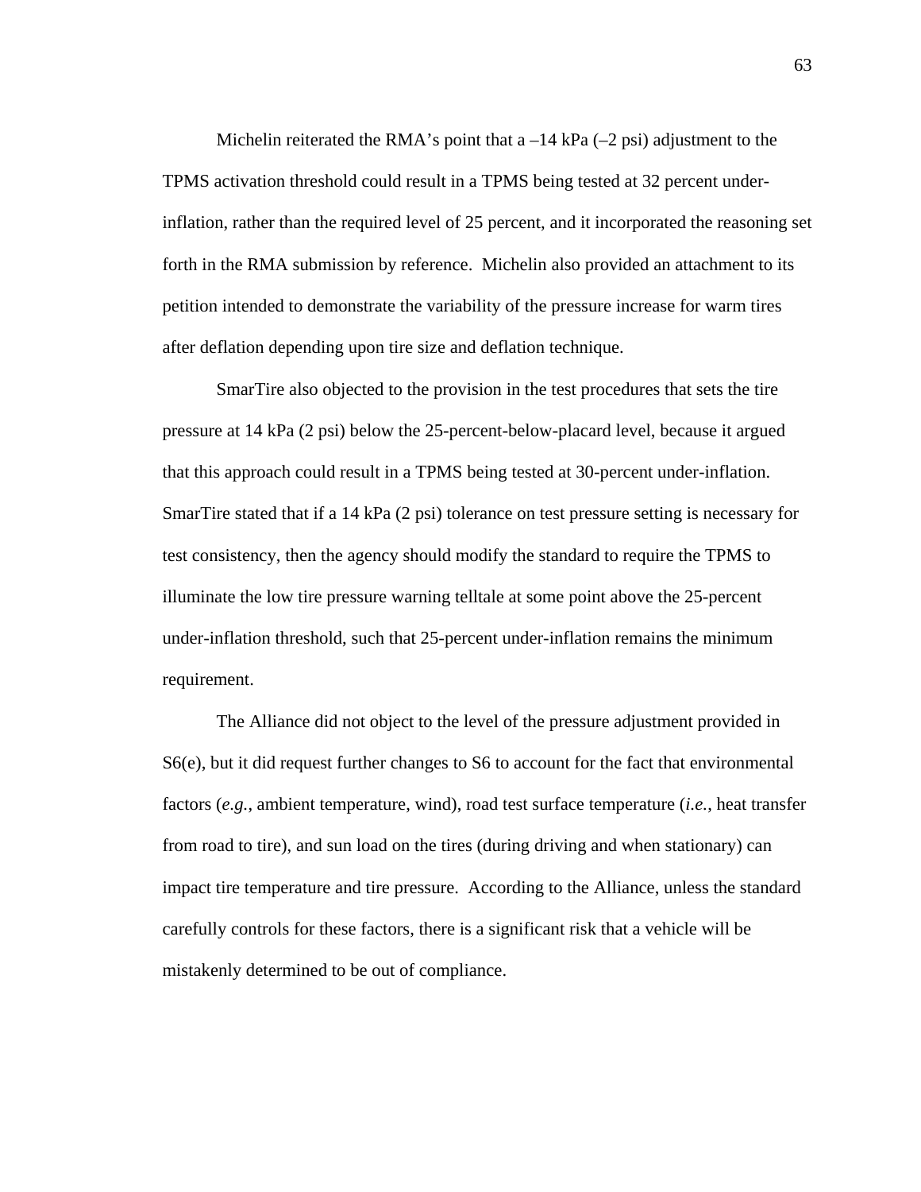Michelin reiterated the RMA's point that a –14 kPa (–2 psi) adjustment to the TPMS activation threshold could result in a TPMS being tested at 32 percent under-inflation, rather than the required level of 25 percent, and it incorporated the reasoning set forth in the RMA submission by reference. Michelin also provided an attachment to its petition intended to demonstrate the variability of the pressure increase for warm tires after deflation depending upon tire size and deflation technique.

SmarTire also objected to the provision in the test procedures that sets the tire pressure at 14 kPa (2 psi) below the 25-percent-below-placard level, because it argued that this approach could result in a TPMS being tested at 30-percent under-inflation. SmarTire stated that if a 14 kPa (2 psi) tolerance on test pressure setting is necessary for test consistency, then the agency should modify the standard to require the TPMS to illuminate the low tire pressure warning telltale at some point above the 25-percent under-inflation threshold, such that 25-percent under-inflation remains the minimum requirement.

The Alliance did not object to the level of the pressure adjustment provided in S6(e), but it did request further changes to S6 to account for the fact that environmental factors (*e.g.*, ambient temperature, wind), road test surface temperature (*i.e.*, heat transfer from road to tire), and sun load on the tires (during driving and when stationary) can impact tire temperature and tire pressure. According to the Alliance, unless the standard carefully controls for these factors, there is a significant risk that a vehicle will be mistakenly determined to be out of compliance.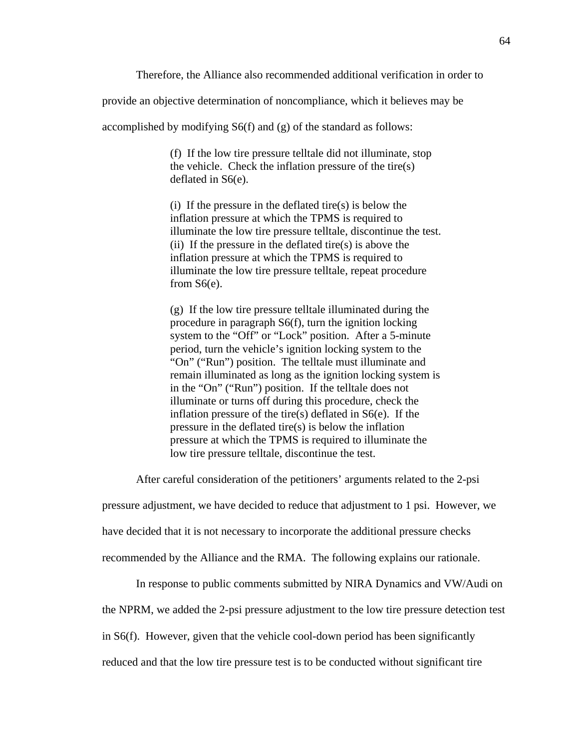Therefore, the Alliance also recommended additional verification in order to provide an objective determination of noncompliance, which it believes may be accomplished by modifying S6(f) and (g) of the standard as follows:

> (f) If the low tire pressure telltale did not illuminate, stop the vehicle. Check the inflation pressure of the tire(s) deflated in S6(e).
>
> (i) If the pressure in the deflated tire(s) is below the inflation pressure at which the TPMS is required to illuminate the low tire pressure telltale, discontinue the test.
> (ii) If the pressure in the deflated tire(s) is above the inflation pressure at which the TPMS is required to illuminate the low tire pressure telltale, repeat procedure from S6(e).
>
> (g) If the low tire pressure telltale illuminated during the procedure in paragraph S6(f), turn the ignition locking system to the "Off" or "Lock" position. After a 5-minute period, turn the vehicle's ignition locking system to the "On" ("Run") position. The telltale must illuminate and remain illuminated as long as the ignition locking system is in the "On" ("Run") position. If the telltale does not illuminate or turns off during this procedure, check the inflation pressure of the tire(s) deflated in S6(e). If the pressure in the deflated tire(s) is below the inflation pressure at which the TPMS is required to illuminate the low tire pressure telltale, discontinue the test.

After careful consideration of the petitioners' arguments related to the 2-psi pressure adjustment, we have decided to reduce that adjustment to 1 psi. However, we have decided that it is not necessary to incorporate the additional pressure checks recommended by the Alliance and the RMA. The following explains our rationale.

In response to public comments submitted by NIRA Dynamics and VW/Audi on the NPRM, we added the 2-psi pressure adjustment to the low tire pressure detection test in S6(f). However, given that the vehicle cool-down period has been significantly reduced and that the low tire pressure test is to be conducted without significant tire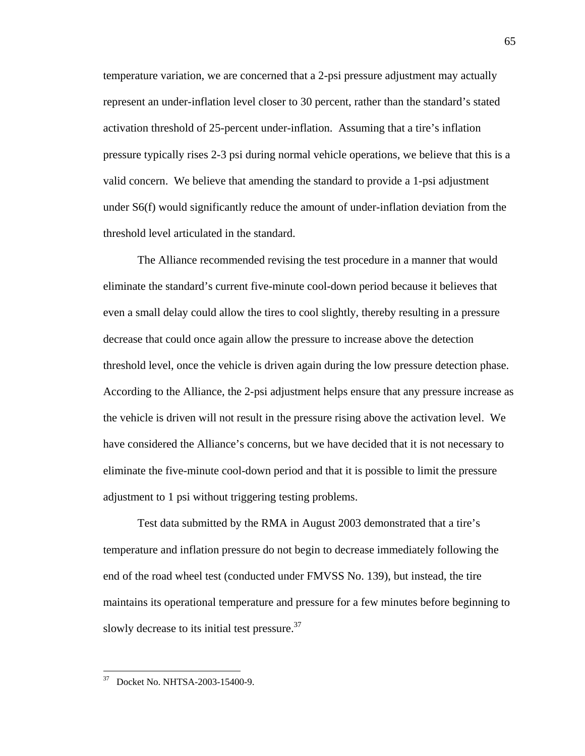temperature variation, we are concerned that a 2-psi pressure adjustment may actually represent an under-inflation level closer to 30 percent, rather than the standard's stated activation threshold of 25-percent under-inflation. Assuming that a tire's inflation pressure typically rises 2-3 psi during normal vehicle operations, we believe that this is a valid concern. We believe that amending the standard to provide a 1-psi adjustment under S6(f) would significantly reduce the amount of under-inflation deviation from the threshold level articulated in the standard.

The Alliance recommended revising the test procedure in a manner that would eliminate the standard's current five-minute cool-down period because it believes that even a small delay could allow the tires to cool slightly, thereby resulting in a pressure decrease that could once again allow the pressure to increase above the detection threshold level, once the vehicle is driven again during the low pressure detection phase. According to the Alliance, the 2-psi adjustment helps ensure that any pressure increase as the vehicle is driven will not result in the pressure rising above the activation level. We have considered the Alliance's concerns, but we have decided that it is not necessary to eliminate the five-minute cool-down period and that it is possible to limit the pressure adjustment to 1 psi without triggering testing problems.

Test data submitted by the RMA in August 2003 demonstrated that a tire's temperature and inflation pressure do not begin to decrease immediately following the end of the road wheel test (conducted under FMVSS No. 139), but instead, the tire maintains its operational temperature and pressure for a few minutes before beginning to slowly decrease to its initial test pressure.[37]

---

[37] Docket No. NHTSA-2003-15400-9.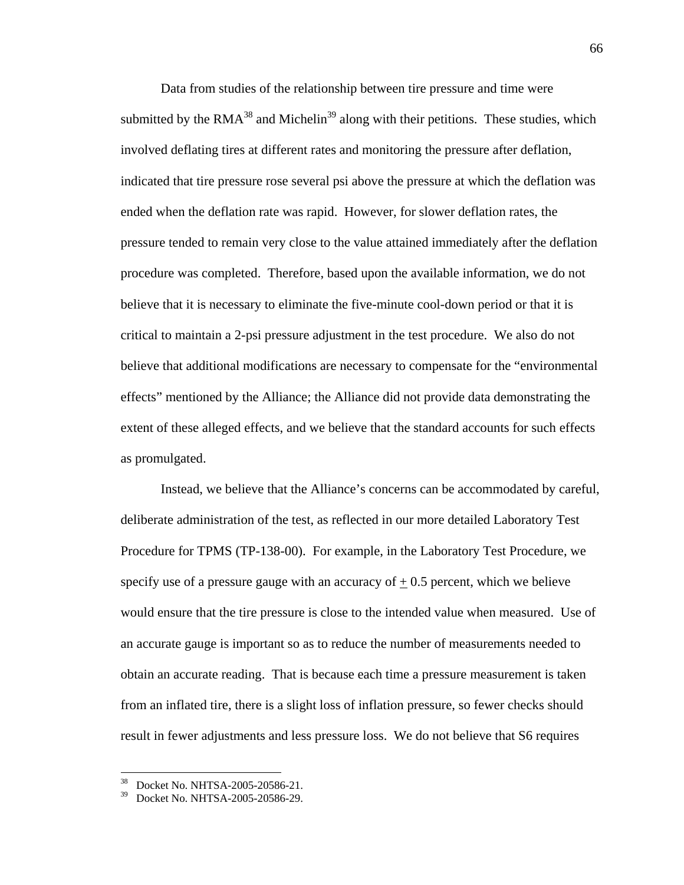Data from studies of the relationship between tire pressure and time were submitted by the RMA[38] and Michelin[39] along with their petitions. These studies, which involved deflating tires at different rates and monitoring the pressure after deflation, indicated that tire pressure rose several psi above the pressure at which the deflation was ended when the deflation rate was rapid. However, for slower deflation rates, the pressure tended to remain very close to the value attained immediately after the deflation procedure was completed. Therefore, based upon the available information, we do not believe that it is necessary to eliminate the five-minute cool-down period or that it is critical to maintain a 2-psi pressure adjustment in the test procedure. We also do not believe that additional modifications are necessary to compensate for the "environmental effects" mentioned by the Alliance; the Alliance did not provide data demonstrating the extent of these alleged effects, and we believe that the standard accounts for such effects as promulgated.

Instead, we believe that the Alliance's concerns can be accommodated by careful, deliberate administration of the test, as reflected in our more detailed Laboratory Test Procedure for TPMS (TP-138-00). For example, in the Laboratory Test Procedure, we specify use of a pressure gauge with an accuracy of $\pm$ 0.5 percent, which we believe would ensure that the tire pressure is close to the intended value when measured. Use of an accurate gauge is important so as to reduce the number of measurements needed to obtain an accurate reading. That is because each time a pressure measurement is taken from an inflated tire, there is a slight loss of inflation pressure, so fewer checks should result in fewer adjustments and less pressure loss. We do not believe that S6 requires

---

[38] Docket No. NHTSA-2005-20586-21.

[39] Docket No. NHTSA-2005-20586-29.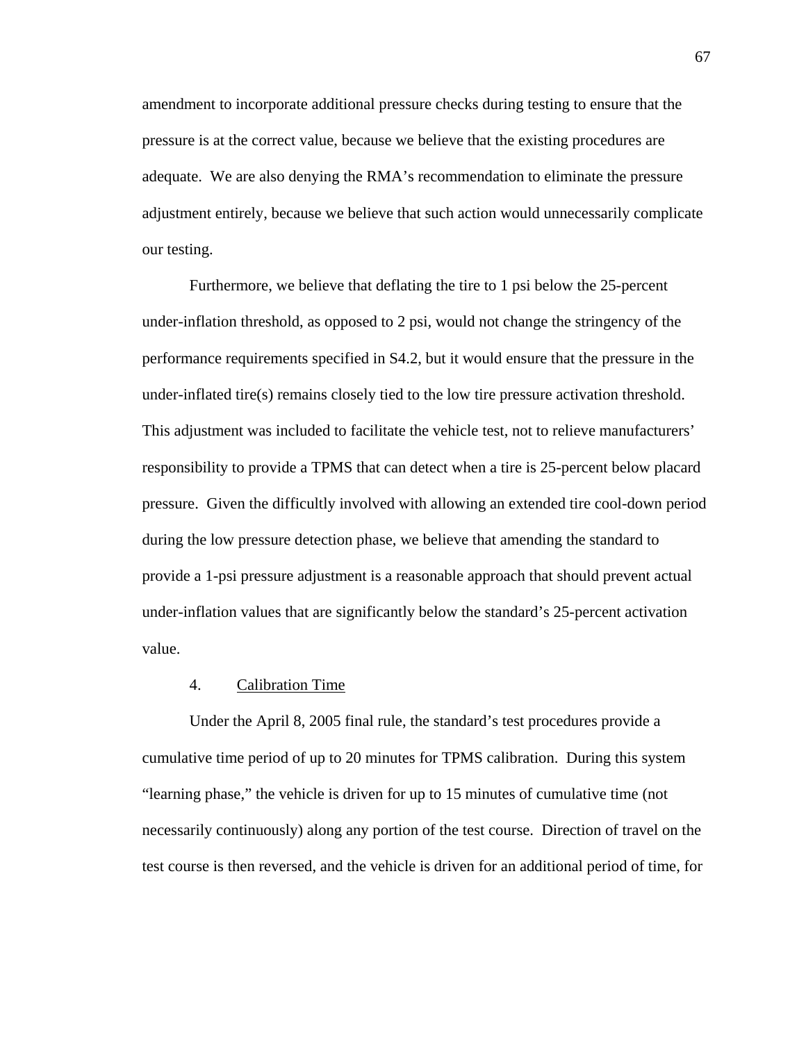amendment to incorporate additional pressure checks during testing to ensure that the pressure is at the correct value, because we believe that the existing procedures are adequate. We are also denying the RMA's recommendation to eliminate the pressure adjustment entirely, because we believe that such action would unnecessarily complicate our testing.

Furthermore, we believe that deflating the tire to 1 psi below the 25-percent under-inflation threshold, as opposed to 2 psi, would not change the stringency of the performance requirements specified in S4.2, but it would ensure that the pressure in the under-inflated tire(s) remains closely tied to the low tire pressure activation threshold. This adjustment was included to facilitate the vehicle test, not to relieve manufacturers' responsibility to provide a TPMS that can detect when a tire is 25-percent below placard pressure. Given the difficultly involved with allowing an extended tire cool-down period during the low pressure detection phase, we believe that amending the standard to provide a 1-psi pressure adjustment is a reasonable approach that should prevent actual under-inflation values that are significantly below the standard's 25-percent activation value.

4. Calibration Time

Under the April 8, 2005 final rule, the standard's test procedures provide a cumulative time period of up to 20 minutes for TPMS calibration. During this system "learning phase," the vehicle is driven for up to 15 minutes of cumulative time (not necessarily continuously) along any portion of the test course. Direction of travel on the test course is then reversed, and the vehicle is driven for an additional period of time, for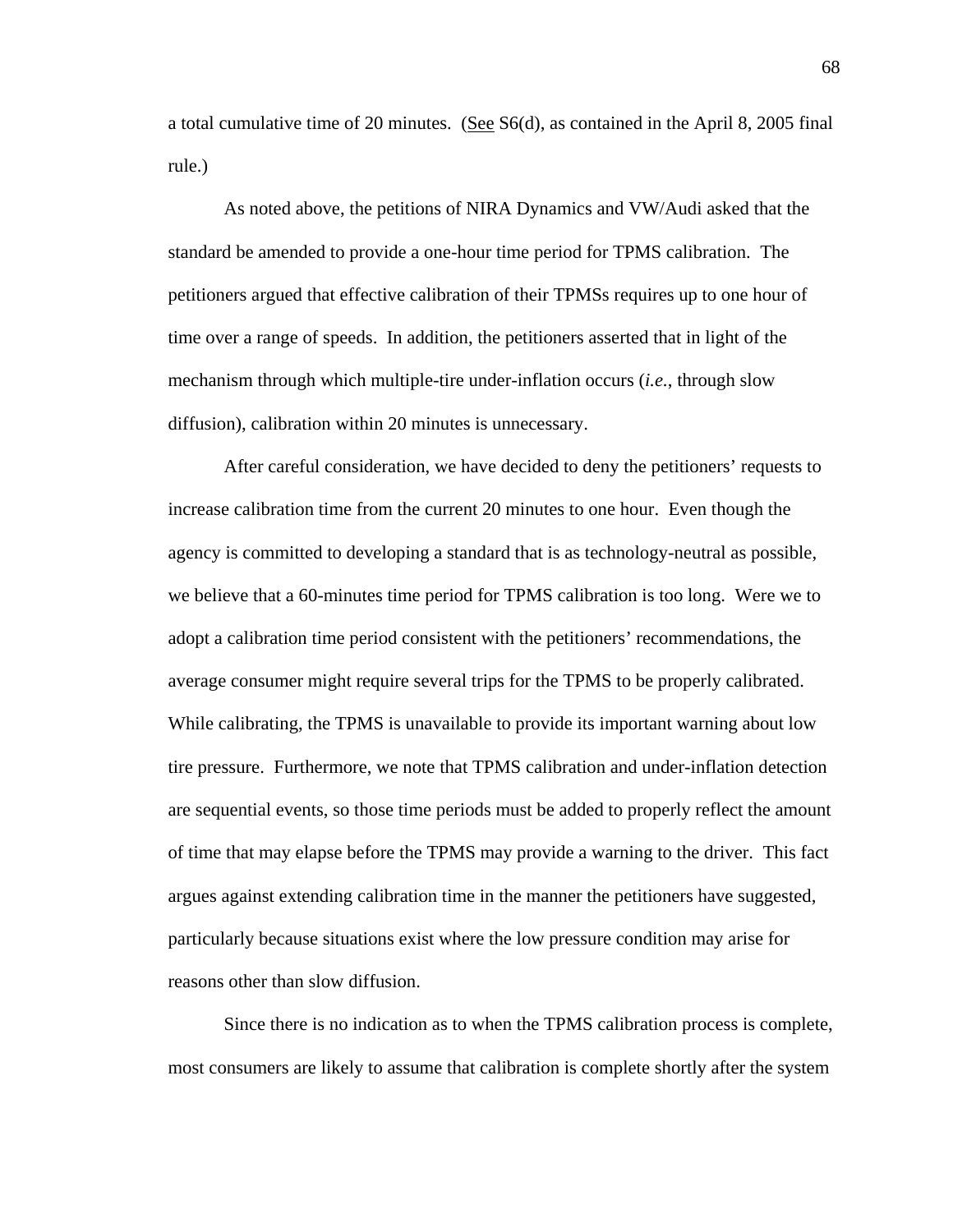a total cumulative time of 20 minutes. (See S6(d), as contained in the April 8, 2005 final rule.)

As noted above, the petitions of NIRA Dynamics and VW/Audi asked that the standard be amended to provide a one-hour time period for TPMS calibration. The petitioners argued that effective calibration of their TPMSs requires up to one hour of time over a range of speeds. In addition, the petitioners asserted that in light of the mechanism through which multiple-tire under-inflation occurs (*i.e.*, through slow diffusion), calibration within 20 minutes is unnecessary.

After careful consideration, we have decided to deny the petitioners' requests to increase calibration time from the current 20 minutes to one hour. Even though the agency is committed to developing a standard that is as technology-neutral as possible, we believe that a 60-minutes time period for TPMS calibration is too long. Were we to adopt a calibration time period consistent with the petitioners' recommendations, the average consumer might require several trips for the TPMS to be properly calibrated. While calibrating, the TPMS is unavailable to provide its important warning about low tire pressure. Furthermore, we note that TPMS calibration and under-inflation detection are sequential events, so those time periods must be added to properly reflect the amount of time that may elapse before the TPMS may provide a warning to the driver. This fact argues against extending calibration time in the manner the petitioners have suggested, particularly because situations exist where the low pressure condition may arise for reasons other than slow diffusion.

Since there is no indication as to when the TPMS calibration process is complete, most consumers are likely to assume that calibration is complete shortly after the system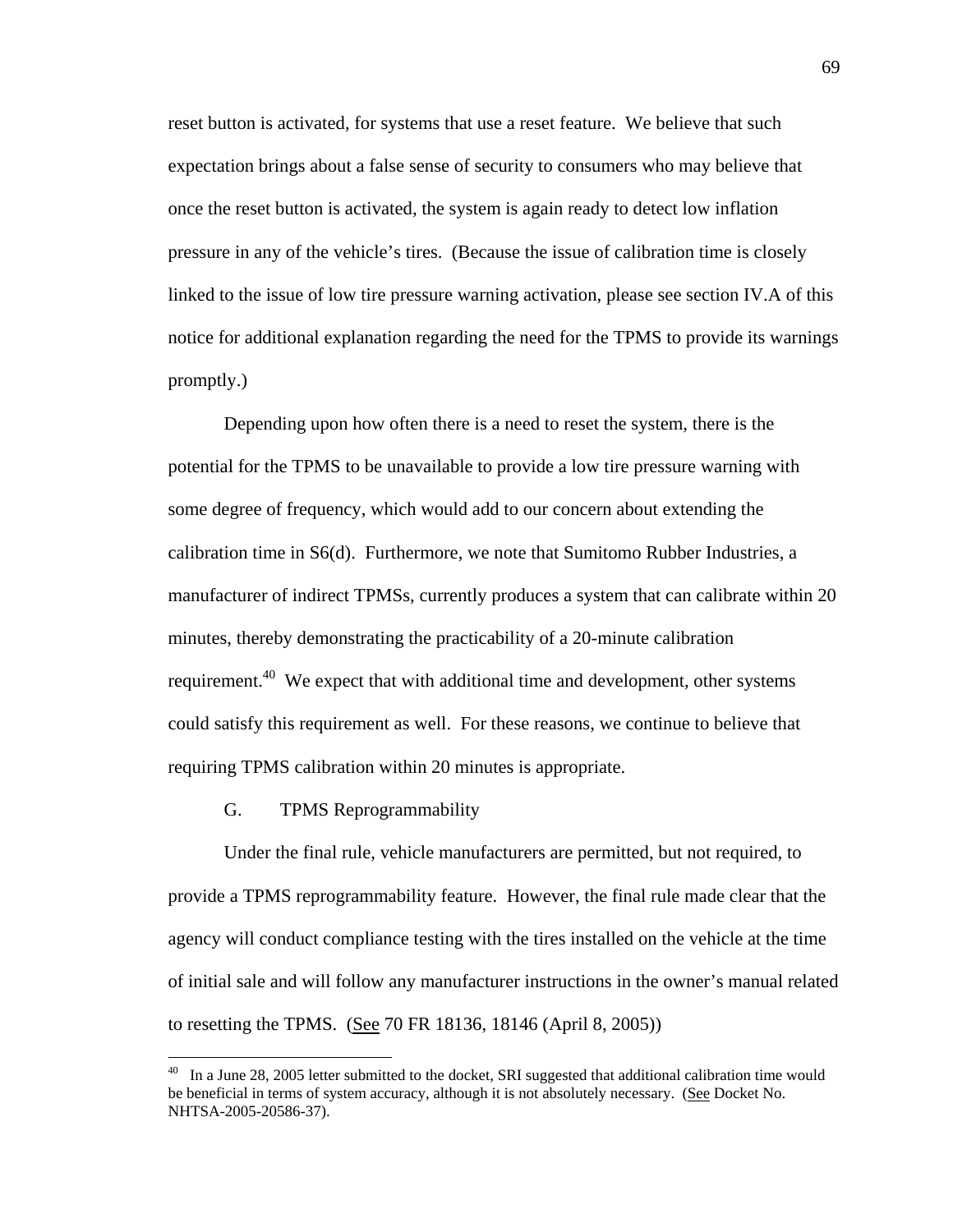reset button is activated, for systems that use a reset feature. We believe that such expectation brings about a false sense of security to consumers who may believe that once the reset button is activated, the system is again ready to detect low inflation pressure in any of the vehicle's tires. (Because the issue of calibration time is closely linked to the issue of low tire pressure warning activation, please see section IV.A of this notice for additional explanation regarding the need for the TPMS to provide its warnings promptly.)

Depending upon how often there is a need to reset the system, there is the potential for the TPMS to be unavailable to provide a low tire pressure warning with some degree of frequency, which would add to our concern about extending the calibration time in S6(d). Furthermore, we note that Sumitomo Rubber Industries, a manufacturer of indirect TPMSs, currently produces a system that can calibrate within 20 minutes, thereby demonstrating the practicability of a 20-minute calibration requirement.[40] We expect that with additional time and development, other systems could satisfy this requirement as well. For these reasons, we continue to believe that requiring TPMS calibration within 20 minutes is appropriate.

### G. TPMS Reprogrammability

Under the final rule, vehicle manufacturers are permitted, but not required, to provide a TPMS reprogrammability feature. However, the final rule made clear that the agency will conduct compliance testing with the tires installed on the vehicle at the time of initial sale and will follow any manufacturer instructions in the owner's manual related to resetting the TPMS. (See 70 FR 18136, 18146 (April 8, 2005))

---

[40] In a June 28, 2005 letter submitted to the docket, SRI suggested that additional calibration time would be beneficial in terms of system accuracy, although it is not absolutely necessary. (See Docket No. NHTSA-2005-20586-37).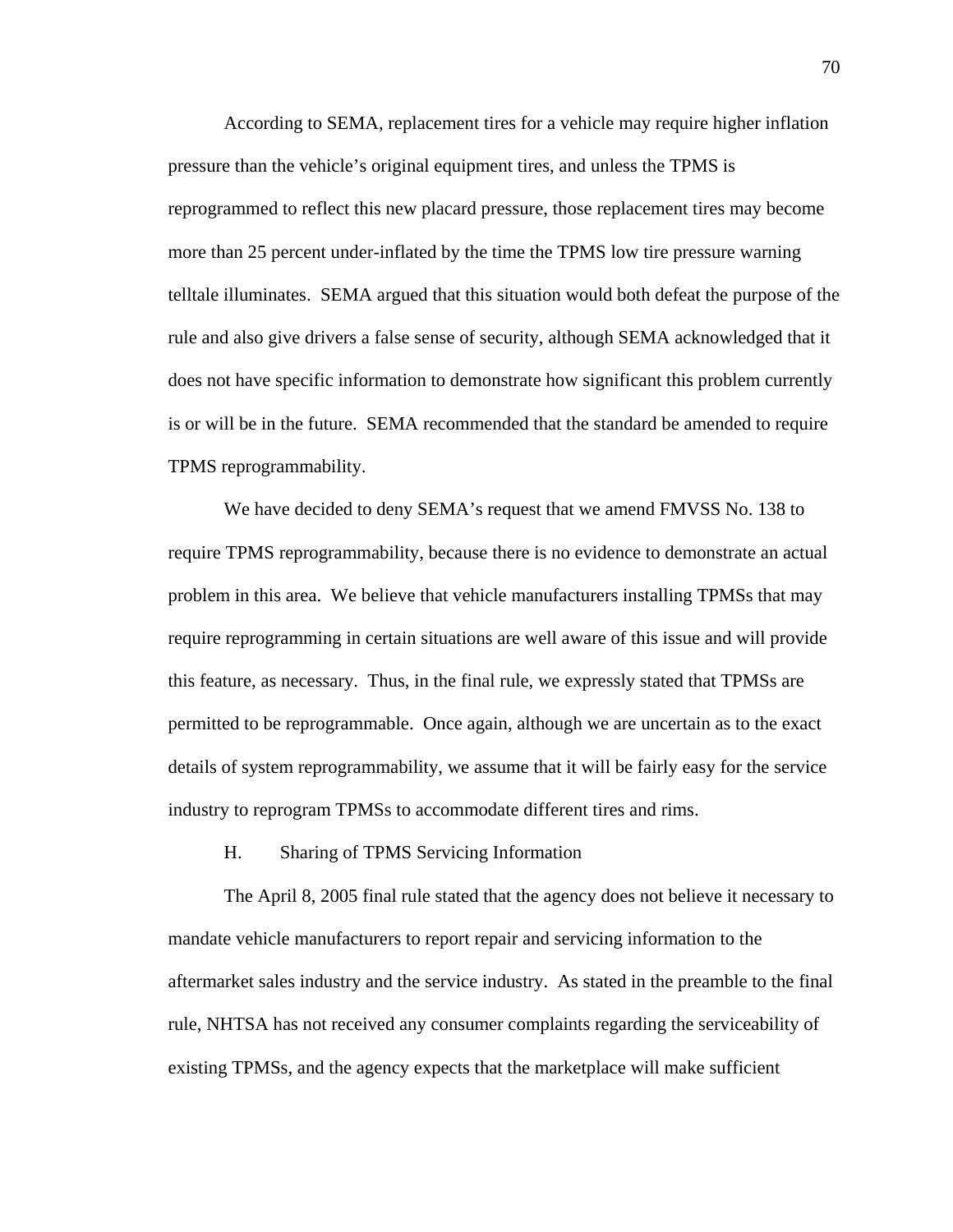According to SEMA, replacement tires for a vehicle may require higher inflation pressure than the vehicle's original equipment tires, and unless the TPMS is reprogrammed to reflect this new placard pressure, those replacement tires may become more than 25 percent under-inflated by the time the TPMS low tire pressure warning telltale illuminates. SEMA argued that this situation would both defeat the purpose of the rule and also give drivers a false sense of security, although SEMA acknowledged that it does not have specific information to demonstrate how significant this problem currently is or will be in the future. SEMA recommended that the standard be amended to require TPMS reprogrammability.

We have decided to deny SEMA's request that we amend FMVSS No. 138 to require TPMS reprogrammability, because there is no evidence to demonstrate an actual problem in this area. We believe that vehicle manufacturers installing TPMSs that may require reprogramming in certain situations are well aware of this issue and will provide this feature, as necessary. Thus, in the final rule, we expressly stated that TPMSs are permitted to be reprogrammable. Once again, although we are uncertain as to the exact details of system reprogrammability, we assume that it will be fairly easy for the service industry to reprogram TPMSs to accommodate different tires and rims.

### H. Sharing of TPMS Servicing Information

The April 8, 2005 final rule stated that the agency does not believe it necessary to mandate vehicle manufacturers to report repair and servicing information to the aftermarket sales industry and the service industry. As stated in the preamble to the final rule, NHTSA has not received any consumer complaints regarding the serviceability of existing TPMSs, and the agency expects that the marketplace will make sufficient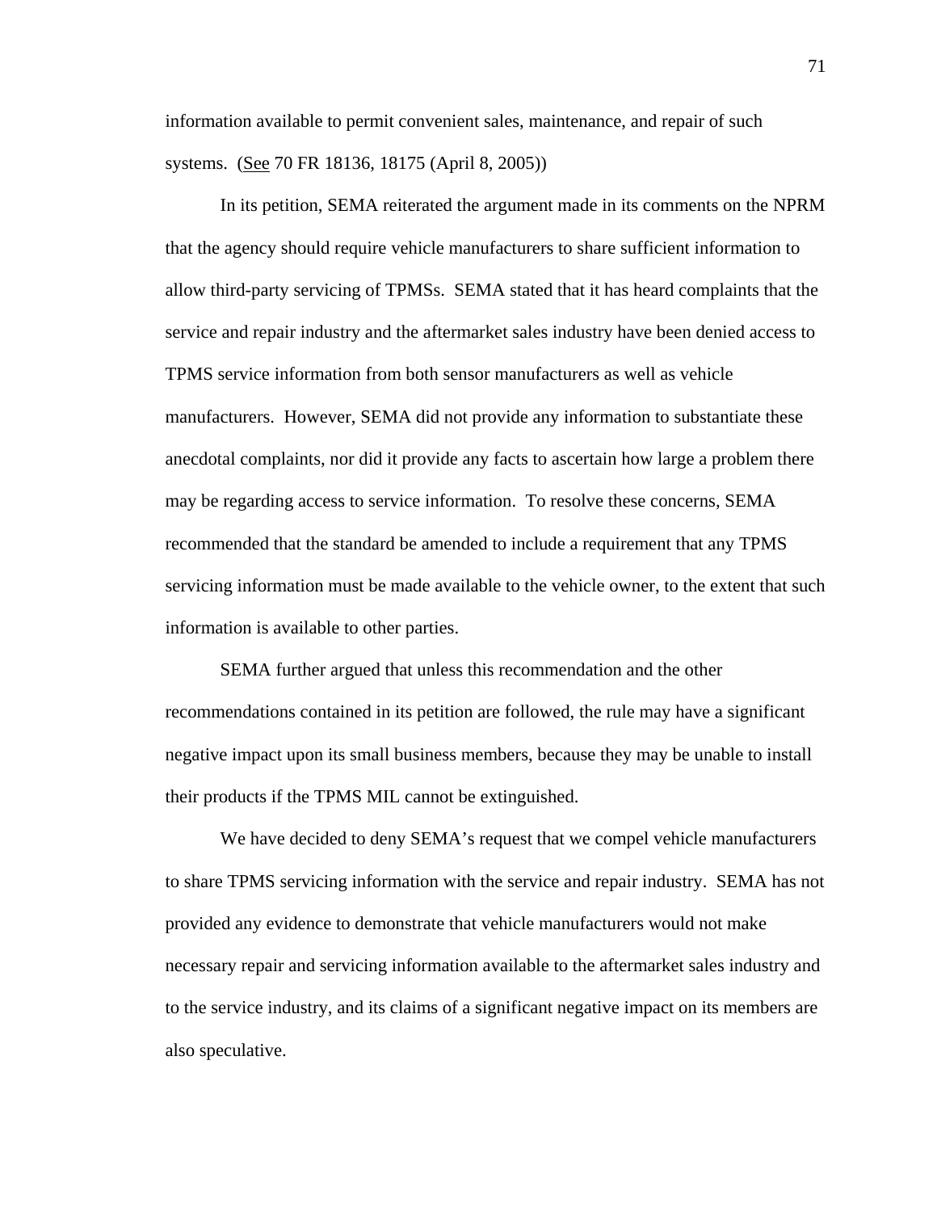information available to permit convenient sales, maintenance, and repair of such systems. (See 70 FR 18136, 18175 (April 8, 2005))

In its petition, SEMA reiterated the argument made in its comments on the NPRM that the agency should require vehicle manufacturers to share sufficient information to allow third-party servicing of TPMSs. SEMA stated that it has heard complaints that the service and repair industry and the aftermarket sales industry have been denied access to TPMS service information from both sensor manufacturers as well as vehicle manufacturers. However, SEMA did not provide any information to substantiate these anecdotal complaints, nor did it provide any facts to ascertain how large a problem there may be regarding access to service information. To resolve these concerns, SEMA recommended that the standard be amended to include a requirement that any TPMS servicing information must be made available to the vehicle owner, to the extent that such information is available to other parties.

SEMA further argued that unless this recommendation and the other recommendations contained in its petition are followed, the rule may have a significant negative impact upon its small business members, because they may be unable to install their products if the TPMS MIL cannot be extinguished.

We have decided to deny SEMA's request that we compel vehicle manufacturers to share TPMS servicing information with the service and repair industry. SEMA has not provided any evidence to demonstrate that vehicle manufacturers would not make necessary repair and servicing information available to the aftermarket sales industry and to the service industry, and its claims of a significant negative impact on its members are also speculative.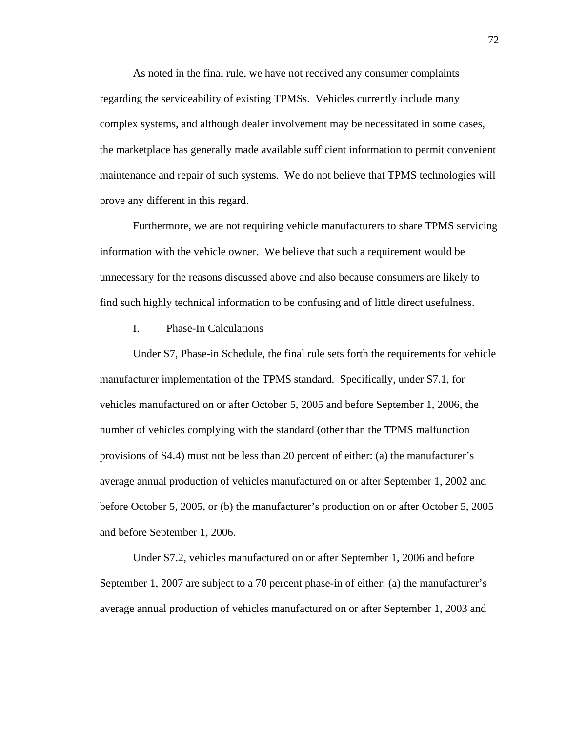As noted in the final rule, we have not received any consumer complaints regarding the serviceability of existing TPMSs. Vehicles currently include many complex systems, and although dealer involvement may be necessitated in some cases, the marketplace has generally made available sufficient information to permit convenient maintenance and repair of such systems. We do not believe that TPMS technologies will prove any different in this regard.

Furthermore, we are not requiring vehicle manufacturers to share TPMS servicing information with the vehicle owner. We believe that such a requirement would be unnecessary for the reasons discussed above and also because consumers are likely to find such highly technical information to be confusing and of little direct usefulness.

## I. Phase-In Calculations

Under S7, Phase-in Schedule, the final rule sets forth the requirements for vehicle manufacturer implementation of the TPMS standard. Specifically, under S7.1, for vehicles manufactured on or after October 5, 2005 and before September 1, 2006, the number of vehicles complying with the standard (other than the TPMS malfunction provisions of S4.4) must not be less than 20 percent of either: (a) the manufacturer's average annual production of vehicles manufactured on or after September 1, 2002 and before October 5, 2005, or (b) the manufacturer's production on or after October 5, 2005 and before September 1, 2006.

Under S7.2, vehicles manufactured on or after September 1, 2006 and before September 1, 2007 are subject to a 70 percent phase-in of either: (a) the manufacturer's average annual production of vehicles manufactured on or after September 1, 2003 and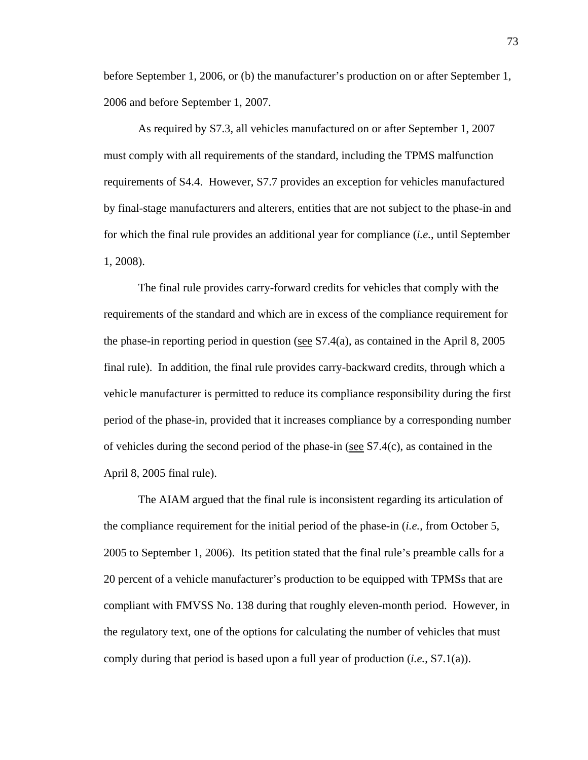before September 1, 2006, or (b) the manufacturer's production on or after September 1, 2006 and before September 1, 2007.

As required by S7.3, all vehicles manufactured on or after September 1, 2007 must comply with all requirements of the standard, including the TPMS malfunction requirements of S4.4. However, S7.7 provides an exception for vehicles manufactured by final-stage manufacturers and alterers, entities that are not subject to the phase-in and for which the final rule provides an additional year for compliance (*i.e.*, until September 1, 2008).

The final rule provides carry-forward credits for vehicles that comply with the requirements of the standard and which are in excess of the compliance requirement for the phase-in reporting period in question (see S7.4(a), as contained in the April 8, 2005 final rule). In addition, the final rule provides carry-backward credits, through which a vehicle manufacturer is permitted to reduce its compliance responsibility during the first period of the phase-in, provided that it increases compliance by a corresponding number of vehicles during the second period of the phase-in (see S7.4(c), as contained in the April 8, 2005 final rule).

The AIAM argued that the final rule is inconsistent regarding its articulation of the compliance requirement for the initial period of the phase-in (*i.e.*, from October 5, 2005 to September 1, 2006). Its petition stated that the final rule's preamble calls for a 20 percent of a vehicle manufacturer's production to be equipped with TPMSs that are compliant with FMVSS No. 138 during that roughly eleven-month period. However, in the regulatory text, one of the options for calculating the number of vehicles that must comply during that period is based upon a full year of production (*i.e.*, S7.1(a)).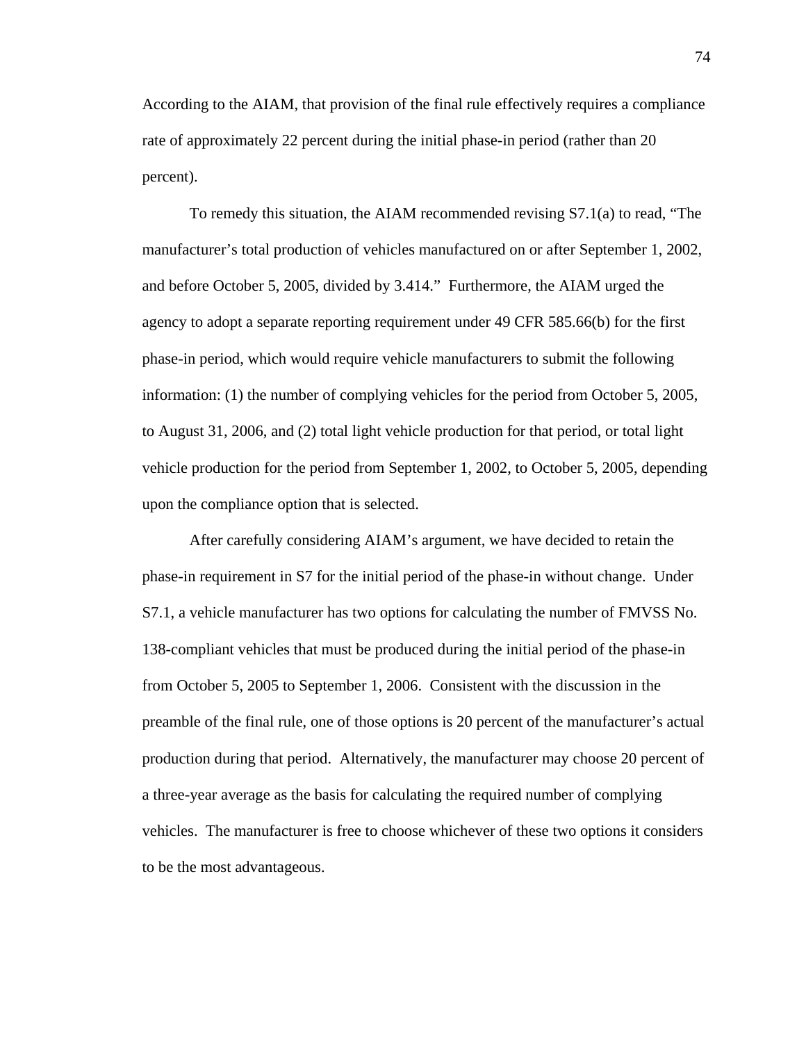According to the AIAM, that provision of the final rule effectively requires a compliance rate of approximately 22 percent during the initial phase-in period (rather than 20 percent).

To remedy this situation, the AIAM recommended revising S7.1(a) to read, "The manufacturer's total production of vehicles manufactured on or after September 1, 2002, and before October 5, 2005, divided by 3.414." Furthermore, the AIAM urged the agency to adopt a separate reporting requirement under 49 CFR 585.66(b) for the first phase-in period, which would require vehicle manufacturers to submit the following information: (1) the number of complying vehicles for the period from October 5, 2005, to August 31, 2006, and (2) total light vehicle production for that period, or total light vehicle production for the period from September 1, 2002, to October 5, 2005, depending upon the compliance option that is selected.

After carefully considering AIAM's argument, we have decided to retain the phase-in requirement in S7 for the initial period of the phase-in without change. Under S7.1, a vehicle manufacturer has two options for calculating the number of FMVSS No. 138-compliant vehicles that must be produced during the initial period of the phase-in from October 5, 2005 to September 1, 2006. Consistent with the discussion in the preamble of the final rule, one of those options is 20 percent of the manufacturer's actual production during that period. Alternatively, the manufacturer may choose 20 percent of a three-year average as the basis for calculating the required number of complying vehicles. The manufacturer is free to choose whichever of these two options it considers to be the most advantageous.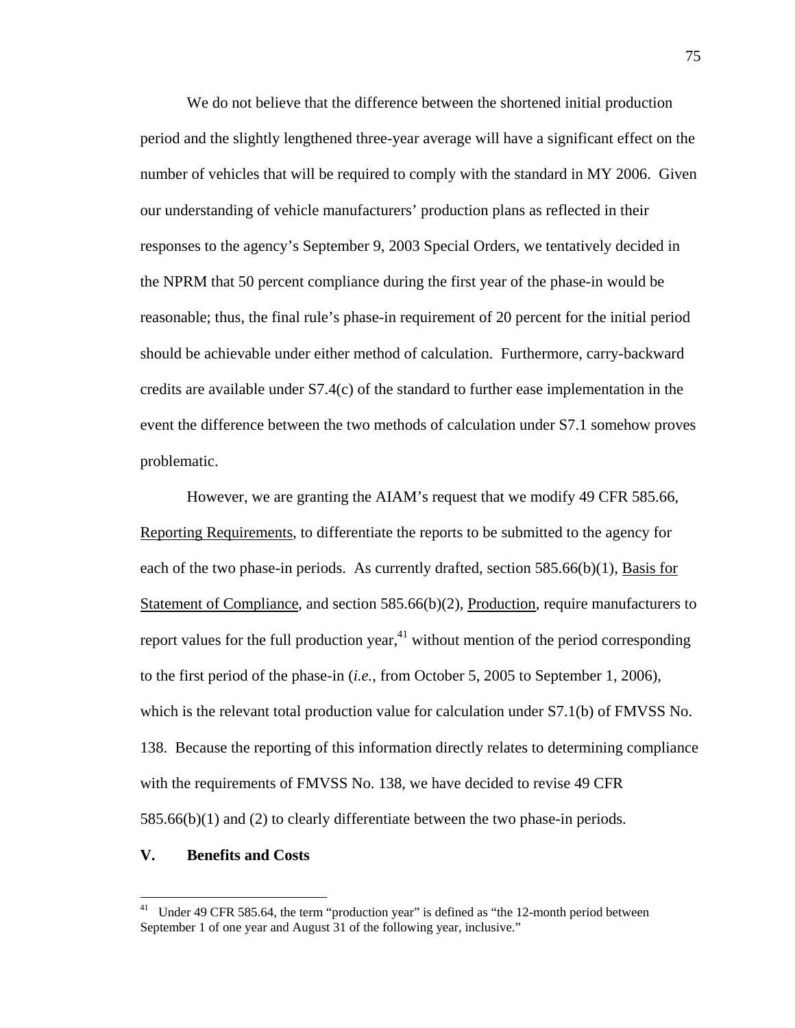We do not believe that the difference between the shortened initial production period and the slightly lengthened three-year average will have a significant effect on the number of vehicles that will be required to comply with the standard in MY 2006. Given our understanding of vehicle manufacturers' production plans as reflected in their responses to the agency's September 9, 2003 Special Orders, we tentatively decided in the NPRM that 50 percent compliance during the first year of the phase-in would be reasonable; thus, the final rule's phase-in requirement of 20 percent for the initial period should be achievable under either method of calculation. Furthermore, carry-backward credits are available under S7.4(c) of the standard to further ease implementation in the event the difference between the two methods of calculation under S7.1 somehow proves problematic.

However, we are granting the AIAM's request that we modify 49 CFR 585.66, Reporting Requirements, to differentiate the reports to be submitted to the agency for each of the two phase-in periods. As currently drafted, section 585.66(b)(1), Basis for Statement of Compliance, and section 585.66(b)(2), Production, require manufacturers to report values for the full production year,[41] without mention of the period corresponding to the first period of the phase-in (*i.e.*, from October 5, 2005 to September 1, 2006), which is the relevant total production value for calculation under S7.1(b) of FMVSS No. 138. Because the reporting of this information directly relates to determining compliance with the requirements of FMVSS No. 138, we have decided to revise 49 CFR 585.66(b)(1) and (2) to clearly differentiate between the two phase-in periods.

## V. Benefits and Costs

[41] Under 49 CFR 585.64, the term "production year" is defined as "the 12-month period between September 1 of one year and August 31 of the following year, inclusive."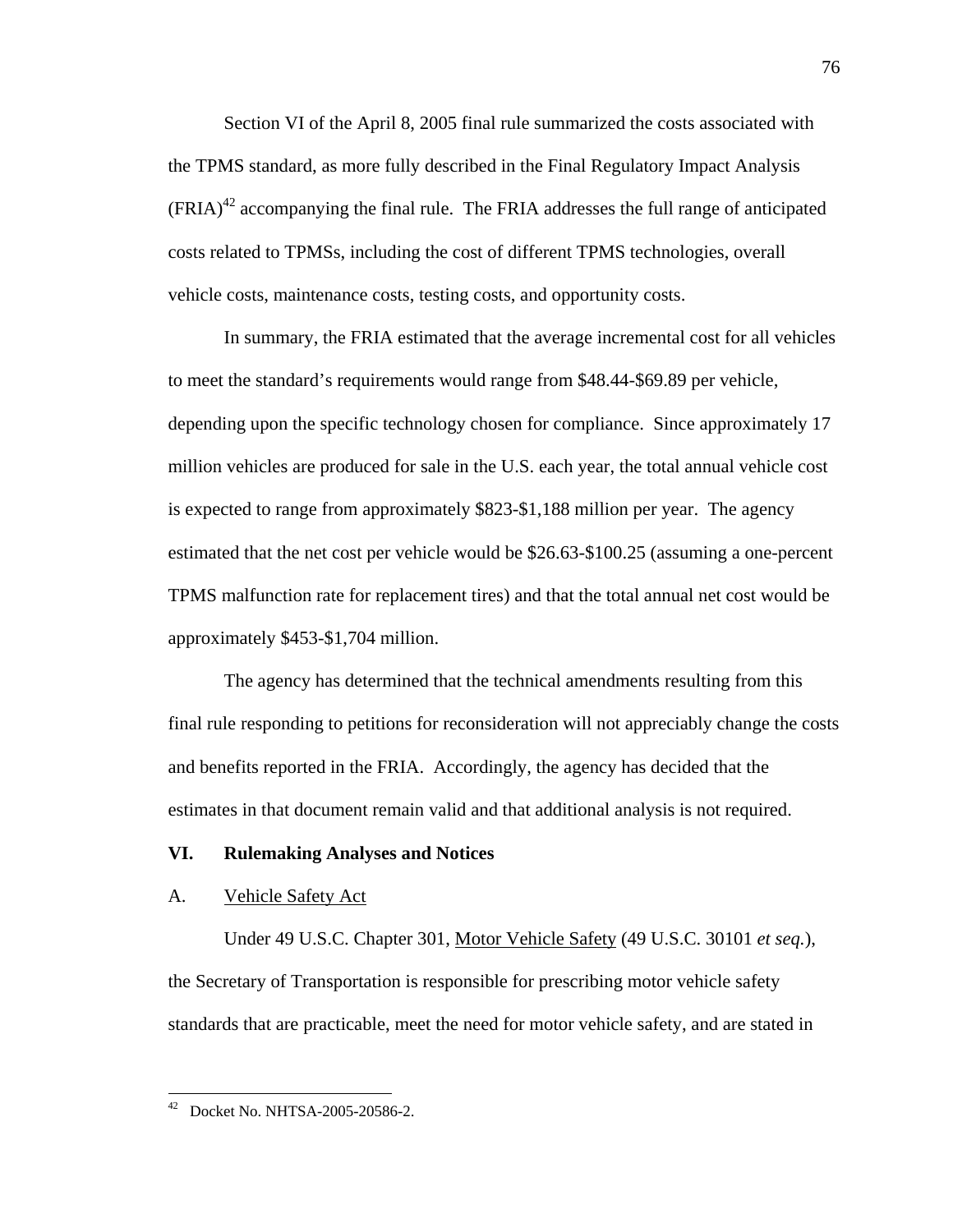Section VI of the April 8, 2005 final rule summarized the costs associated with the TPMS standard, as more fully described in the Final Regulatory Impact Analysis (FRIA)[42] accompanying the final rule. The FRIA addresses the full range of anticipated costs related to TPMSs, including the cost of different TPMS technologies, overall vehicle costs, maintenance costs, testing costs, and opportunity costs.

In summary, the FRIA estimated that the average incremental cost for all vehicles to meet the standard's requirements would range from $48.44-$69.89 per vehicle, depending upon the specific technology chosen for compliance. Since approximately 17 million vehicles are produced for sale in the U.S. each year, the total annual vehicle cost is expected to range from approximately $823-$1,188 million per year. The agency estimated that the net cost per vehicle would be $26.63-$100.25 (assuming a one-percent TPMS malfunction rate for replacement tires) and that the total annual net cost would be approximately $453-$1,704 million.

The agency has determined that the technical amendments resulting from this final rule responding to petitions for reconsideration will not appreciably change the costs and benefits reported in the FRIA. Accordingly, the agency has decided that the estimates in that document remain valid and that additional analysis is not required.

## VI. Rulemaking Analyses and Notices

### A. Vehicle Safety Act

Under 49 U.S.C. Chapter 301, Motor Vehicle Safety (49 U.S.C. 30101 *et seq.*), the Secretary of Transportation is responsible for prescribing motor vehicle safety standards that are practicable, meet the need for motor vehicle safety, and are stated in

---

[42] Docket No. NHTSA-2005-20586-2.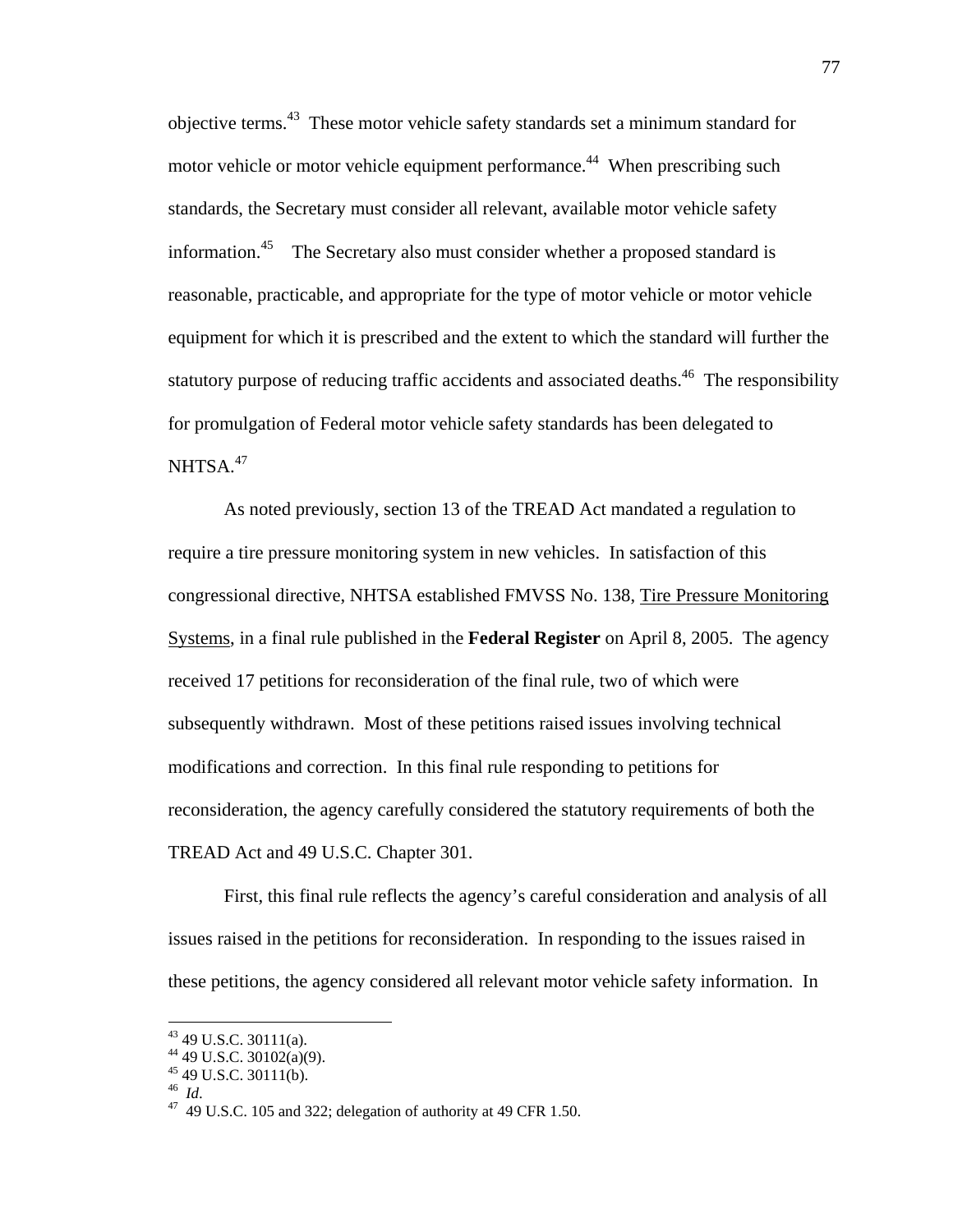objective terms.[43] These motor vehicle safety standards set a minimum standard for motor vehicle or motor vehicle equipment performance.[44] When prescribing such standards, the Secretary must consider all relevant, available motor vehicle safety information.[45] The Secretary also must consider whether a proposed standard is reasonable, practicable, and appropriate for the type of motor vehicle or motor vehicle equipment for which it is prescribed and the extent to which the standard will further the statutory purpose of reducing traffic accidents and associated deaths.[46] The responsibility for promulgation of Federal motor vehicle safety standards has been delegated to NHTSA.[47]

As noted previously, section 13 of the TREAD Act mandated a regulation to require a tire pressure monitoring system in new vehicles. In satisfaction of this congressional directive, NHTSA established FMVSS No. 138, Tire Pressure Monitoring Systems, in a final rule published in the **Federal Register** on April 8, 2005. The agency received 17 petitions for reconsideration of the final rule, two of which were subsequently withdrawn. Most of these petitions raised issues involving technical modifications and correction. In this final rule responding to petitions for reconsideration, the agency carefully considered the statutory requirements of both the TREAD Act and 49 U.S.C. Chapter 301.

First, this final rule reflects the agency's careful consideration and analysis of all issues raised in the petitions for reconsideration. In responding to the issues raised in these petitions, the agency considered all relevant motor vehicle safety information. In

[43] 49 U.S.C. 30111(a).
[44] 49 U.S.C. 30102(a)(9).
[45] 49 U.S.C. 30111(b).
[46] *Id*.
[47] 49 U.S.C. 105 and 322; delegation of authority at 49 CFR 1.50.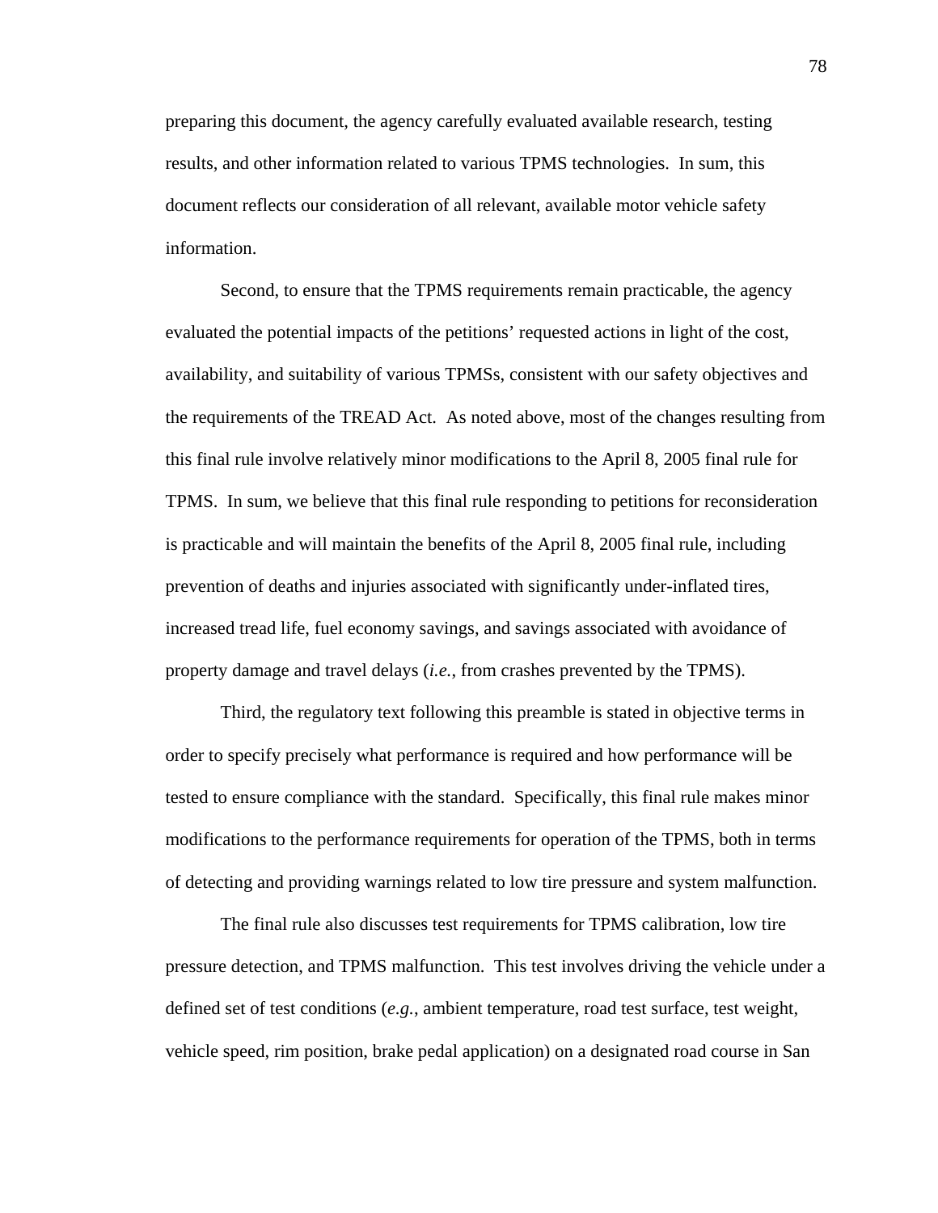preparing this document, the agency carefully evaluated available research, testing results, and other information related to various TPMS technologies. In sum, this document reflects our consideration of all relevant, available motor vehicle safety information.

Second, to ensure that the TPMS requirements remain practicable, the agency evaluated the potential impacts of the petitions' requested actions in light of the cost, availability, and suitability of various TPMSs, consistent with our safety objectives and the requirements of the TREAD Act. As noted above, most of the changes resulting from this final rule involve relatively minor modifications to the April 8, 2005 final rule for TPMS. In sum, we believe that this final rule responding to petitions for reconsideration is practicable and will maintain the benefits of the April 8, 2005 final rule, including prevention of deaths and injuries associated with significantly under-inflated tires, increased tread life, fuel economy savings, and savings associated with avoidance of property damage and travel delays (*i.e.*, from crashes prevented by the TPMS).

Third, the regulatory text following this preamble is stated in objective terms in order to specify precisely what performance is required and how performance will be tested to ensure compliance with the standard. Specifically, this final rule makes minor modifications to the performance requirements for operation of the TPMS, both in terms of detecting and providing warnings related to low tire pressure and system malfunction.

The final rule also discusses test requirements for TPMS calibration, low tire pressure detection, and TPMS malfunction. This test involves driving the vehicle under a defined set of test conditions (*e.g.*, ambient temperature, road test surface, test weight, vehicle speed, rim position, brake pedal application) on a designated road course in San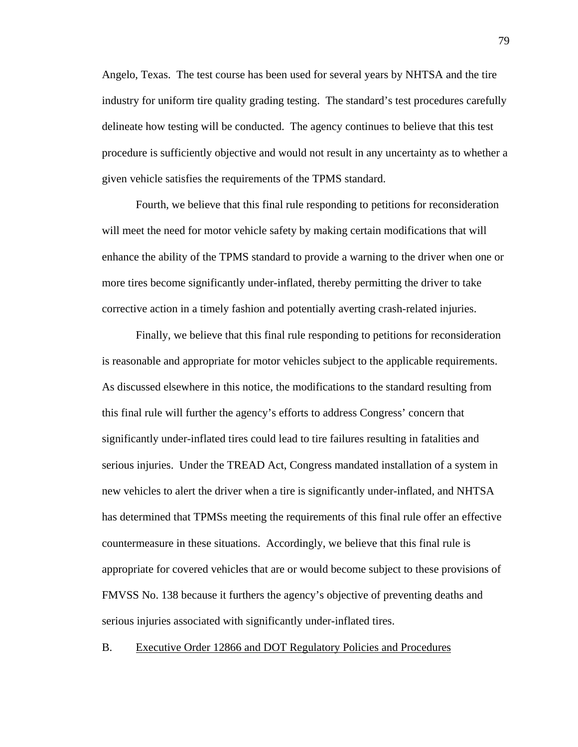Angelo, Texas. The test course has been used for several years by NHTSA and the tire industry for uniform tire quality grading testing. The standard's test procedures carefully delineate how testing will be conducted. The agency continues to believe that this test procedure is sufficiently objective and would not result in any uncertainty as to whether a given vehicle satisfies the requirements of the TPMS standard.

Fourth, we believe that this final rule responding to petitions for reconsideration will meet the need for motor vehicle safety by making certain modifications that will enhance the ability of the TPMS standard to provide a warning to the driver when one or more tires become significantly under-inflated, thereby permitting the driver to take corrective action in a timely fashion and potentially averting crash-related injuries.

Finally, we believe that this final rule responding to petitions for reconsideration is reasonable and appropriate for motor vehicles subject to the applicable requirements. As discussed elsewhere in this notice, the modifications to the standard resulting from this final rule will further the agency's efforts to address Congress' concern that significantly under-inflated tires could lead to tire failures resulting in fatalities and serious injuries. Under the TREAD Act, Congress mandated installation of a system in new vehicles to alert the driver when a tire is significantly under-inflated, and NHTSA has determined that TPMSs meeting the requirements of this final rule offer an effective countermeasure in these situations. Accordingly, we believe that this final rule is appropriate for covered vehicles that are or would become subject to these provisions of FMVSS No. 138 because it furthers the agency's objective of preventing deaths and serious injuries associated with significantly under-inflated tires.

B. Executive Order 12866 and DOT Regulatory Policies and Procedures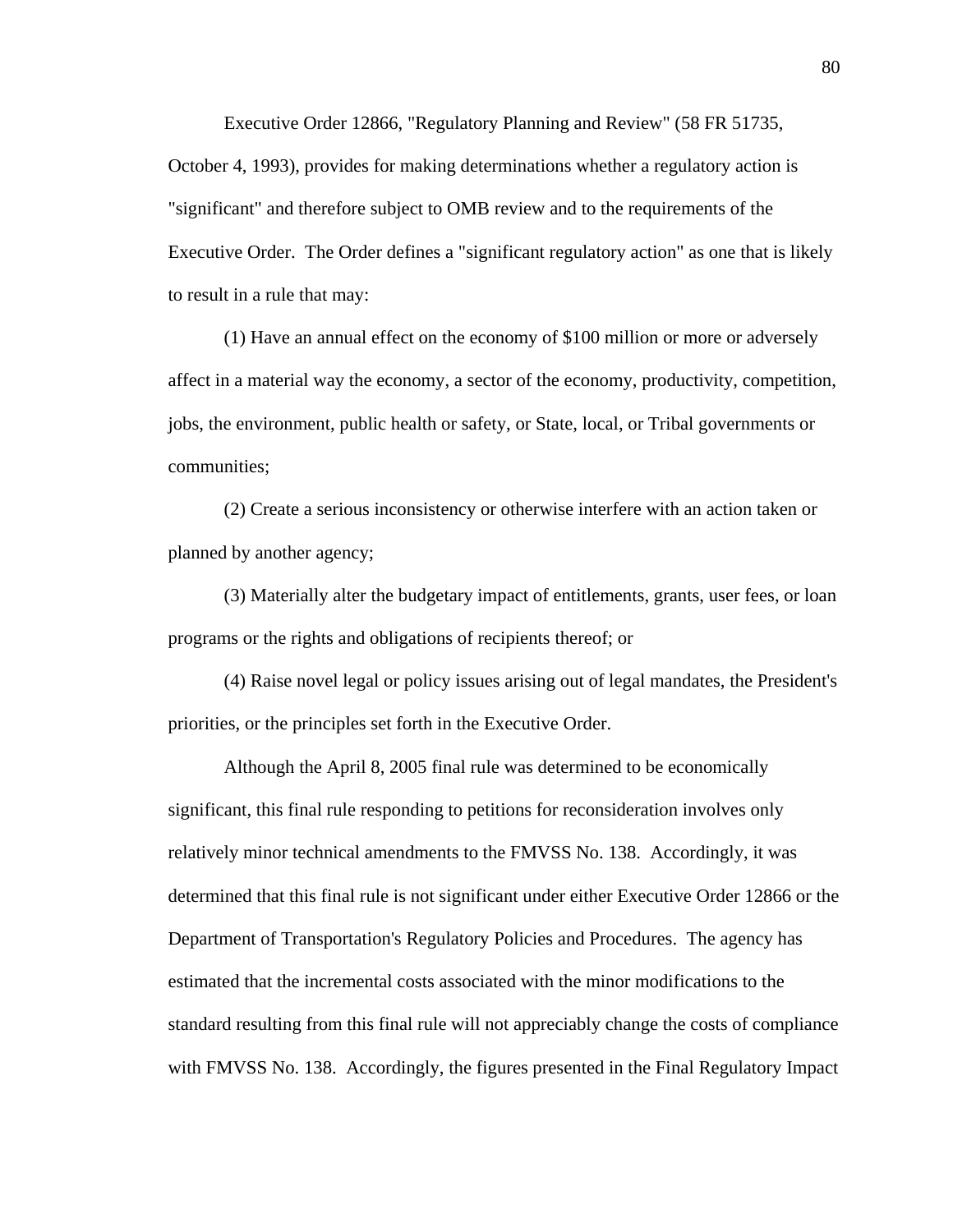Executive Order 12866, "Regulatory Planning and Review" (58 FR 51735, October 4, 1993), provides for making determinations whether a regulatory action is "significant" and therefore subject to OMB review and to the requirements of the Executive Order. The Order defines a "significant regulatory action" as one that is likely to result in a rule that may:

(1) Have an annual effect on the economy of $100 million or more or adversely affect in a material way the economy, a sector of the economy, productivity, competition, jobs, the environment, public health or safety, or State, local, or Tribal governments or communities;

(2) Create a serious inconsistency or otherwise interfere with an action taken or planned by another agency;

(3) Materially alter the budgetary impact of entitlements, grants, user fees, or loan programs or the rights and obligations of recipients thereof; or

(4) Raise novel legal or policy issues arising out of legal mandates, the President's priorities, or the principles set forth in the Executive Order.

Although the April 8, 2005 final rule was determined to be economically significant, this final rule responding to petitions for reconsideration involves only relatively minor technical amendments to the FMVSS No. 138. Accordingly, it was determined that this final rule is not significant under either Executive Order 12866 or the Department of Transportation's Regulatory Policies and Procedures. The agency has estimated that the incremental costs associated with the minor modifications to the standard resulting from this final rule will not appreciably change the costs of compliance with FMVSS No. 138. Accordingly, the figures presented in the Final Regulatory Impact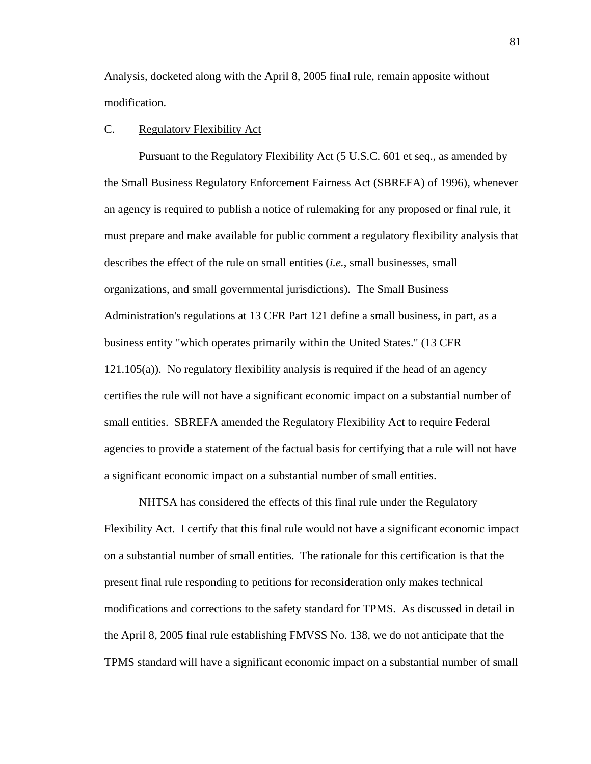Analysis, docketed along with the April 8, 2005 final rule, remain apposite without modification.

## C. Regulatory Flexibility Act

Pursuant to the Regulatory Flexibility Act (5 U.S.C. 601 et seq., as amended by the Small Business Regulatory Enforcement Fairness Act (SBREFA) of 1996), whenever an agency is required to publish a notice of rulemaking for any proposed or final rule, it must prepare and make available for public comment a regulatory flexibility analysis that describes the effect of the rule on small entities (*i.e.*, small businesses, small organizations, and small governmental jurisdictions). The Small Business Administration's regulations at 13 CFR Part 121 define a small business, in part, as a business entity "which operates primarily within the United States." (13 CFR 121.105(a)). No regulatory flexibility analysis is required if the head of an agency certifies the rule will not have a significant economic impact on a substantial number of small entities. SBREFA amended the Regulatory Flexibility Act to require Federal agencies to provide a statement of the factual basis for certifying that a rule will not have a significant economic impact on a substantial number of small entities.

NHTSA has considered the effects of this final rule under the Regulatory Flexibility Act. I certify that this final rule would not have a significant economic impact on a substantial number of small entities. The rationale for this certification is that the present final rule responding to petitions for reconsideration only makes technical modifications and corrections to the safety standard for TPMS. As discussed in detail in the April 8, 2005 final rule establishing FMVSS No. 138, we do not anticipate that the TPMS standard will have a significant economic impact on a substantial number of small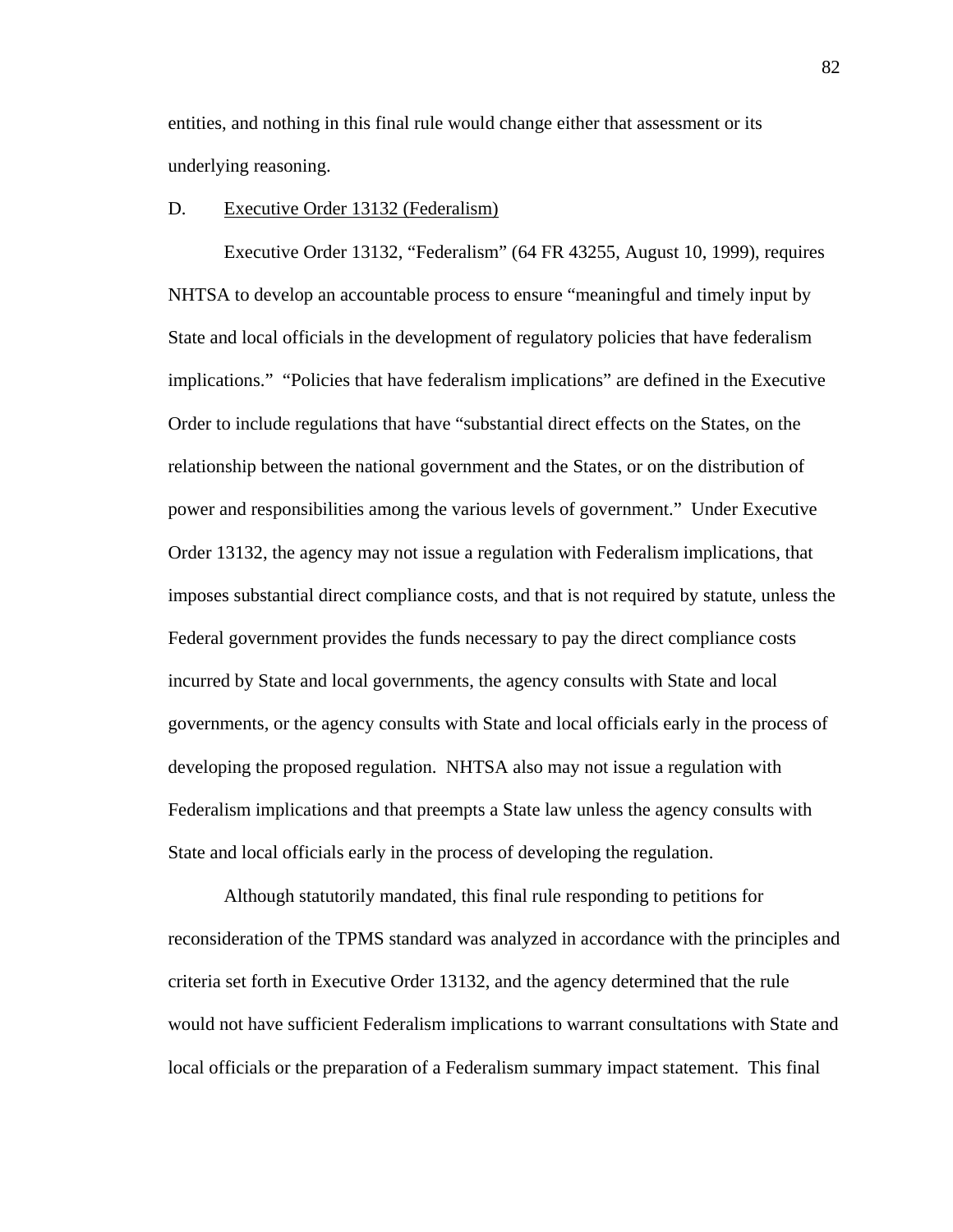entities, and nothing in this final rule would change either that assessment or its underlying reasoning.

D. Executive Order 13132 (Federalism)

Executive Order 13132, “Federalism” (64 FR 43255, August 10, 1999), requires NHTSA to develop an accountable process to ensure “meaningful and timely input by State and local officials in the development of regulatory policies that have federalism implications.” “Policies that have federalism implications” are defined in the Executive Order to include regulations that have “substantial direct effects on the States, on the relationship between the national government and the States, or on the distribution of power and responsibilities among the various levels of government.” Under Executive Order 13132, the agency may not issue a regulation with Federalism implications, that imposes substantial direct compliance costs, and that is not required by statute, unless the Federal government provides the funds necessary to pay the direct compliance costs incurred by State and local governments, the agency consults with State and local governments, or the agency consults with State and local officials early in the process of developing the proposed regulation. NHTSA also may not issue a regulation with Federalism implications and that preempts a State law unless the agency consults with State and local officials early in the process of developing the regulation.

Although statutorily mandated, this final rule responding to petitions for reconsideration of the TPMS standard was analyzed in accordance with the principles and criteria set forth in Executive Order 13132, and the agency determined that the rule would not have sufficient Federalism implications to warrant consultations with State and local officials or the preparation of a Federalism summary impact statement. This final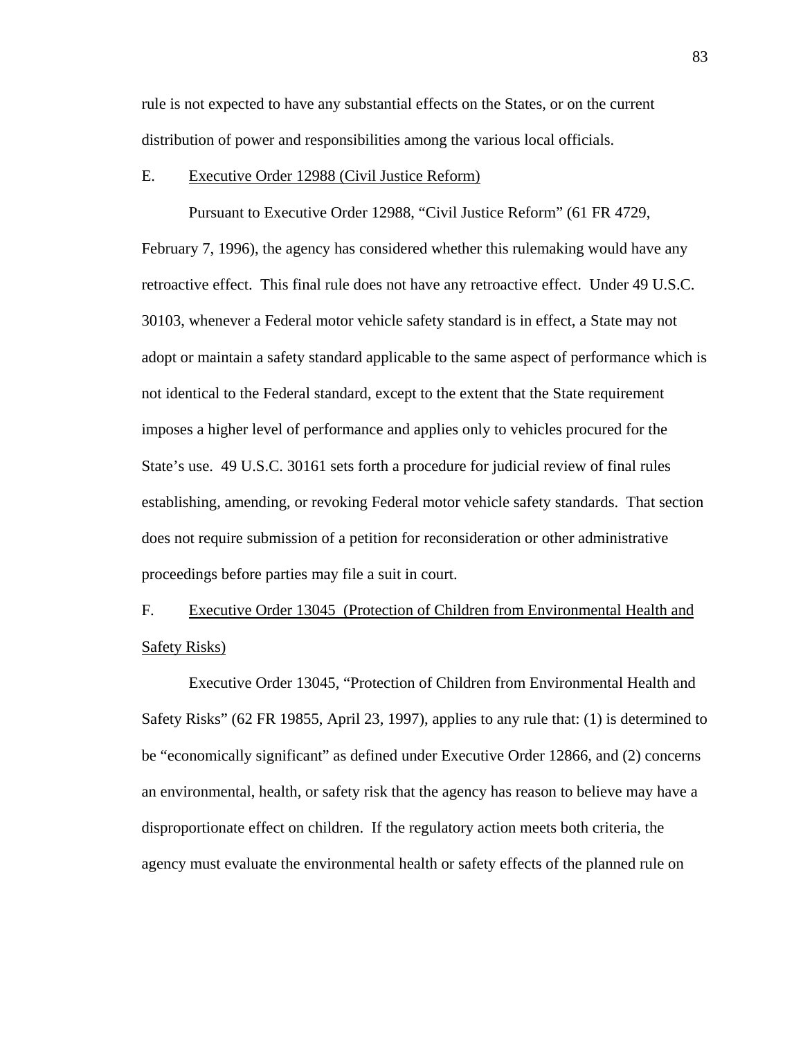rule is not expected to have any substantial effects on the States, or on the current distribution of power and responsibilities among the various local officials.

E. Executive Order 12988 (Civil Justice Reform)

Pursuant to Executive Order 12988, "Civil Justice Reform" (61 FR 4729, February 7, 1996), the agency has considered whether this rulemaking would have any retroactive effect. This final rule does not have any retroactive effect. Under 49 U.S.C. 30103, whenever a Federal motor vehicle safety standard is in effect, a State may not adopt or maintain a safety standard applicable to the same aspect of performance which is not identical to the Federal standard, except to the extent that the State requirement imposes a higher level of performance and applies only to vehicles procured for the State's use. 49 U.S.C. 30161 sets forth a procedure for judicial review of final rules establishing, amending, or revoking Federal motor vehicle safety standards. That section does not require submission of a petition for reconsideration or other administrative proceedings before parties may file a suit in court.

F. Executive Order 13045 (Protection of Children from Environmental Health and Safety Risks)

Executive Order 13045, "Protection of Children from Environmental Health and Safety Risks" (62 FR 19855, April 23, 1997), applies to any rule that: (1) is determined to be "economically significant" as defined under Executive Order 12866, and (2) concerns an environmental, health, or safety risk that the agency has reason to believe may have a disproportionate effect on children. If the regulatory action meets both criteria, the agency must evaluate the environmental health or safety effects of the planned rule on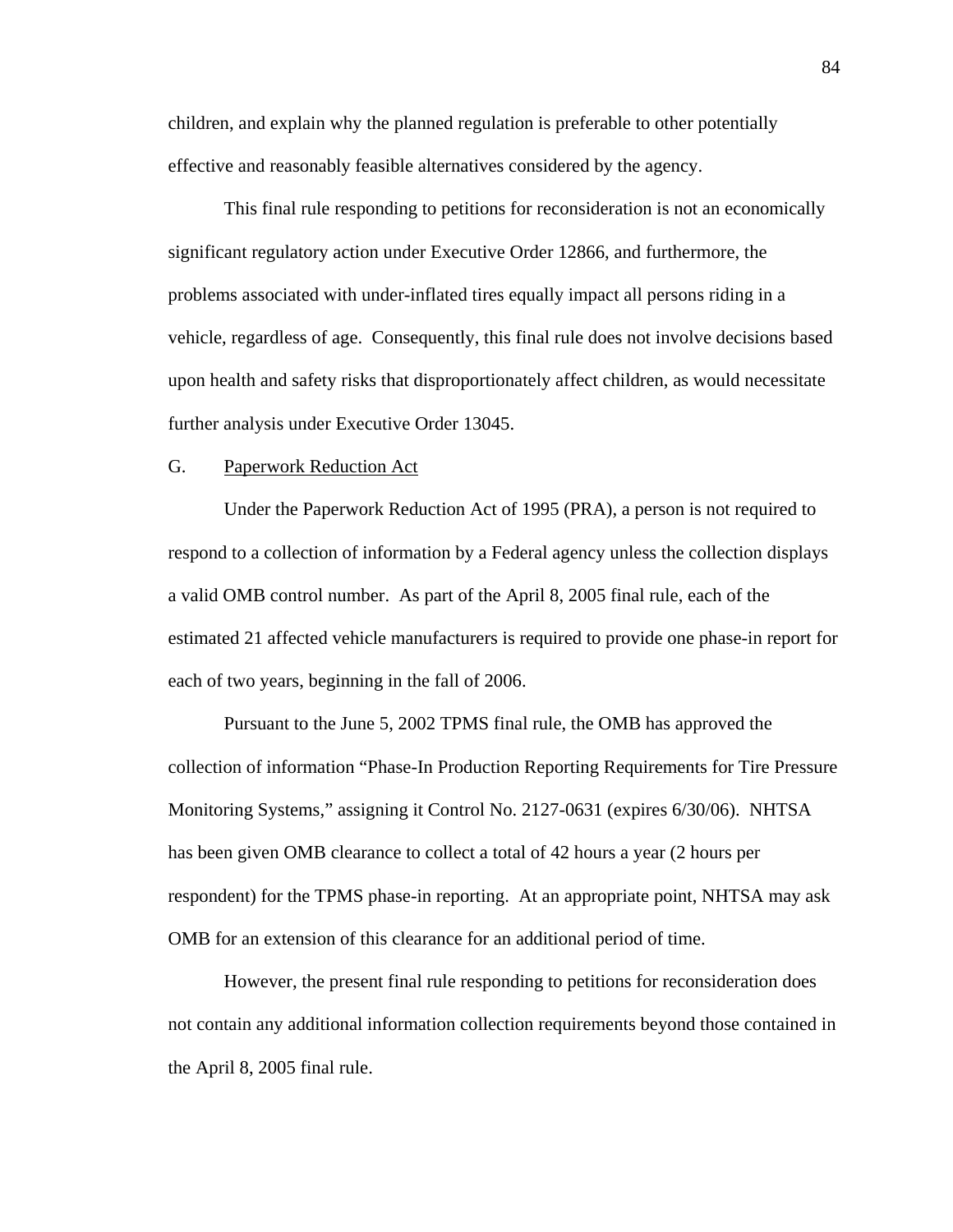children, and explain why the planned regulation is preferable to other potentially effective and reasonably feasible alternatives considered by the agency.

This final rule responding to petitions for reconsideration is not an economically significant regulatory action under Executive Order 12866, and furthermore, the problems associated with under-inflated tires equally impact all persons riding in a vehicle, regardless of age. Consequently, this final rule does not involve decisions based upon health and safety risks that disproportionately affect children, as would necessitate further analysis under Executive Order 13045.

G. Paperwork Reduction Act

Under the Paperwork Reduction Act of 1995 (PRA), a person is not required to respond to a collection of information by a Federal agency unless the collection displays a valid OMB control number. As part of the April 8, 2005 final rule, each of the estimated 21 affected vehicle manufacturers is required to provide one phase-in report for each of two years, beginning in the fall of 2006.

Pursuant to the June 5, 2002 TPMS final rule, the OMB has approved the collection of information "Phase-In Production Reporting Requirements for Tire Pressure Monitoring Systems," assigning it Control No. 2127-0631 (expires 6/30/06). NHTSA has been given OMB clearance to collect a total of 42 hours a year (2 hours per respondent) for the TPMS phase-in reporting. At an appropriate point, NHTSA may ask OMB for an extension of this clearance for an additional period of time.

However, the present final rule responding to petitions for reconsideration does not contain any additional information collection requirements beyond those contained in the April 8, 2005 final rule.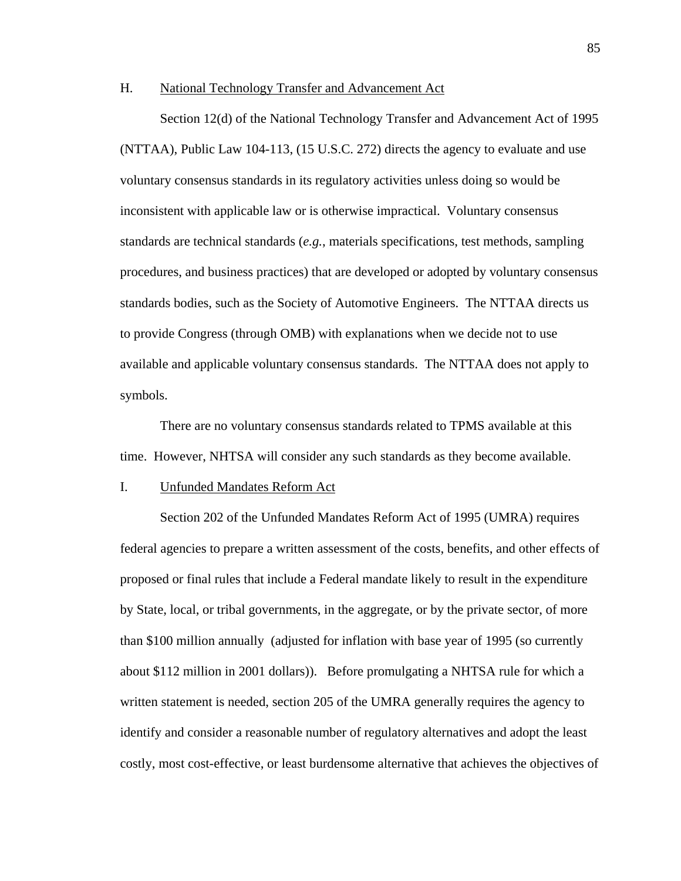## H. National Technology Transfer and Advancement Act

Section 12(d) of the National Technology Transfer and Advancement Act of 1995 (NTTAA), Public Law 104-113, (15 U.S.C. 272) directs the agency to evaluate and use voluntary consensus standards in its regulatory activities unless doing so would be inconsistent with applicable law or is otherwise impractical. Voluntary consensus standards are technical standards (*e.g.*, materials specifications, test methods, sampling procedures, and business practices) that are developed or adopted by voluntary consensus standards bodies, such as the Society of Automotive Engineers. The NTTAA directs us to provide Congress (through OMB) with explanations when we decide not to use available and applicable voluntary consensus standards. The NTTAA does not apply to symbols.

There are no voluntary consensus standards related to TPMS available at this time. However, NHTSA will consider any such standards as they become available.

## I. Unfunded Mandates Reform Act

Section 202 of the Unfunded Mandates Reform Act of 1995 (UMRA) requires federal agencies to prepare a written assessment of the costs, benefits, and other effects of proposed or final rules that include a Federal mandate likely to result in the expenditure by State, local, or tribal governments, in the aggregate, or by the private sector, of more than $100 million annually (adjusted for inflation with base year of 1995 (so currently about $112 million in 2001 dollars)). Before promulgating a NHTSA rule for which a written statement is needed, section 205 of the UMRA generally requires the agency to identify and consider a reasonable number of regulatory alternatives and adopt the least costly, most cost-effective, or least burdensome alternative that achieves the objectives of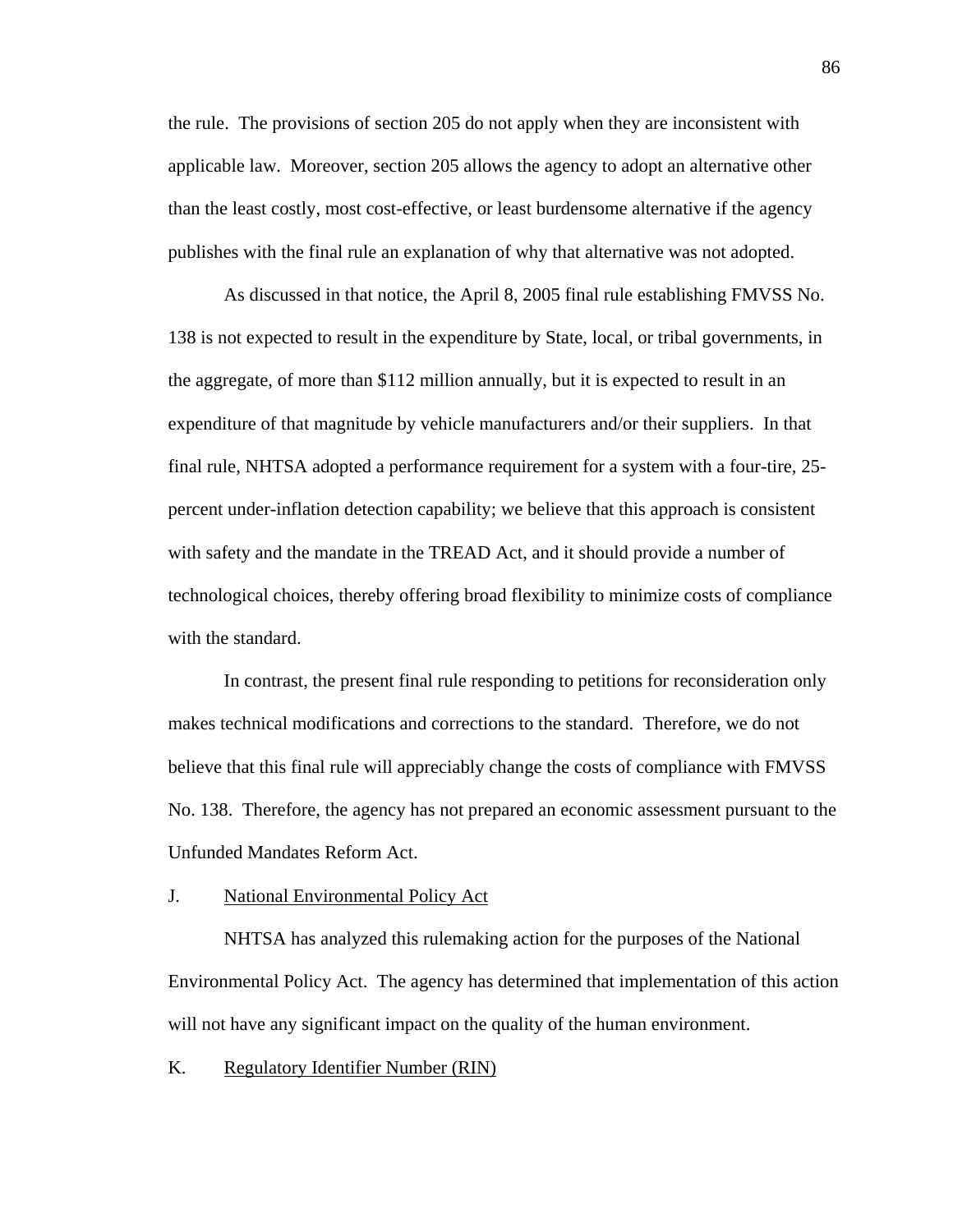the rule. The provisions of section 205 do not apply when they are inconsistent with applicable law. Moreover, section 205 allows the agency to adopt an alternative other than the least costly, most cost-effective, or least burdensome alternative if the agency publishes with the final rule an explanation of why that alternative was not adopted.

As discussed in that notice, the April 8, 2005 final rule establishing FMVSS No. 138 is not expected to result in the expenditure by State, local, or tribal governments, in the aggregate, of more than $112 million annually, but it is expected to result in an expenditure of that magnitude by vehicle manufacturers and/or their suppliers. In that final rule, NHTSA adopted a performance requirement for a system with a four-tire, 25-percent under-inflation detection capability; we believe that this approach is consistent with safety and the mandate in the TREAD Act, and it should provide a number of technological choices, thereby offering broad flexibility to minimize costs of compliance with the standard.

In contrast, the present final rule responding to petitions for reconsideration only makes technical modifications and corrections to the standard. Therefore, we do not believe that this final rule will appreciably change the costs of compliance with FMVSS No. 138. Therefore, the agency has not prepared an economic assessment pursuant to the Unfunded Mandates Reform Act.

## J. National Environmental Policy Act

NHTSA has analyzed this rulemaking action for the purposes of the National Environmental Policy Act. The agency has determined that implementation of this action will not have any significant impact on the quality of the human environment.

## K. Regulatory Identifier Number (RIN)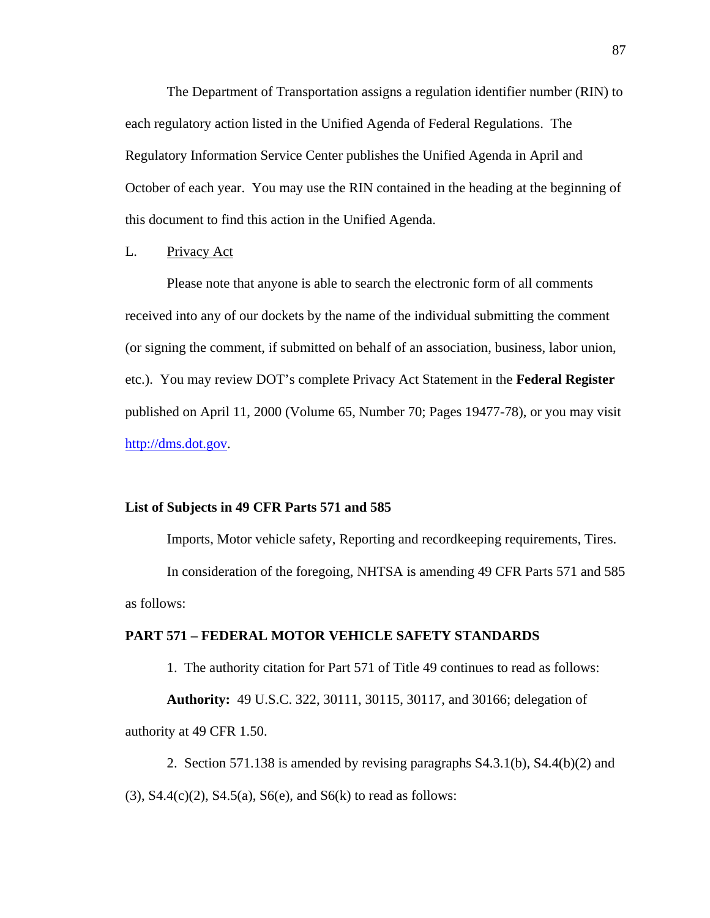The Department of Transportation assigns a regulation identifier number (RIN) to each regulatory action listed in the Unified Agenda of Federal Regulations. The Regulatory Information Service Center publishes the Unified Agenda in April and October of each year. You may use the RIN contained in the heading at the beginning of this document to find this action in the Unified Agenda.

L. Privacy Act

Please note that anyone is able to search the electronic form of all comments received into any of our dockets by the name of the individual submitting the comment (or signing the comment, if submitted on behalf of an association, business, labor union, etc.). You may review DOT's complete Privacy Act Statement in the **Federal Register** published on April 11, 2000 (Volume 65, Number 70; Pages 19477-78), or you may visit http://dms.dot.gov.

**List of Subjects in 49 CFR Parts 571 and 585**

Imports, Motor vehicle safety, Reporting and recordkeeping requirements, Tires.

In consideration of the foregoing, NHTSA is amending 49 CFR Parts 571 and 585 as follows:

**PART 571 – FEDERAL MOTOR VEHICLE SAFETY STANDARDS**

1. The authority citation for Part 571 of Title 49 continues to read as follows:

**Authority:** 49 U.S.C. 322, 30111, 30115, 30117, and 30166; delegation of authority at 49 CFR 1.50.

2. Section 571.138 is amended by revising paragraphs S4.3.1(b), S4.4(b)(2) and (3), S4.4(c)(2), S4.5(a), S6(e), and S6(k) to read as follows: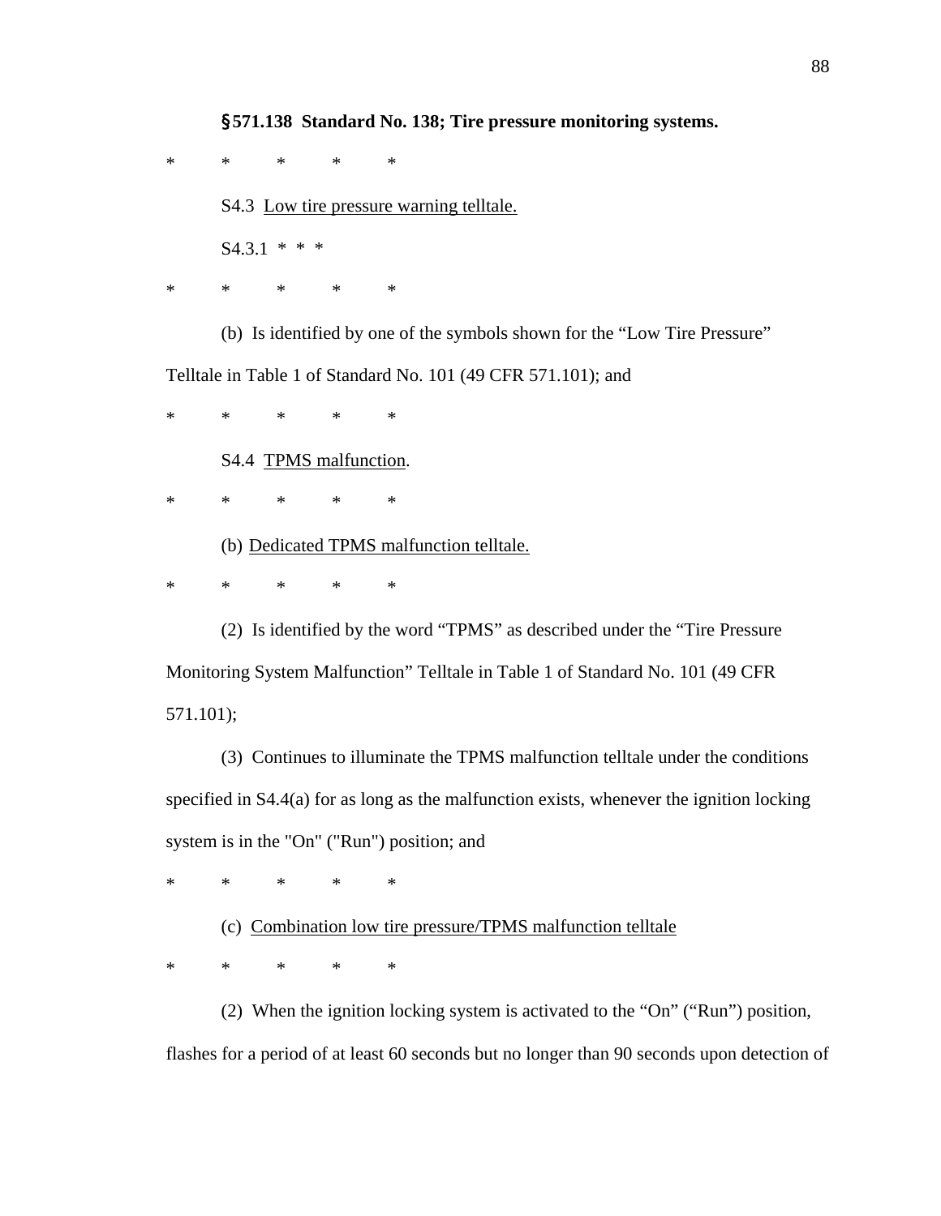**§571.138  Standard No. 138; Tire pressure monitoring systems.**

*          *          *          *          *

S4.3  <u>Low tire pressure warning telltale.</u>

S4.3.1  *  *  *

*          *          *          *          *

(b)  Is identified by one of the symbols shown for the “Low Tire Pressure” Telltale in Table 1 of Standard No. 101 (49 CFR 571.101); and

*          *          *          *          *

S4.4  <u>TPMS malfunction</u>.

*          *          *          *          *

(b)  <u>Dedicated TPMS malfunction telltale.</u>

*          *          *          *          *

(2)  Is identified by the word “TPMS” as described under the “Tire Pressure Monitoring System Malfunction” Telltale in Table 1 of Standard No. 101 (49 CFR 571.101);

(3)  Continues to illuminate the TPMS malfunction telltale under the conditions specified in S4.4(a) for as long as the malfunction exists, whenever the ignition locking system is in the "On" ("Run") position; and

*          *          *          *          *

(c)  <u>Combination low tire pressure/TPMS malfunction telltale</u>

*          *          *          *          *

(2)  When the ignition locking system is activated to the “On” (“Run”) position, flashes for a period of at least 60 seconds but no longer than 90 seconds upon detection of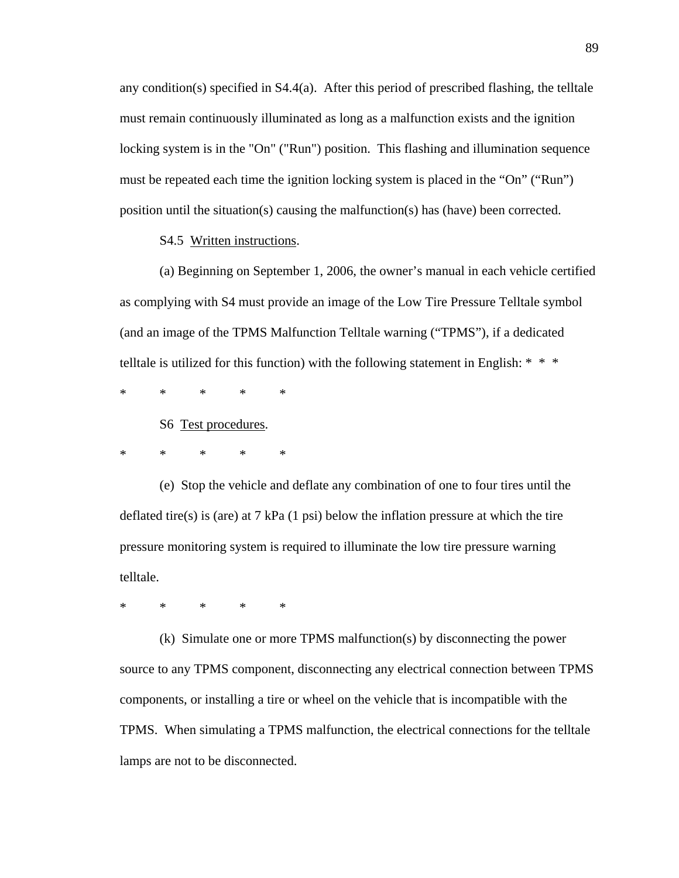any condition(s) specified in S4.4(a). After this period of prescribed flashing, the telltale must remain continuously illuminated as long as a malfunction exists and the ignition locking system is in the "On" ("Run") position. This flashing and illumination sequence must be repeated each time the ignition locking system is placed in the "On" ("Run") position until the situation(s) causing the malfunction(s) has (have) been corrected.

S4.5 Written instructions.

(a) Beginning on September 1, 2006, the owner's manual in each vehicle certified as complying with S4 must provide an image of the Low Tire Pressure Telltale symbol (and an image of the TPMS Malfunction Telltale warning ("TPMS"), if a dedicated telltale is utilized for this function) with the following statement in English: * * *

\* \* \* \* \*

S6 Test procedures.

\* \* \* \* \*

(e) Stop the vehicle and deflate any combination of one to four tires until the deflated tire(s) is (are) at 7 kPa (1 psi) below the inflation pressure at which the tire pressure monitoring system is required to illuminate the low tire pressure warning telltale.

\* \* \* \* \*

(k) Simulate one or more TPMS malfunction(s) by disconnecting the power source to any TPMS component, disconnecting any electrical connection between TPMS components, or installing a tire or wheel on the vehicle that is incompatible with the TPMS. When simulating a TPMS malfunction, the electrical connections for the telltale lamps are not to be disconnected.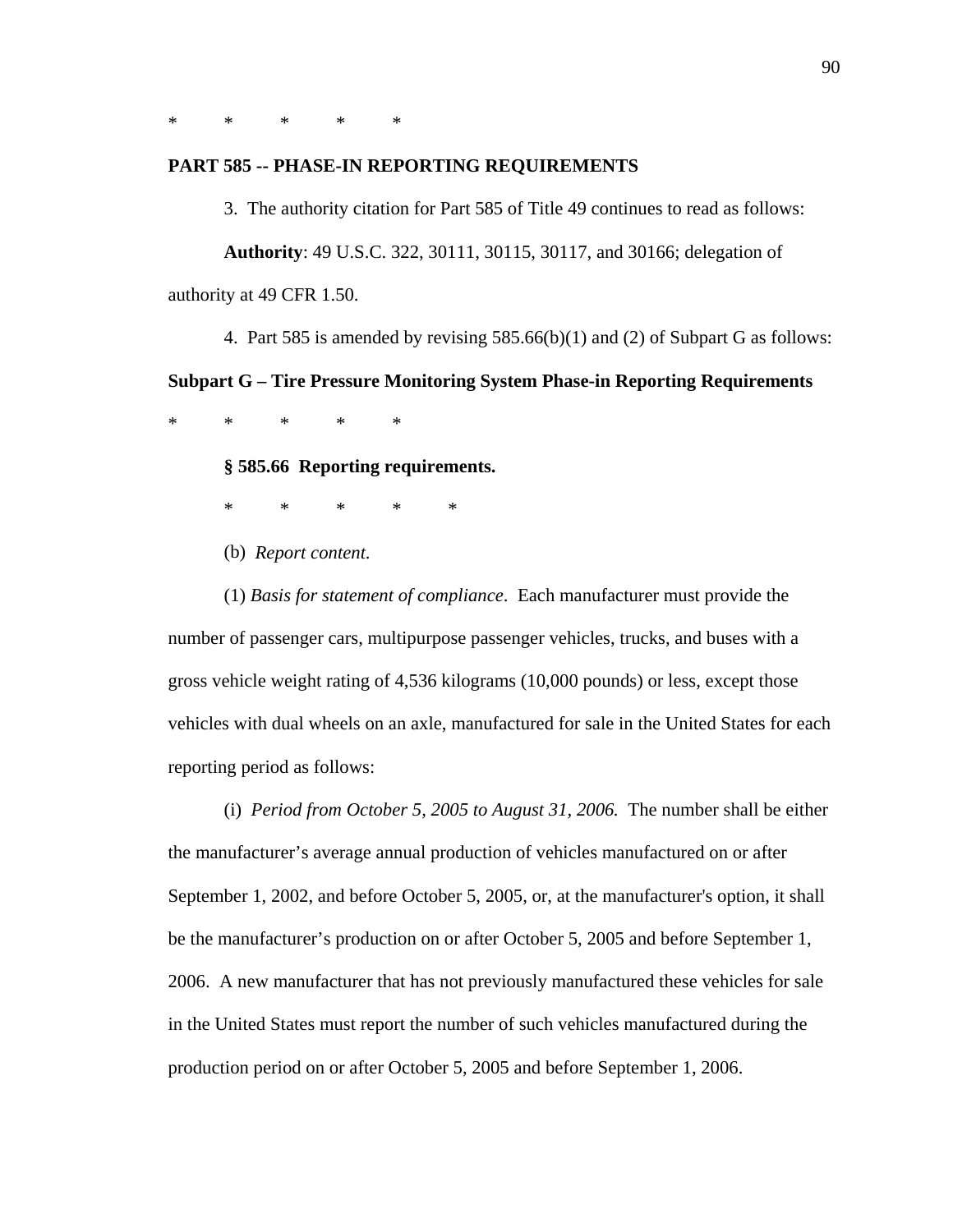\*     \*     \*     \*     \*

**PART 585 -- PHASE-IN REPORTING REQUIREMENTS**

3. The authority citation for Part 585 of Title 49 continues to read as follows:

**Authority**: 49 U.S.C. 322, 30111, 30115, 30117, and 30166; delegation of authority at 49 CFR 1.50.

4. Part 585 is amended by revising 585.66(b)(1) and (2) of Subpart G as follows:

**Subpart G – Tire Pressure Monitoring System Phase-in Reporting Requirements**

\*     \*     \*     \*     \*

**§ 585.66 Reporting requirements.**

\*     \*     \*     \*     \*

(b) *Report content*.

(1) *Basis for statement of compliance*. Each manufacturer must provide the number of passenger cars, multipurpose passenger vehicles, trucks, and buses with a gross vehicle weight rating of 4,536 kilograms (10,000 pounds) or less, except those vehicles with dual wheels on an axle, manufactured for sale in the United States for each reporting period as follows:

(i) *Period from October 5, 2005 to August 31, 2006.* The number shall be either the manufacturer's average annual production of vehicles manufactured on or after September 1, 2002, and before October 5, 2005, or, at the manufacturer's option, it shall be the manufacturer's production on or after October 5, 2005 and before September 1, 2006. A new manufacturer that has not previously manufactured these vehicles for sale in the United States must report the number of such vehicles manufactured during the production period on or after October 5, 2005 and before September 1, 2006.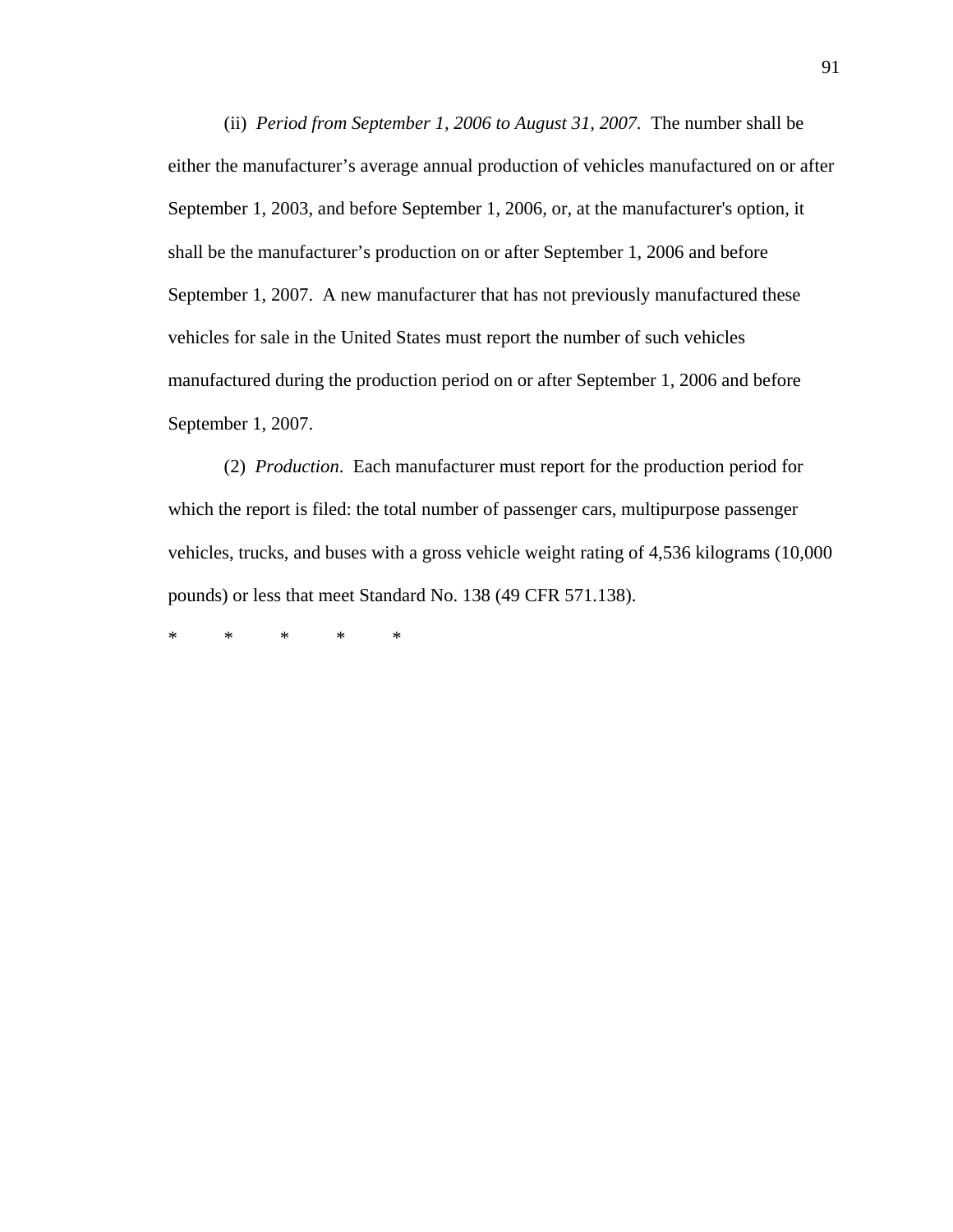(ii) *Period from September 1, 2006 to August 31, 2007*. The number shall be either the manufacturer’s average annual production of vehicles manufactured on or after September 1, 2003, and before September 1, 2006, or, at the manufacturer's option, it shall be the manufacturer’s production on or after September 1, 2006 and before September 1, 2007. A new manufacturer that has not previously manufactured these vehicles for sale in the United States must report the number of such vehicles manufactured during the production period on or after September 1, 2006 and before September 1, 2007.

(2) *Production*. Each manufacturer must report for the production period for which the report is filed: the total number of passenger cars, multipurpose passenger vehicles, trucks, and buses with a gross vehicle weight rating of 4,536 kilograms (10,000 pounds) or less that meet Standard No. 138 (49 CFR 571.138).

\* \* \* \* \*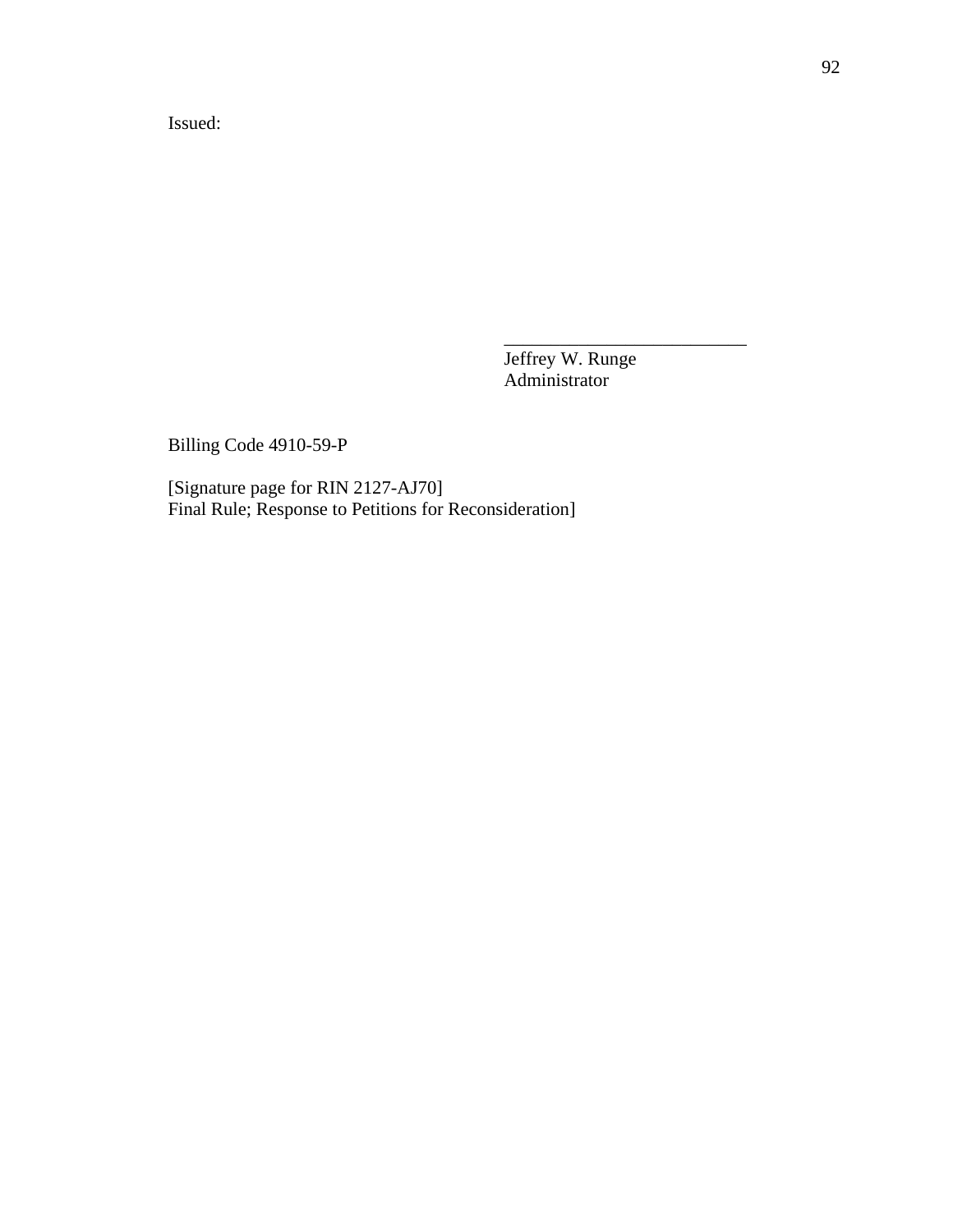Issued:

\_\_\_\_\_\_\_\_\_\_\_\_\_\_\_\_\_\_\_\_\_\_\_\_\_\_\_

Jeffrey W. Runge
Administrator

Billing Code 4910-59-P

[Signature page for RIN 2127-AJ70]
Final Rule; Response to Petitions for Reconsideration]